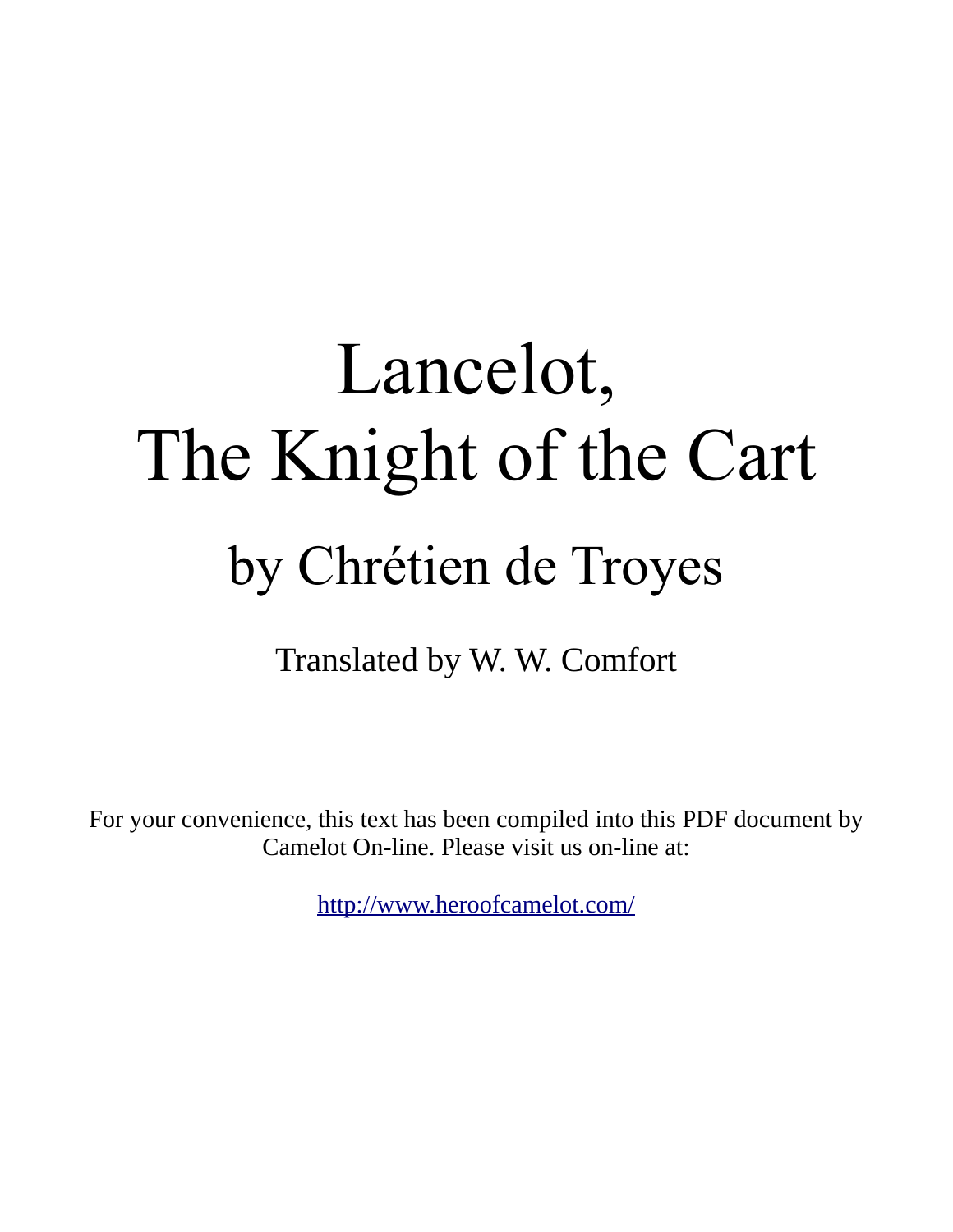# Lancelot,
# The Knight of the Cart

## by Chrétien de Troyes

Translated by W. W. Comfort

For your convenience, this text has been compiled into this PDF document by Camelot On-line. Please visit us on-line at:

http://www.heroofcamelot.com/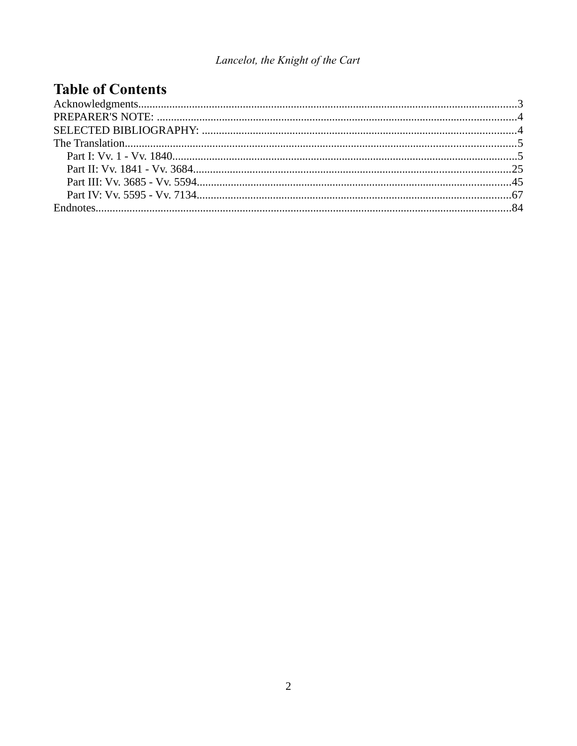# Table of Contents

Acknowledgments....................................................................................................................................3
PREPARER'S NOTE: .............................................................................................................................4
SELECTED BIBLIOGRAPHY: ..............................................................................................................4
The Translation..........................................................................................................................................5
- Part I: Vv. 1 - Vv. 1840.........................................................................................................................5
- Part II: Vv. 1841 - Vv. 3684................................................................................................................25
- Part III: Vv. 3685 - Vv. 5594..............................................................................................................45
- Part IV: Vv. 5595 - Vv. 7134..............................................................................................................67

Endnotes..................................................................................................................................................84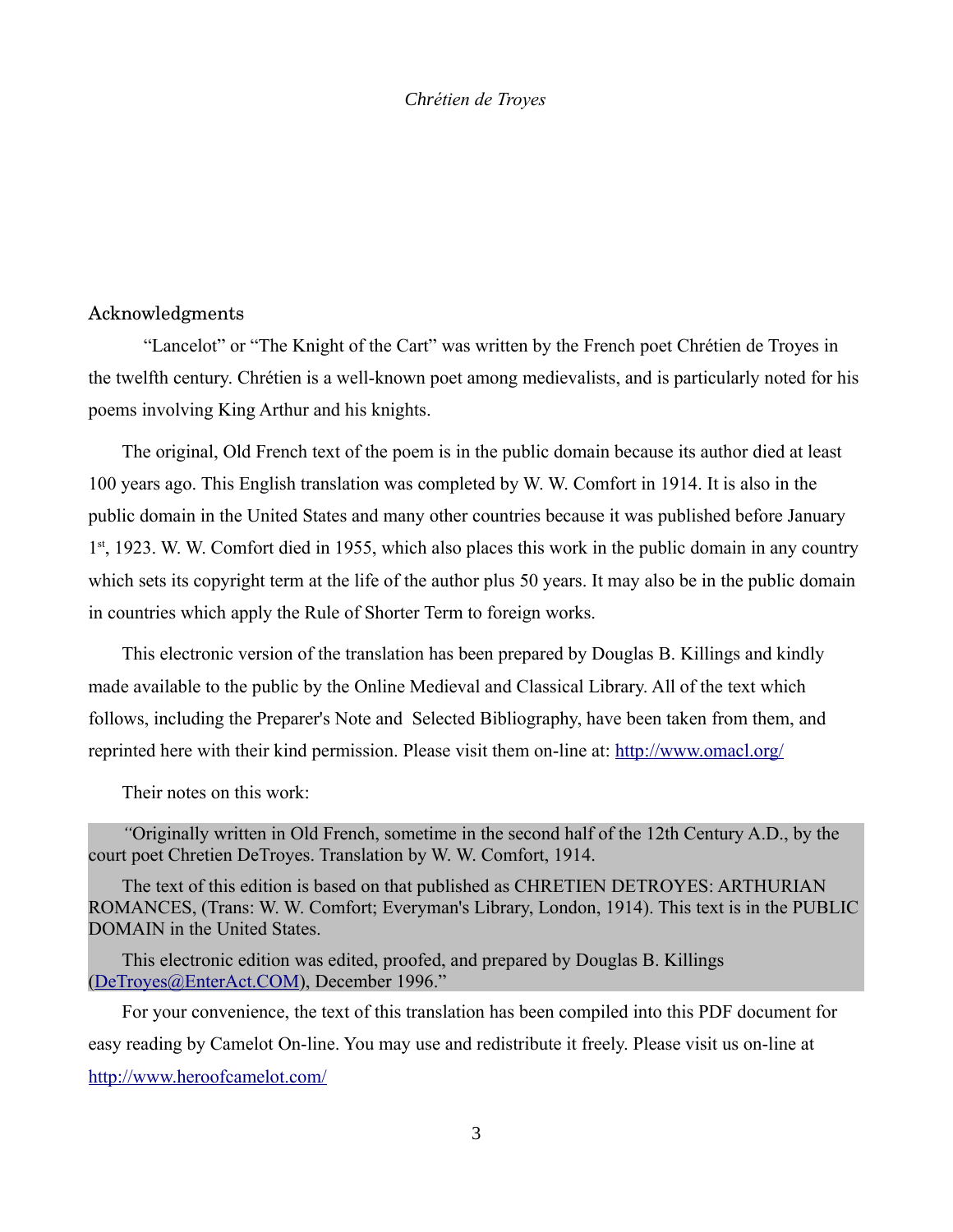## Acknowledgments

"Lancelot" or "The Knight of the Cart" was written by the French poet Chrétien de Troyes in the twelfth century. Chrétien is a well-known poet among medievalists, and is particularly noted for his poems involving King Arthur and his knights.

The original, Old French text of the poem is in the public domain because its author died at least 100 years ago. This English translation was completed by W. W. Comfort in 1914. It is also in the public domain in the United States and many other countries because it was published before January 1st, 1923. W. W. Comfort died in 1955, which also places this work in the public domain in any country which sets its copyright term at the life of the author plus 50 years. It may also be in the public domain in countries which apply the Rule of Shorter Term to foreign works.

This electronic version of the translation has been prepared by Douglas B. Killings and kindly made available to the public by the Online Medieval and Classical Library. All of the text which follows, including the Preparer's Note and Selected Bibliography, have been taken from them, and reprinted here with their kind permission. Please visit them on-line at: [http://www.omacl.org/](http://www.omacl.org/)

Their notes on this work:

> "Originally written in Old French, sometime in the second half of the 12th Century A.D., by the court poet Chretien DeTroyes. Translation by W. W. Comfort, 1914.
>
> The text of this edition is based on that published as CHRETIEN DETROYES: ARTHURIAN ROMANCES, (Trans: W. W. Comfort; Everyman's Library, London, 1914). This text is in the PUBLIC DOMAIN in the United States.
>
> This electronic edition was edited, proofed, and prepared by Douglas B. Killings ([DeTroyes@EnterAct.COM](mailto:DeTroyes@EnterAct.COM)), December 1996."

For your convenience, the text of this translation has been compiled into this PDF document for easy reading by Camelot On-line. You may use and redistribute it freely. Please visit us on-line at [http://www.heroofcamelot.com/](http://www.heroofcamelot.com/)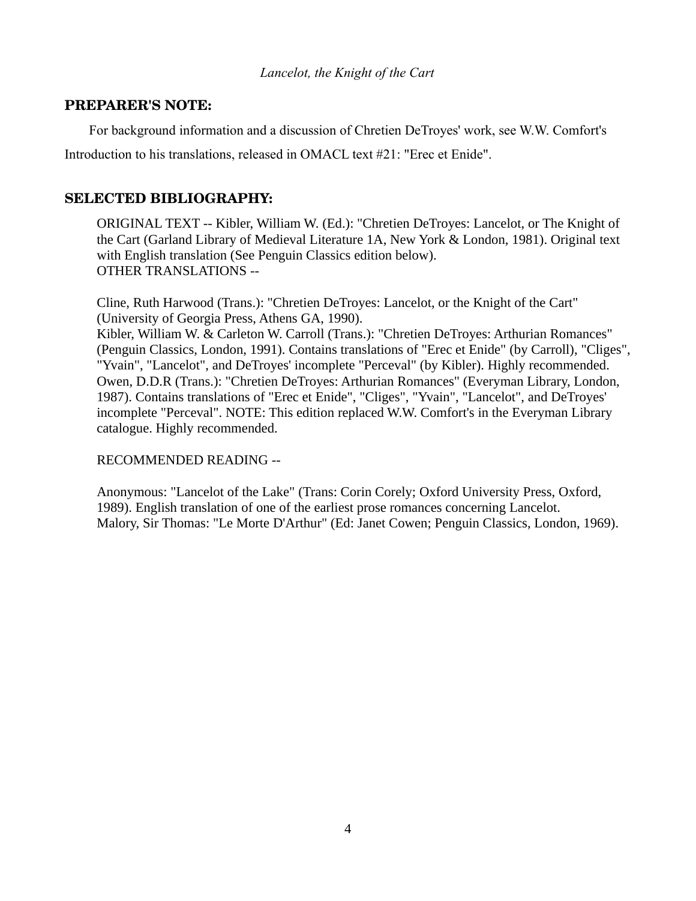## PREPARER'S NOTE:

For background information and a discussion of Chretien DeTroyes' work, see W.W. Comfort's Introduction to his translations, released in OMACL text #21: "Erec et Enide".

## SELECTED BIBLIOGRAPHY:

ORIGINAL TEXT -- Kibler, William W. (Ed.): "Chretien DeTroyes: Lancelot, or The Knight of the Cart (Garland Library of Medieval Literature 1A, New York & London, 1981). Original text with English translation (See Penguin Classics edition below).
OTHER TRANSLATIONS --

Cline, Ruth Harwood (Trans.): "Chretien DeTroyes: Lancelot, or the Knight of the Cart" (University of Georgia Press, Athens GA, 1990).
Kibler, William W. & Carleton W. Carroll (Trans.): "Chretien DeTroyes: Arthurian Romances" (Penguin Classics, London, 1991). Contains translations of "Erec et Enide" (by Carroll), "Cliges", "Yvain", "Lancelot", and DeTroyes' incomplete "Perceval" (by Kibler). Highly recommended.
Owen, D.D.R (Trans.): "Chretien DeTroyes: Arthurian Romances" (Everyman Library, London, 1987). Contains translations of "Erec et Enide", "Cliges", "Yvain", "Lancelot", and DeTroyes' incomplete "Perceval". NOTE: This edition replaced W.W. Comfort's in the Everyman Library catalogue. Highly recommended.

RECOMMENDED READING --

Anonymous: "Lancelot of the Lake" (Trans: Corin Corely; Oxford University Press, Oxford, 1989). English translation of one of the earliest prose romances concerning Lancelot.
Malory, Sir Thomas: "Le Morte D'Arthur" (Ed: Janet Cowen; Penguin Classics, London, 1969).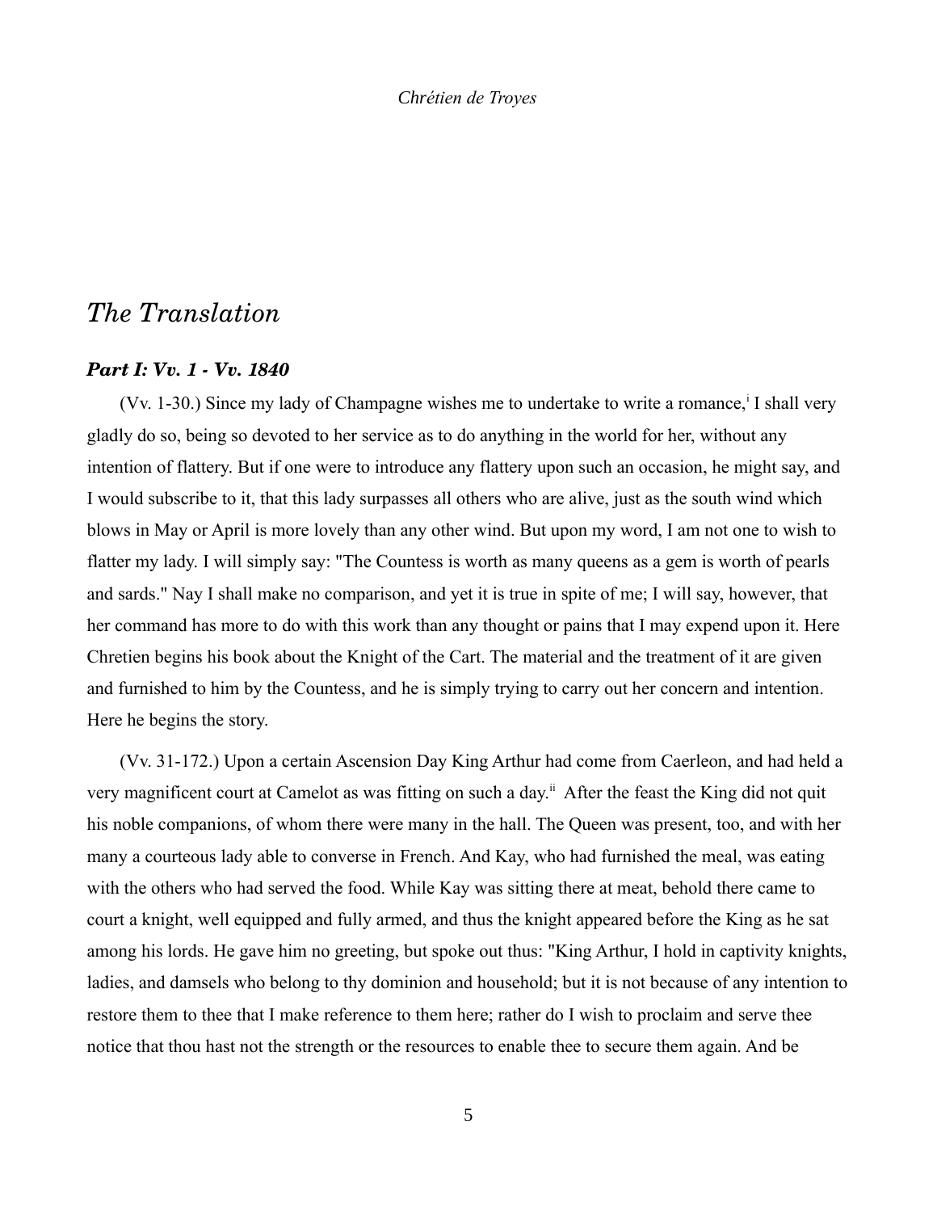## *The Translation*

### *Part I: Vv. 1 - Vv. 1840*

(Vv. 1-30.) Since my lady of Champagne wishes me to undertake to write a romance,[i] I shall very gladly do so, being so devoted to her service as to do anything in the world for her, without any intention of flattery. But if one were to introduce any flattery upon such an occasion, he might say, and I would subscribe to it, that this lady surpasses all others who are alive, just as the south wind which blows in May or April is more lovely than any other wind. But upon my word, I am not one to wish to flatter my lady. I will simply say: "The Countess is worth as many queens as a gem is worth of pearls and sards." Nay I shall make no comparison, and yet it is true in spite of me; I will say, however, that her command has more to do with this work than any thought or pains that I may expend upon it. Here Chretien begins his book about the Knight of the Cart. The material and the treatment of it are given and furnished to him by the Countess, and he is simply trying to carry out her concern and intention. Here he begins the story.

(Vv. 31-172.) Upon a certain Ascension Day King Arthur had come from Caerleon, and had held a very magnificent court at Camelot as was fitting on such a day.[ii] After the feast the King did not quit his noble companions, of whom there were many in the hall. The Queen was present, too, and with her many a courteous lady able to converse in French. And Kay, who had furnished the meal, was eating with the others who had served the food. While Kay was sitting there at meat, behold there came to court a knight, well equipped and fully armed, and thus the knight appeared before the King as he sat among his lords. He gave him no greeting, but spoke out thus: "King Arthur, I hold in captivity knights, ladies, and damsels who belong to thy dominion and household; but it is not because of any intention to restore them to thee that I make reference to them here; rather do I wish to proclaim and serve thee notice that thou hast not the strength or the resources to enable thee to secure them again. And be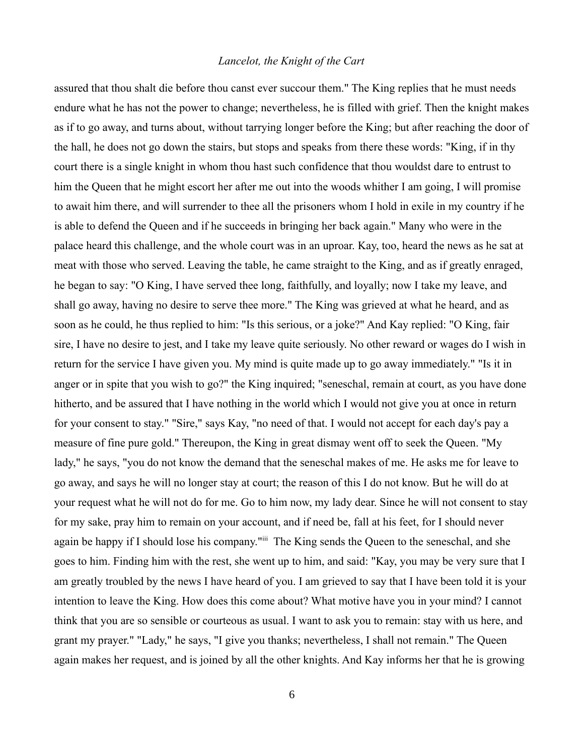assured that thou shalt die before thou canst ever succour them." The King replies that he must needs endure what he has not the power to change; nevertheless, he is filled with grief. Then the knight makes as if to go away, and turns about, without tarrying longer before the King; but after reaching the door of the hall, he does not go down the stairs, but stops and speaks from there these words: "King, if in thy court there is a single knight in whom thou hast such confidence that thou wouldst dare to entrust to him the Queen that he might escort her after me out into the woods whither I am going, I will promise to await him there, and will surrender to thee all the prisoners whom I hold in exile in my country if he is able to defend the Queen and if he succeeds in bringing her back again." Many who were in the palace heard this challenge, and the whole court was in an uproar. Kay, too, heard the news as he sat at meat with those who served. Leaving the table, he came straight to the King, and as if greatly enraged, he began to say: "O King, I have served thee long, faithfully, and loyally; now I take my leave, and shall go away, having no desire to serve thee more." The King was grieved at what he heard, and as soon as he could, he thus replied to him: "Is this serious, or a joke?" And Kay replied: "O King, fair sire, I have no desire to jest, and I take my leave quite seriously. No other reward or wages do I wish in return for the service I have given you. My mind is quite made up to go away immediately." "Is it in anger or in spite that you wish to go?" the King inquired; "seneschal, remain at court, as you have done hitherto, and be assured that I have nothing in the world which I would not give you at once in return for your consent to stay." "Sire," says Kay, "no need of that. I would not accept for each day's pay a measure of fine pure gold." Thereupon, the King in great dismay went off to seek the Queen. "My lady," he says, "you do not know the demand that the seneschal makes of me. He asks me for leave to go away, and says he will no longer stay at court; the reason of this I do not know. But he will do at your request what he will not do for me. Go to him now, my lady dear. Since he will not consent to stay for my sake, pray him to remain on your account, and if need be, fall at his feet, for I should never again be happy if I should lose his company."[iii] The King sends the Queen to the seneschal, and she goes to him. Finding him with the rest, she went up to him, and said: "Kay, you may be very sure that I am greatly troubled by the news I have heard of you. I am grieved to say that I have been told it is your intention to leave the King. How does this come about? What motive have you in your mind? I cannot think that you are so sensible or courteous as usual. I want to ask you to remain: stay with us here, and grant my prayer." "Lady," he says, "I give you thanks; nevertheless, I shall not remain." The Queen again makes her request, and is joined by all the other knights. And Kay informs her that he is growing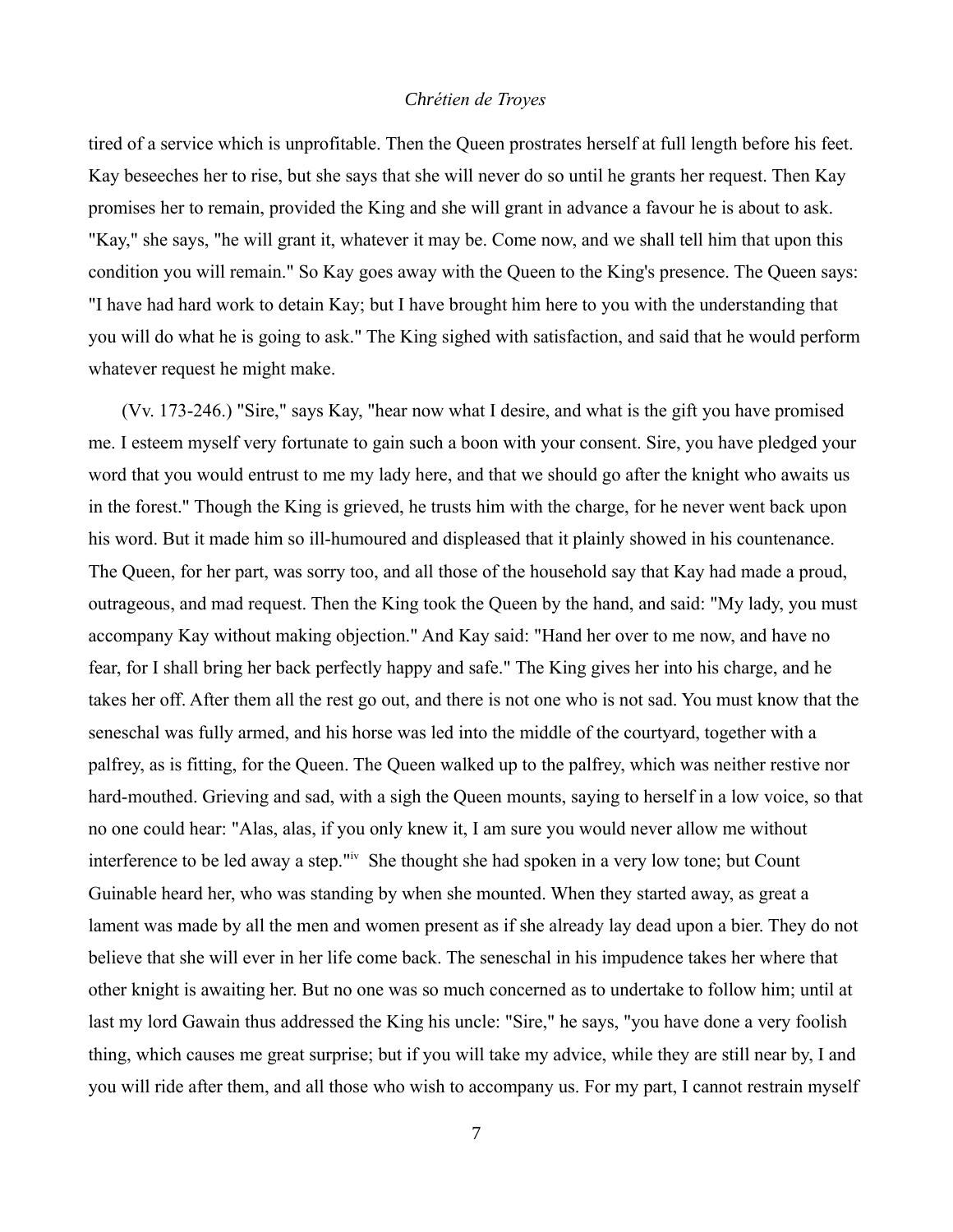tired of a service which is unprofitable. Then the Queen prostrates herself at full length before his feet. Kay beseeches her to rise, but she says that she will never do so until he grants her request. Then Kay promises her to remain, provided the King and she will grant in advance a favour he is about to ask. "Kay," she says, "he will grant it, whatever it may be. Come now, and we shall tell him that upon this condition you will remain." So Kay goes away with the Queen to the King's presence. The Queen says: "I have had hard work to detain Kay; but I have brought him here to you with the understanding that you will do what he is going to ask." The King sighed with satisfaction, and said that he would perform whatever request he might make.

(Vv. 173-246.) "Sire," says Kay, "hear now what I desire, and what is the gift you have promised me. I esteem myself very fortunate to gain such a boon with your consent. Sire, you have pledged your word that you would entrust to me my lady here, and that we should go after the knight who awaits us in the forest." Though the King is grieved, he trusts him with the charge, for he never went back upon his word. But it made him so ill-humoured and displeased that it plainly showed in his countenance. The Queen, for her part, was sorry too, and all those of the household say that Kay had made a proud, outrageous, and mad request. Then the King took the Queen by the hand, and said: "My lady, you must accompany Kay without making objection." And Kay said: "Hand her over to me now, and have no fear, for I shall bring her back perfectly happy and safe." The King gives her into his charge, and he takes her off. After them all the rest go out, and there is not one who is not sad. You must know that the seneschal was fully armed, and his horse was led into the middle of the courtyard, together with a palfrey, as is fitting, for the Queen. The Queen walked up to the palfrey, which was neither restive nor hard-mouthed. Grieving and sad, with a sigh the Queen mounts, saying to herself in a low voice, so that no one could hear: "Alas, alas, if you only knew it, I am sure you would never allow me without interference to be led away a step."[iv] She thought she had spoken in a very low tone; but Count Guinable heard her, who was standing by when she mounted. When they started away, as great a lament was made by all the men and women present as if she already lay dead upon a bier. They do not believe that she will ever in her life come back. The seneschal in his impudence takes her where that other knight is awaiting her. But no one was so much concerned as to undertake to follow him; until at last my lord Gawain thus addressed the King his uncle: "Sire," he says, "you have done a very foolish thing, which causes me great surprise; but if you will take my advice, while they are still near by, I and you will ride after them, and all those who wish to accompany us. For my part, I cannot restrain myself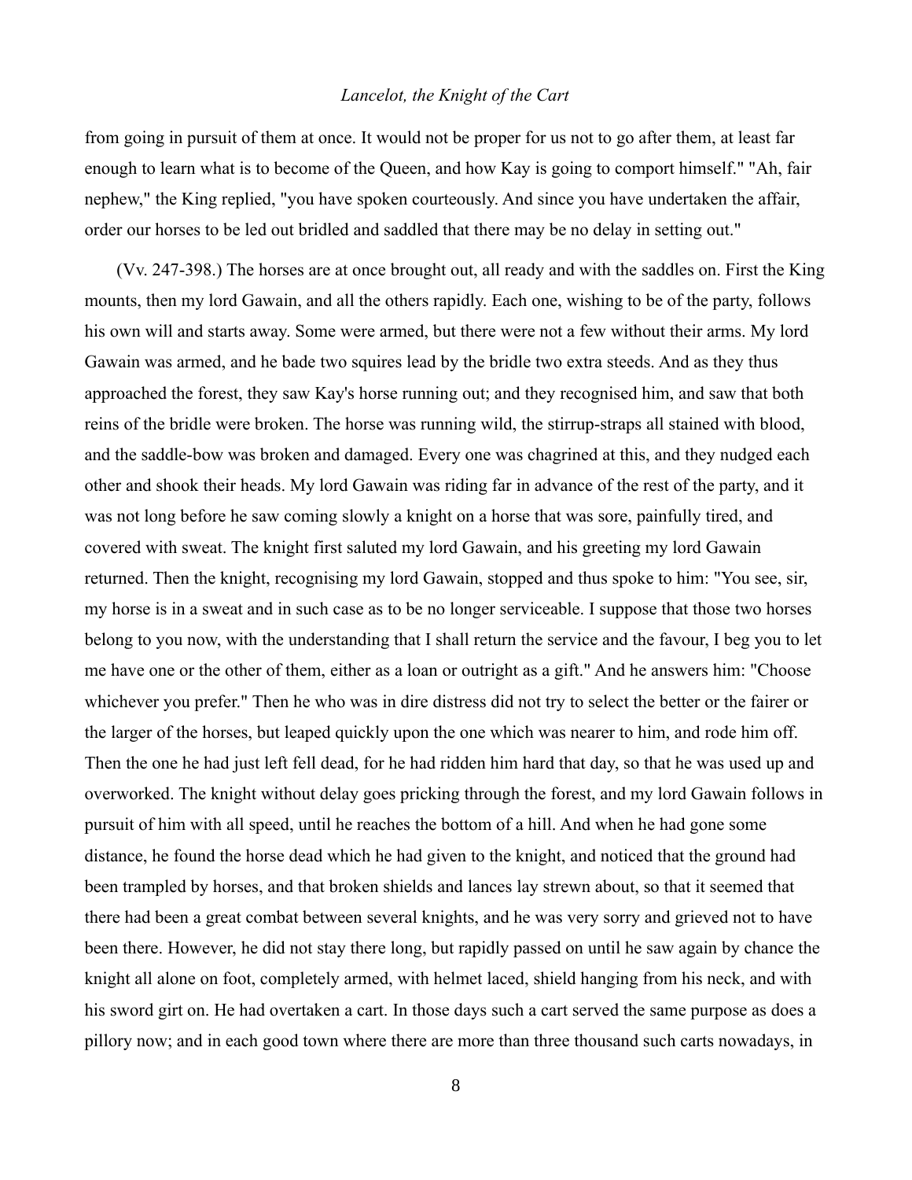from going in pursuit of them at once. It would not be proper for us not to go after them, at least far enough to learn what is to become of the Queen, and how Kay is going to comport himself." "Ah, fair nephew," the King replied, "you have spoken courteously. And since you have undertaken the affair, order our horses to be led out bridled and saddled that there may be no delay in setting out."

(Vv. 247-398.) The horses are at once brought out, all ready and with the saddles on. First the King mounts, then my lord Gawain, and all the others rapidly. Each one, wishing to be of the party, follows his own will and starts away. Some were armed, but there were not a few without their arms. My lord Gawain was armed, and he bade two squires lead by the bridle two extra steeds. And as they thus approached the forest, they saw Kay's horse running out; and they recognised him, and saw that both reins of the bridle were broken. The horse was running wild, the stirrup-straps all stained with blood, and the saddle-bow was broken and damaged. Every one was chagrined at this, and they nudged each other and shook their heads. My lord Gawain was riding far in advance of the rest of the party, and it was not long before he saw coming slowly a knight on a horse that was sore, painfully tired, and covered with sweat. The knight first saluted my lord Gawain, and his greeting my lord Gawain returned. Then the knight, recognising my lord Gawain, stopped and thus spoke to him: "You see, sir, my horse is in a sweat and in such case as to be no longer serviceable. I suppose that those two horses belong to you now, with the understanding that I shall return the service and the favour, I beg you to let me have one or the other of them, either as a loan or outright as a gift." And he answers him: "Choose whichever you prefer." Then he who was in dire distress did not try to select the better or the fairer or the larger of the horses, but leaped quickly upon the one which was nearer to him, and rode him off. Then the one he had just left fell dead, for he had ridden him hard that day, so that he was used up and overworked. The knight without delay goes pricking through the forest, and my lord Gawain follows in pursuit of him with all speed, until he reaches the bottom of a hill. And when he had gone some distance, he found the horse dead which he had given to the knight, and noticed that the ground had been trampled by horses, and that broken shields and lances lay strewn about, so that it seemed that there had been a great combat between several knights, and he was very sorry and grieved not to have been there. However, he did not stay there long, but rapidly passed on until he saw again by chance the knight all alone on foot, completely armed, with helmet laced, shield hanging from his neck, and with his sword girt on. He had overtaken a cart. In those days such a cart served the same purpose as does a pillory now; and in each good town where there are more than three thousand such carts nowadays, in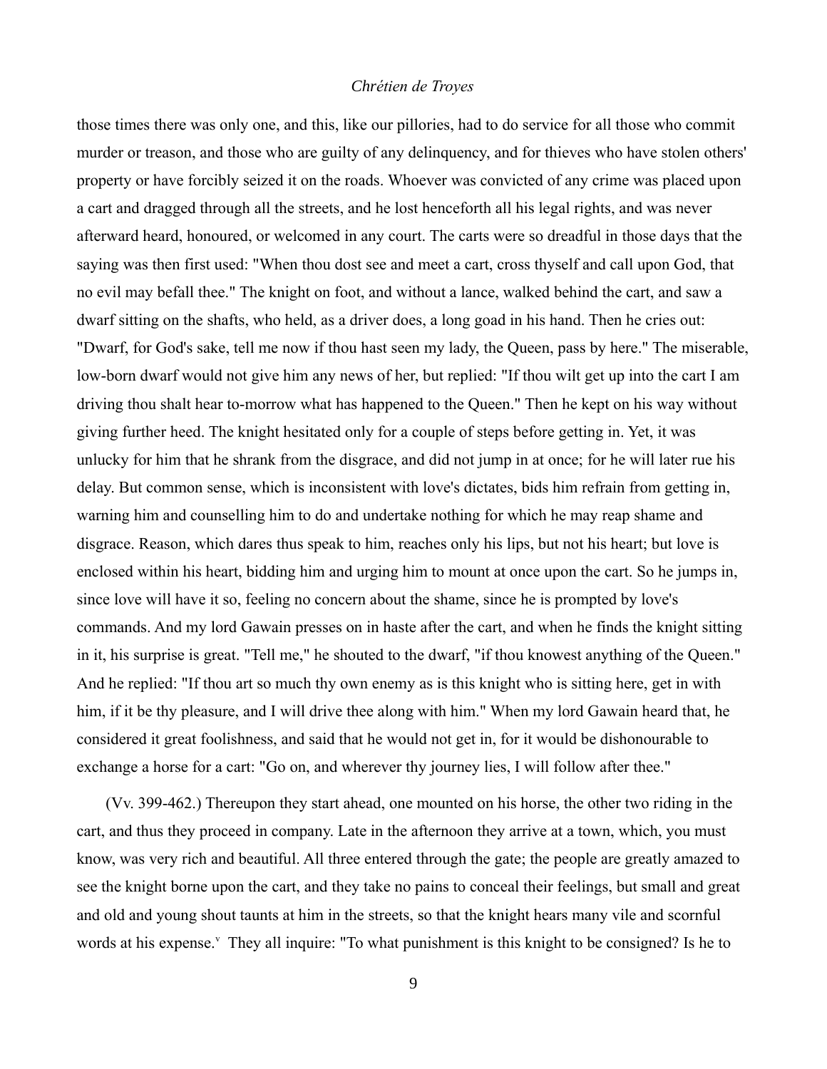those times there was only one, and this, like our pillories, had to do service for all those who commit murder or treason, and those who are guilty of any delinquency, and for thieves who have stolen others' property or have forcibly seized it on the roads. Whoever was convicted of any crime was placed upon a cart and dragged through all the streets, and he lost henceforth all his legal rights, and was never afterward heard, honoured, or welcomed in any court. The carts were so dreadful in those days that the saying was then first used: "When thou dost see and meet a cart, cross thyself and call upon God, that no evil may befall thee." The knight on foot, and without a lance, walked behind the cart, and saw a dwarf sitting on the shafts, who held, as a driver does, a long goad in his hand. Then he cries out: "Dwarf, for God's sake, tell me now if thou hast seen my lady, the Queen, pass by here." The miserable, low-born dwarf would not give him any news of her, but replied: "If thou wilt get up into the cart I am driving thou shalt hear to-morrow what has happened to the Queen." Then he kept on his way without giving further heed. The knight hesitated only for a couple of steps before getting in. Yet, it was unlucky for him that he shrank from the disgrace, and did not jump in at once; for he will later rue his delay. But common sense, which is inconsistent with love's dictates, bids him refrain from getting in, warning him and counselling him to do and undertake nothing for which he may reap shame and disgrace. Reason, which dares thus speak to him, reaches only his lips, but not his heart; but love is enclosed within his heart, bidding him and urging him to mount at once upon the cart. So he jumps in, since love will have it so, feeling no concern about the shame, since he is prompted by love's commands. And my lord Gawain presses on in haste after the cart, and when he finds the knight sitting in it, his surprise is great. "Tell me," he shouted to the dwarf, "if thou knowest anything of the Queen." And he replied: "If thou art so much thy own enemy as is this knight who is sitting here, get in with him, if it be thy pleasure, and I will drive thee along with him." When my lord Gawain heard that, he considered it great foolishness, and said that he would not get in, for it would be dishonourable to exchange a horse for a cart: "Go on, and wherever thy journey lies, I will follow after thee."

(Vv. 399-462.) Thereupon they start ahead, one mounted on his horse, the other two riding in the cart, and thus they proceed in company. Late in the afternoon they arrive at a town, which, you must know, was very rich and beautiful. All three entered through the gate; the people are greatly amazed to see the knight borne upon the cart, and they take no pains to conceal their feelings, but small and great and old and young shout taunts at him in the streets, so that the knight hears many vile and scornful words at his expense.[v] They all inquire: "To what punishment is this knight to be consigned? Is he to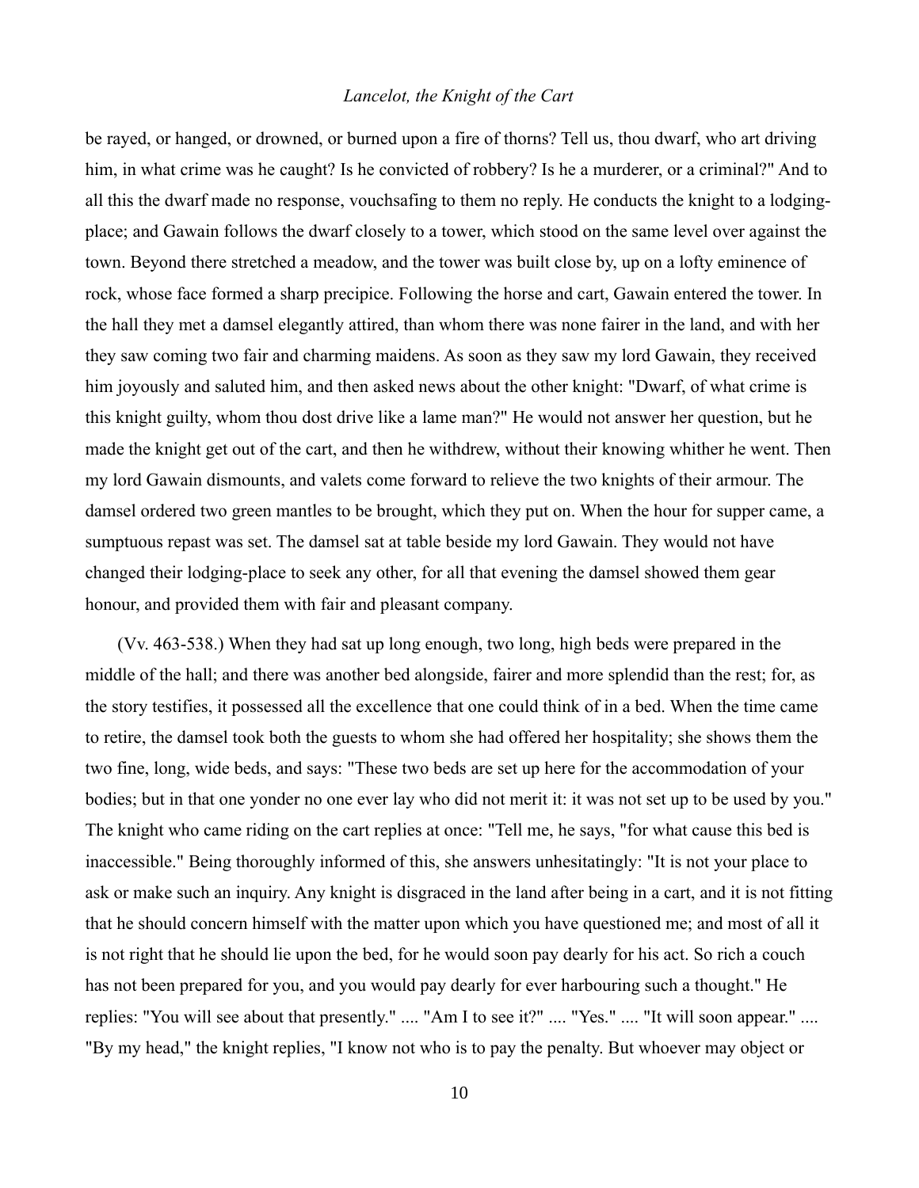be rayed, or hanged, or drowned, or burned upon a fire of thorns? Tell us, thou dwarf, who art driving him, in what crime was he caught? Is he convicted of robbery? Is he a murderer, or a criminal?" And to all this the dwarf made no response, vouchsafing to them no reply. He conducts the knight to a lodging-place; and Gawain follows the dwarf closely to a tower, which stood on the same level over against the town. Beyond there stretched a meadow, and the tower was built close by, up on a lofty eminence of rock, whose face formed a sharp precipice. Following the horse and cart, Gawain entered the tower. In the hall they met a damsel elegantly attired, than whom there was none fairer in the land, and with her they saw coming two fair and charming maidens. As soon as they saw my lord Gawain, they received him joyously and saluted him, and then asked news about the other knight: "Dwarf, of what crime is this knight guilty, whom thou dost drive like a lame man?" He would not answer her question, but he made the knight get out of the cart, and then he withdrew, without their knowing whither he went. Then my lord Gawain dismounts, and valets come forward to relieve the two knights of their armour. The damsel ordered two green mantles to be brought, which they put on. When the hour for supper came, a sumptuous repast was set. The damsel sat at table beside my lord Gawain. They would not have changed their lodging-place to seek any other, for all that evening the damsel showed them gear honour, and provided them with fair and pleasant company.

(Vv. 463-538.) When they had sat up long enough, two long, high beds were prepared in the middle of the hall; and there was another bed alongside, fairer and more splendid than the rest; for, as the story testifies, it possessed all the excellence that one could think of in a bed. When the time came to retire, the damsel took both the guests to whom she had offered her hospitality; she shows them the two fine, long, wide beds, and says: "These two beds are set up here for the accommodation of your bodies; but in that one yonder no one ever lay who did not merit it: it was not set up to be used by you." The knight who came riding on the cart replies at once: "Tell me, he says, "for what cause this bed is inaccessible." Being thoroughly informed of this, she answers unhesitatingly: "It is not your place to ask or make such an inquiry. Any knight is disgraced in the land after being in a cart, and it is not fitting that he should concern himself with the matter upon which you have questioned me; and most of all it is not right that he should lie upon the bed, for he would soon pay dearly for his act. So rich a couch has not been prepared for you, and you would pay dearly for ever harbouring such a thought." He replies: "You will see about that presently." .... "Am I to see it?" .... "Yes." .... "It will soon appear." .... "By my head," the knight replies, "I know not who is to pay the penalty. But whoever may object or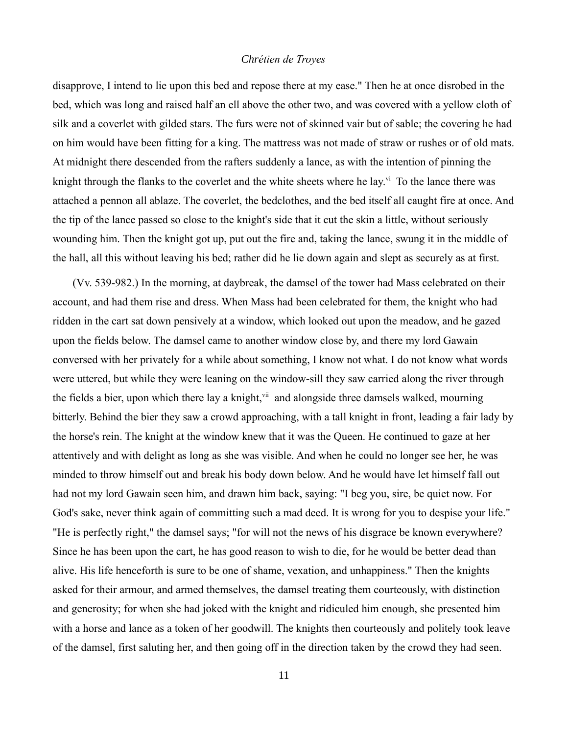disapprove, I intend to lie upon this bed and repose there at my ease." Then he at once disrobed in the bed, which was long and raised half an ell above the other two, and was covered with a yellow cloth of silk and a coverlet with gilded stars. The furs were not of skinned vair but of sable; the covering he had on him would have been fitting for a king. The mattress was not made of straw or rushes or of old mats. At midnight there descended from the rafters suddenly a lance, as with the intention of pinning the knight through the flanks to the coverlet and the white sheets where he lay.[vi] To the lance there was attached a pennon all ablaze. The coverlet, the bedclothes, and the bed itself all caught fire at once. And the tip of the lance passed so close to the knight's side that it cut the skin a little, without seriously wounding him. Then the knight got up, put out the fire and, taking the lance, swung it in the middle of the hall, all this without leaving his bed; rather did he lie down again and slept as securely as at first.

(Vv. 539-982.) In the morning, at daybreak, the damsel of the tower had Mass celebrated on their account, and had them rise and dress. When Mass had been celebrated for them, the knight who had ridden in the cart sat down pensively at a window, which looked out upon the meadow, and he gazed upon the fields below. The damsel came to another window close by, and there my lord Gawain conversed with her privately for a while about something, I know not what. I do not know what words were uttered, but while they were leaning on the window-sill they saw carried along the river through the fields a bier, upon which there lay a knight,[vii] and alongside three damsels walked, mourning bitterly. Behind the bier they saw a crowd approaching, with a tall knight in front, leading a fair lady by the horse's rein. The knight at the window knew that it was the Queen. He continued to gaze at her attentively and with delight as long as she was visible. And when he could no longer see her, he was minded to throw himself out and break his body down below. And he would have let himself fall out had not my lord Gawain seen him, and drawn him back, saying: "I beg you, sire, be quiet now. For God's sake, never think again of committing such a mad deed. It is wrong for you to despise your life." "He is perfectly right," the damsel says; "for will not the news of his disgrace be known everywhere? Since he has been upon the cart, he has good reason to wish to die, for he would be better dead than alive. His life henceforth is sure to be one of shame, vexation, and unhappiness." Then the knights asked for their armour, and armed themselves, the damsel treating them courteously, with distinction and generosity; for when she had joked with the knight and ridiculed him enough, she presented him with a horse and lance as a token of her goodwill. The knights then courteously and politely took leave of the damsel, first saluting her, and then going off in the direction taken by the crowd they had seen.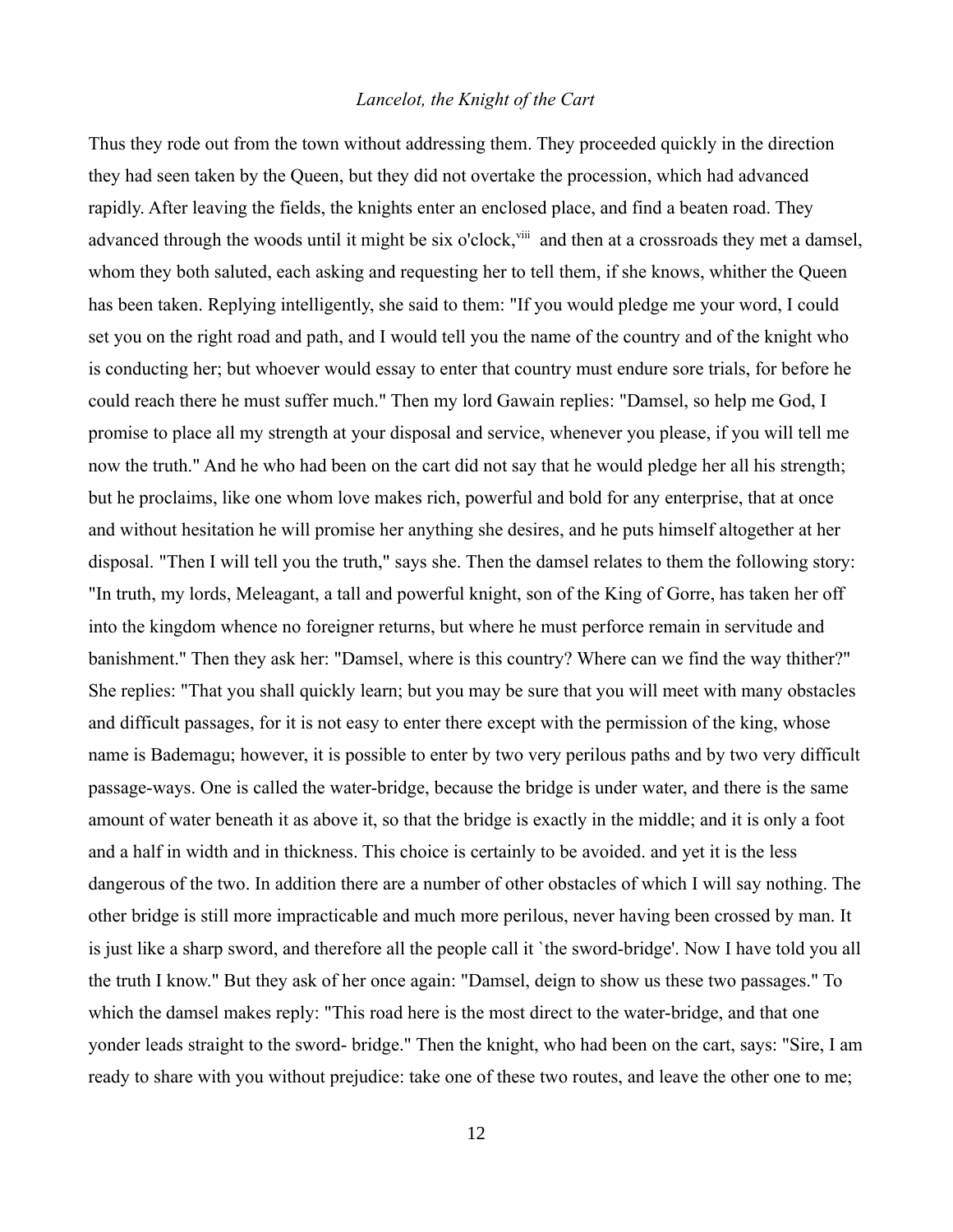Thus they rode out from the town without addressing them. They proceeded quickly in the direction they had seen taken by the Queen, but they did not overtake the procession, which had advanced rapidly. After leaving the fields, the knights enter an enclosed place, and find a beaten road. They advanced through the woods until it might be six o'clock,[viii] and then at a crossroads they met a damsel, whom they both saluted, each asking and requesting her to tell them, if she knows, whither the Queen has been taken. Replying intelligently, she said to them: "If you would pledge me your word, I could set you on the right road and path, and I would tell you the name of the country and of the knight who is conducting her; but whoever would essay to enter that country must endure sore trials, for before he could reach there he must suffer much." Then my lord Gawain replies: "Damsel, so help me God, I promise to place all my strength at your disposal and service, whenever you please, if you will tell me now the truth." And he who had been on the cart did not say that he would pledge her all his strength; but he proclaims, like one whom love makes rich, powerful and bold for any enterprise, that at once and without hesitation he will promise her anything she desires, and he puts himself altogether at her disposal. "Then I will tell you the truth," says she. Then the damsel relates to them the following story: "In truth, my lords, Meleagant, a tall and powerful knight, son of the King of Gorre, has taken her off into the kingdom whence no foreigner returns, but where he must perforce remain in servitude and banishment." Then they ask her: "Damsel, where is this country? Where can we find the way thither?" She replies: "That you shall quickly learn; but you may be sure that you will meet with many obstacles and difficult passages, for it is not easy to enter there except with the permission of the king, whose name is Bademagu; however, it is possible to enter by two very perilous paths and by two very difficult passage-ways. One is called the water-bridge, because the bridge is under water, and there is the same amount of water beneath it as above it, so that the bridge is exactly in the middle; and it is only a foot and a half in width and in thickness. This choice is certainly to be avoided. and yet it is the less dangerous of the two. In addition there are a number of other obstacles of which I will say nothing. The other bridge is still more impracticable and much more perilous, never having been crossed by man. It is just like a sharp sword, and therefore all the people call it `the sword-bridge'. Now I have told you all the truth I know." But they ask of her once again: "Damsel, deign to show us these two passages." To which the damsel makes reply: "This road here is the most direct to the water-bridge, and that one yonder leads straight to the sword- bridge." Then the knight, who had been on the cart, says: "Sire, I am ready to share with you without prejudice: take one of these two routes, and leave the other one to me;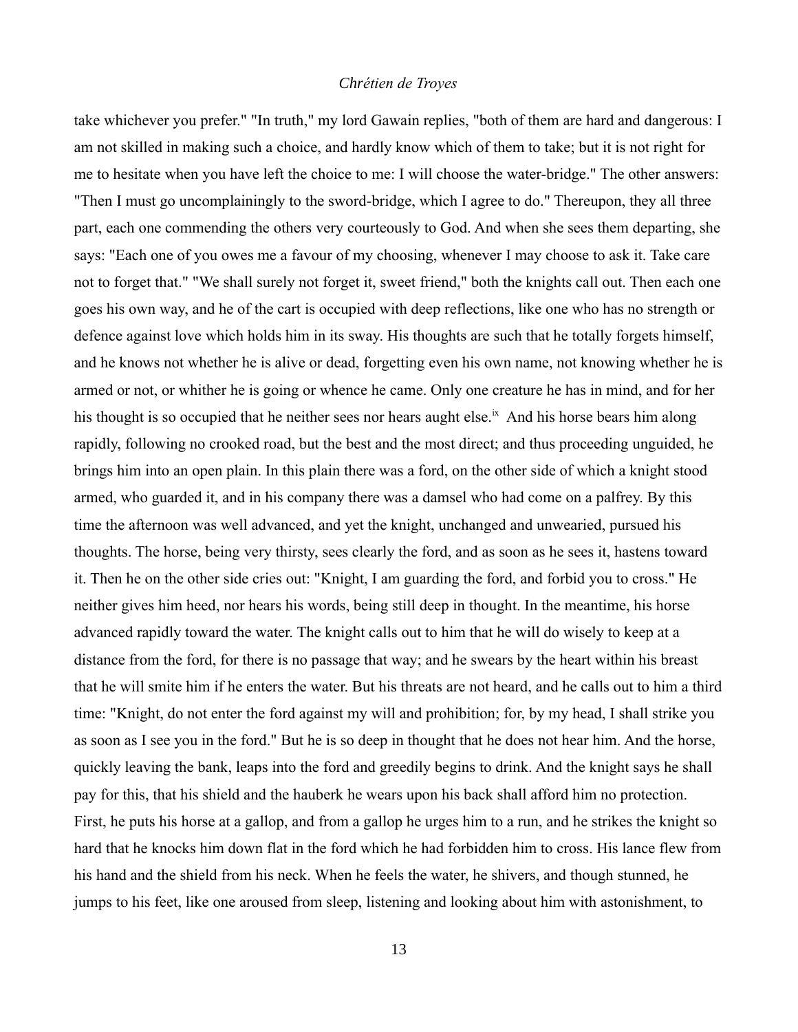take whichever you prefer." "In truth," my lord Gawain replies, "both of them are hard and dangerous: I am not skilled in making such a choice, and hardly know which of them to take; but it is not right for me to hesitate when you have left the choice to me: I will choose the water-bridge." The other answers: "Then I must go uncomplainingly to the sword-bridge, which I agree to do." Thereupon, they all three part, each one commending the others very courteously to God. And when she sees them departing, she says: "Each one of you owes me a favour of my choosing, whenever I may choose to ask it. Take care not to forget that." "We shall surely not forget it, sweet friend," both the knights call out. Then each one goes his own way, and he of the cart is occupied with deep reflections, like one who has no strength or defence against love which holds him in its sway. His thoughts are such that he totally forgets himself, and he knows not whether he is alive or dead, forgetting even his own name, not knowing whether he is armed or not, or whither he is going or whence he came. Only one creature he has in mind, and for her his thought is so occupied that he neither sees nor hears aught else.[ix] And his horse bears him along rapidly, following no crooked road, but the best and the most direct; and thus proceeding unguided, he brings him into an open plain. In this plain there was a ford, on the other side of which a knight stood armed, who guarded it, and in his company there was a damsel who had come on a palfrey. By this time the afternoon was well advanced, and yet the knight, unchanged and unwearied, pursued his thoughts. The horse, being very thirsty, sees clearly the ford, and as soon as he sees it, hastens toward it. Then he on the other side cries out: "Knight, I am guarding the ford, and forbid you to cross." He neither gives him heed, nor hears his words, being still deep in thought. In the meantime, his horse advanced rapidly toward the water. The knight calls out to him that he will do wisely to keep at a distance from the ford, for there is no passage that way; and he swears by the heart within his breast that he will smite him if he enters the water. But his threats are not heard, and he calls out to him a third time: "Knight, do not enter the ford against my will and prohibition; for, by my head, I shall strike you as soon as I see you in the ford." But he is so deep in thought that he does not hear him. And the horse, quickly leaving the bank, leaps into the ford and greedily begins to drink. And the knight says he shall pay for this, that his shield and the hauberk he wears upon his back shall afford him no protection. First, he puts his horse at a gallop, and from a gallop he urges him to a run, and he strikes the knight so hard that he knocks him down flat in the ford which he had forbidden him to cross. His lance flew from his hand and the shield from his neck. When he feels the water, he shivers, and though stunned, he jumps to his feet, like one aroused from sleep, listening and looking about him with astonishment, to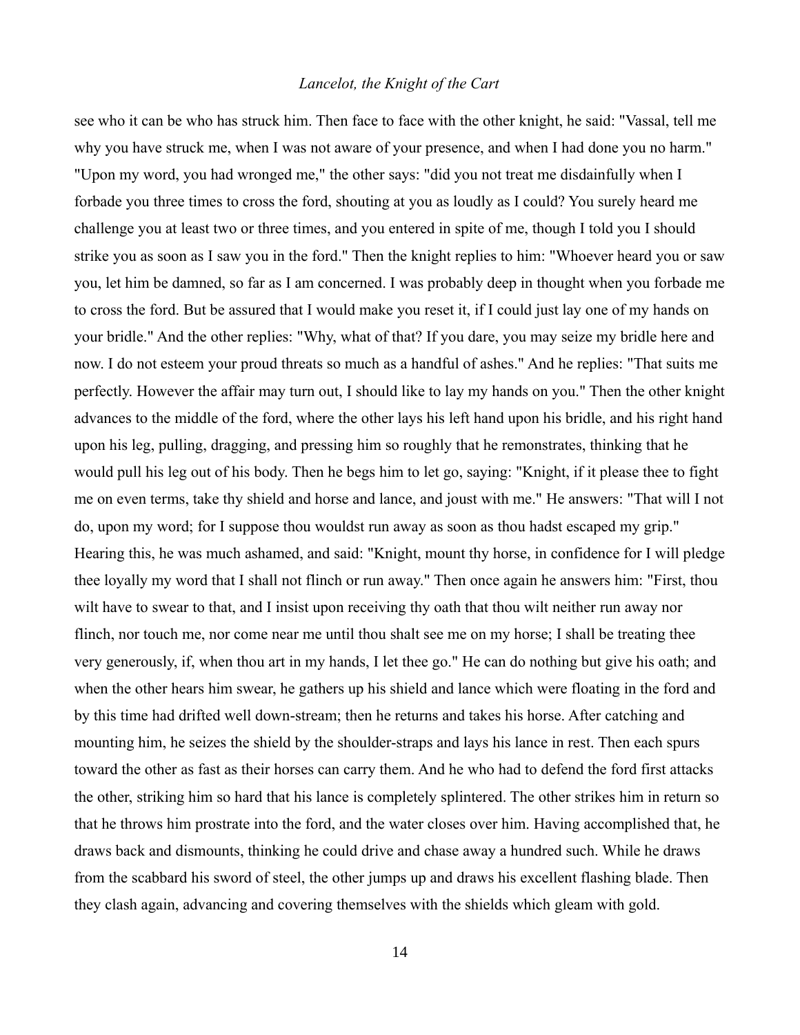see who it can be who has struck him. Then face to face with the other knight, he said: "Vassal, tell me why you have struck me, when I was not aware of your presence, and when I had done you no harm." "Upon my word, you had wronged me," the other says: "did you not treat me disdainfully when I forbade you three times to cross the ford, shouting at you as loudly as I could? You surely heard me challenge you at least two or three times, and you entered in spite of me, though I told you I should strike you as soon as I saw you in the ford." Then the knight replies to him: "Whoever heard you or saw you, let him be damned, so far as I am concerned. I was probably deep in thought when you forbade me to cross the ford. But be assured that I would make you reset it, if I could just lay one of my hands on your bridle." And the other replies: "Why, what of that? If you dare, you may seize my bridle here and now. I do not esteem your proud threats so much as a handful of ashes." And he replies: "That suits me perfectly. However the affair may turn out, I should like to lay my hands on you." Then the other knight advances to the middle of the ford, where the other lays his left hand upon his bridle, and his right hand upon his leg, pulling, dragging, and pressing him so roughly that he remonstrates, thinking that he would pull his leg out of his body. Then he begs him to let go, saying: "Knight, if it please thee to fight me on even terms, take thy shield and horse and lance, and joust with me." He answers: "That will I not do, upon my word; for I suppose thou wouldst run away as soon as thou hadst escaped my grip." Hearing this, he was much ashamed, and said: "Knight, mount thy horse, in confidence for I will pledge thee loyally my word that I shall not flinch or run away." Then once again he answers him: "First, thou wilt have to swear to that, and I insist upon receiving thy oath that thou wilt neither run away nor flinch, nor touch me, nor come near me until thou shalt see me on my horse; I shall be treating thee very generously, if, when thou art in my hands, I let thee go." He can do nothing but give his oath; and when the other hears him swear, he gathers up his shield and lance which were floating in the ford and by this time had drifted well down-stream; then he returns and takes his horse. After catching and mounting him, he seizes the shield by the shoulder-straps and lays his lance in rest. Then each spurs toward the other as fast as their horses can carry them. And he who had to defend the ford first attacks the other, striking him so hard that his lance is completely splintered. The other strikes him in return so that he throws him prostrate into the ford, and the water closes over him. Having accomplished that, he draws back and dismounts, thinking he could drive and chase away a hundred such. While he draws from the scabbard his sword of steel, the other jumps up and draws his excellent flashing blade. Then they clash again, advancing and covering themselves with the shields which gleam with gold.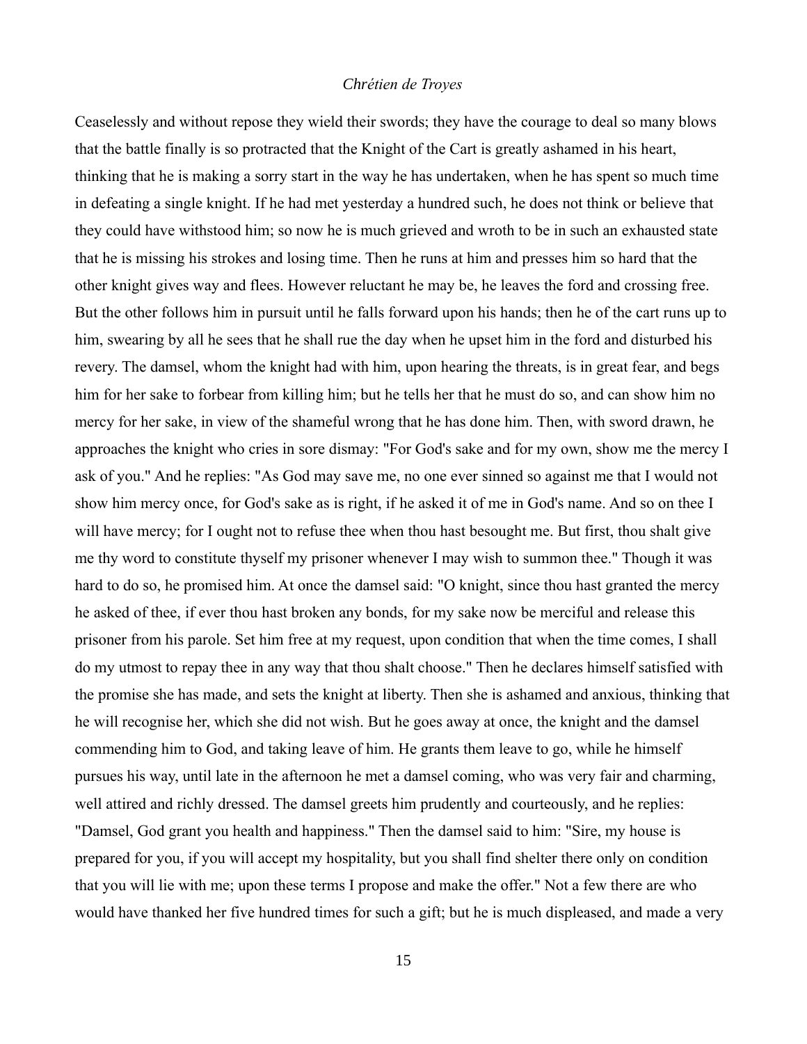Ceaselessly and without repose they wield their swords; they have the courage to deal so many blows that the battle finally is so protracted that the Knight of the Cart is greatly ashamed in his heart, thinking that he is making a sorry start in the way he has undertaken, when he has spent so much time in defeating a single knight. If he had met yesterday a hundred such, he does not think or believe that they could have withstood him; so now he is much grieved and wroth to be in such an exhausted state that he is missing his strokes and losing time. Then he runs at him and presses him so hard that the other knight gives way and flees. However reluctant he may be, he leaves the ford and crossing free. But the other follows him in pursuit until he falls forward upon his hands; then he of the cart runs up to him, swearing by all he sees that he shall rue the day when he upset him in the ford and disturbed his revery. The damsel, whom the knight had with him, upon hearing the threats, is in great fear, and begs him for her sake to forbear from killing him; but he tells her that he must do so, and can show him no mercy for her sake, in view of the shameful wrong that he has done him. Then, with sword drawn, he approaches the knight who cries in sore dismay: "For God's sake and for my own, show me the mercy I ask of you." And he replies: "As God may save me, no one ever sinned so against me that I would not show him mercy once, for God's sake as is right, if he asked it of me in God's name. And so on thee I will have mercy; for I ought not to refuse thee when thou hast besought me. But first, thou shalt give me thy word to constitute thyself my prisoner whenever I may wish to summon thee." Though it was hard to do so, he promised him. At once the damsel said: "O knight, since thou hast granted the mercy he asked of thee, if ever thou hast broken any bonds, for my sake now be merciful and release this prisoner from his parole. Set him free at my request, upon condition that when the time comes, I shall do my utmost to repay thee in any way that thou shalt choose." Then he declares himself satisfied with the promise she has made, and sets the knight at liberty. Then she is ashamed and anxious, thinking that he will recognise her, which she did not wish. But he goes away at once, the knight and the damsel commending him to God, and taking leave of him. He grants them leave to go, while he himself pursues his way, until late in the afternoon he met a damsel coming, who was very fair and charming, well attired and richly dressed. The damsel greets him prudently and courteously, and he replies: "Damsel, God grant you health and happiness." Then the damsel said to him: "Sire, my house is prepared for you, if you will accept my hospitality, but you shall find shelter there only on condition that you will lie with me; upon these terms I propose and make the offer." Not a few there are who would have thanked her five hundred times for such a gift; but he is much displeased, and made a very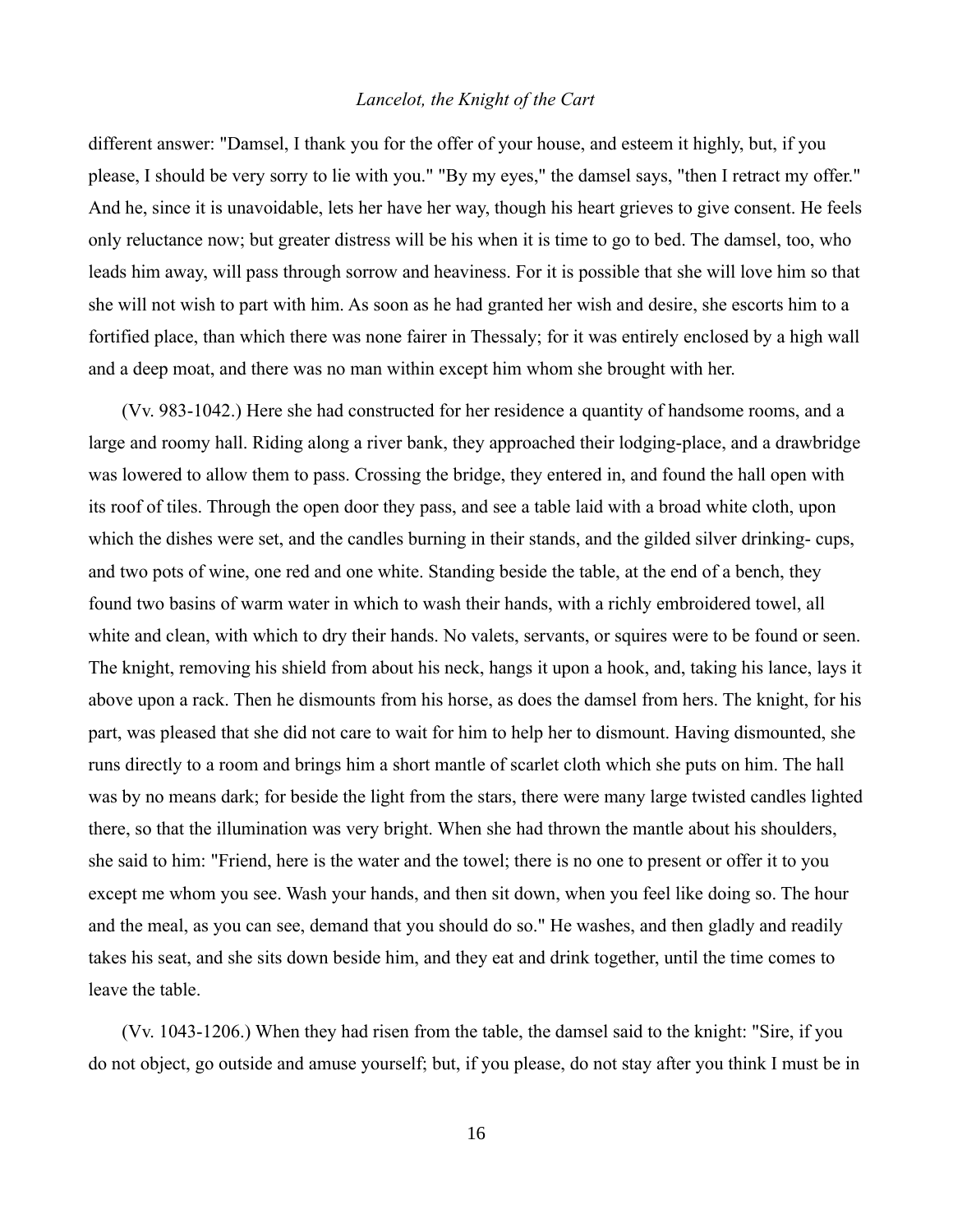different answer: "Damsel, I thank you for the offer of your house, and esteem it highly, but, if you please, I should be very sorry to lie with you." "By my eyes," the damsel says, "then I retract my offer." And he, since it is unavoidable, lets her have her way, though his heart grieves to give consent. He feels only reluctance now; but greater distress will be his when it is time to go to bed. The damsel, too, who leads him away, will pass through sorrow and heaviness. For it is possible that she will love him so that she will not wish to part with him. As soon as he had granted her wish and desire, she escorts him to a fortified place, than which there was none fairer in Thessaly; for it was entirely enclosed by a high wall and a deep moat, and there was no man within except him whom she brought with her.

(Vv. 983-1042.) Here she had constructed for her residence a quantity of handsome rooms, and a large and roomy hall. Riding along a river bank, they approached their lodging-place, and a drawbridge was lowered to allow them to pass. Crossing the bridge, they entered in, and found the hall open with its roof of tiles. Through the open door they pass, and see a table laid with a broad white cloth, upon which the dishes were set, and the candles burning in their stands, and the gilded silver drinking- cups, and two pots of wine, one red and one white. Standing beside the table, at the end of a bench, they found two basins of warm water in which to wash their hands, with a richly embroidered towel, all white and clean, with which to dry their hands. No valets, servants, or squires were to be found or seen. The knight, removing his shield from about his neck, hangs it upon a hook, and, taking his lance, lays it above upon a rack. Then he dismounts from his horse, as does the damsel from hers. The knight, for his part, was pleased that she did not care to wait for him to help her to dismount. Having dismounted, she runs directly to a room and brings him a short mantle of scarlet cloth which she puts on him. The hall was by no means dark; for beside the light from the stars, there were many large twisted candles lighted there, so that the illumination was very bright. When she had thrown the mantle about his shoulders, she said to him: "Friend, here is the water and the towel; there is no one to present or offer it to you except me whom you see. Wash your hands, and then sit down, when you feel like doing so. The hour and the meal, as you can see, demand that you should do so." He washes, and then gladly and readily takes his seat, and she sits down beside him, and they eat and drink together, until the time comes to leave the table.

(Vv. 1043-1206.) When they had risen from the table, the damsel said to the knight: "Sire, if you do not object, go outside and amuse yourself; but, if you please, do not stay after you think I must be in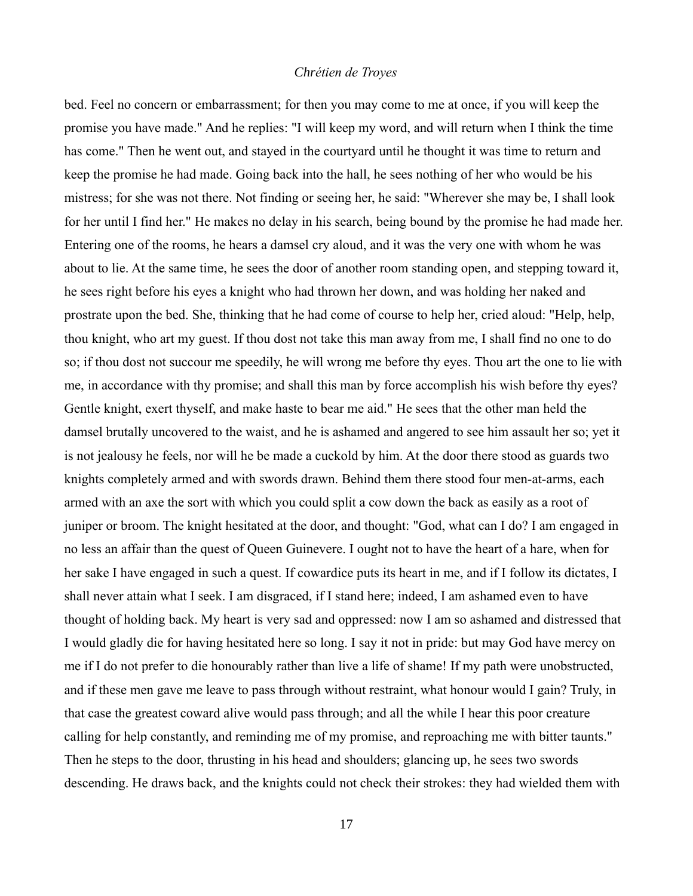bed. Feel no concern or embarrassment; for then you may come to me at once, if you will keep the promise you have made." And he replies: "I will keep my word, and will return when I think the time has come." Then he went out, and stayed in the courtyard until he thought it was time to return and keep the promise he had made. Going back into the hall, he sees nothing of her who would be his mistress; for she was not there. Not finding or seeing her, he said: "Wherever she may be, I shall look for her until I find her." He makes no delay in his search, being bound by the promise he had made her. Entering one of the rooms, he hears a damsel cry aloud, and it was the very one with whom he was about to lie. At the same time, he sees the door of another room standing open, and stepping toward it, he sees right before his eyes a knight who had thrown her down, and was holding her naked and prostrate upon the bed. She, thinking that he had come of course to help her, cried aloud: "Help, help, thou knight, who art my guest. If thou dost not take this man away from me, I shall find no one to do so; if thou dost not succour me speedily, he will wrong me before thy eyes. Thou art the one to lie with me, in accordance with thy promise; and shall this man by force accomplish his wish before thy eyes? Gentle knight, exert thyself, and make haste to bear me aid." He sees that the other man held the damsel brutally uncovered to the waist, and he is ashamed and angered to see him assault her so; yet it is not jealousy he feels, nor will he be made a cuckold by him. At the door there stood as guards two knights completely armed and with swords drawn. Behind them there stood four men-at-arms, each armed with an axe the sort with which you could split a cow down the back as easily as a root of juniper or broom. The knight hesitated at the door, and thought: "God, what can I do? I am engaged in no less an affair than the quest of Queen Guinevere. I ought not to have the heart of a hare, when for her sake I have engaged in such a quest. If cowardice puts its heart in me, and if I follow its dictates, I shall never attain what I seek. I am disgraced, if I stand here; indeed, I am ashamed even to have thought of holding back. My heart is very sad and oppressed: now I am so ashamed and distressed that I would gladly die for having hesitated here so long. I say it not in pride: but may God have mercy on me if I do not prefer to die honourably rather than live a life of shame! If my path were unobstructed, and if these men gave me leave to pass through without restraint, what honour would I gain? Truly, in that case the greatest coward alive would pass through; and all the while I hear this poor creature calling for help constantly, and reminding me of my promise, and reproaching me with bitter taunts." Then he steps to the door, thrusting in his head and shoulders; glancing up, he sees two swords descending. He draws back, and the knights could not check their strokes: they had wielded them with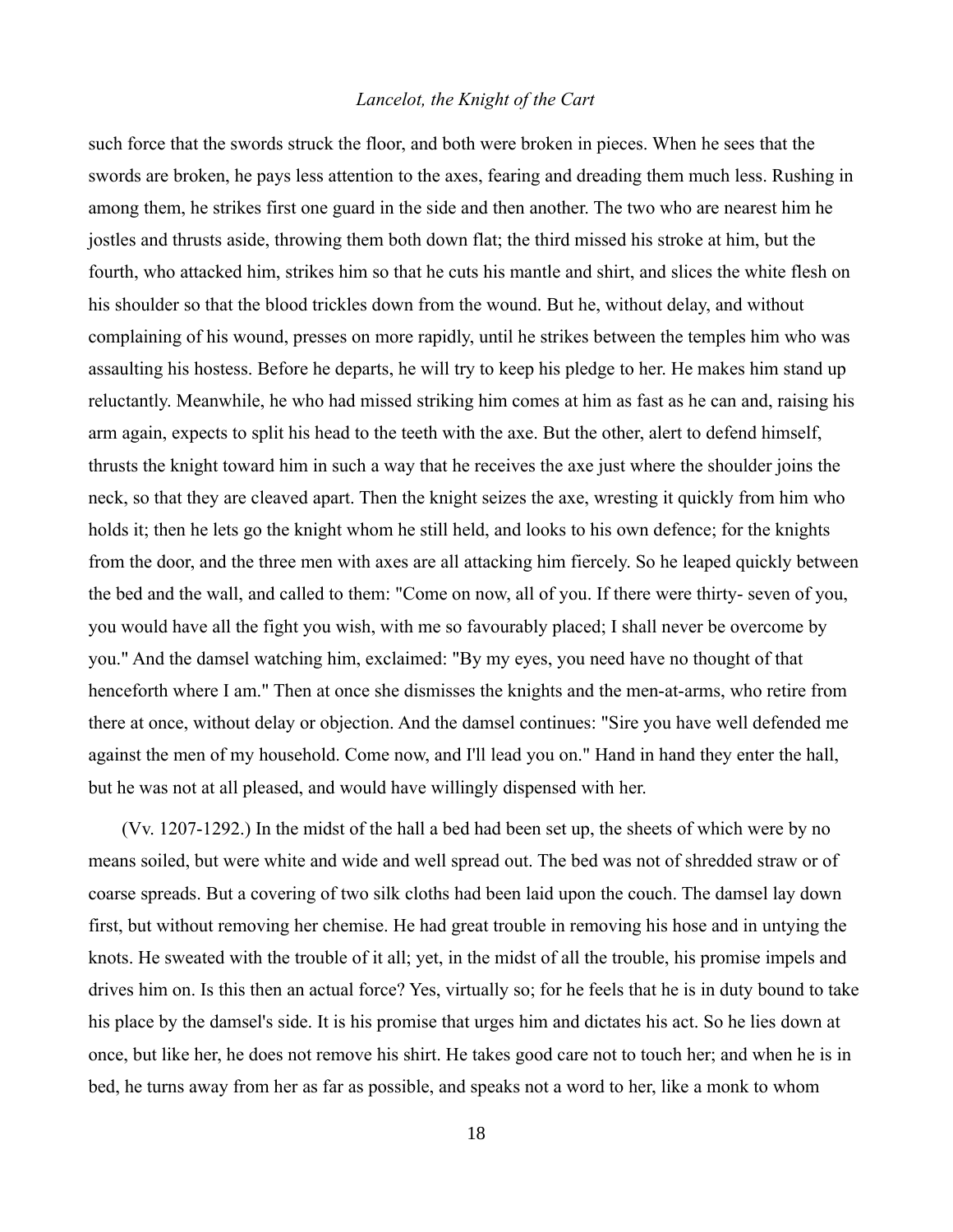such force that the swords struck the floor, and both were broken in pieces. When he sees that the swords are broken, he pays less attention to the axes, fearing and dreading them much less. Rushing in among them, he strikes first one guard in the side and then another. The two who are nearest him he jostles and thrusts aside, throwing them both down flat; the third missed his stroke at him, but the fourth, who attacked him, strikes him so that he cuts his mantle and shirt, and slices the white flesh on his shoulder so that the blood trickles down from the wound. But he, without delay, and without complaining of his wound, presses on more rapidly, until he strikes between the temples him who was assaulting his hostess. Before he departs, he will try to keep his pledge to her. He makes him stand up reluctantly. Meanwhile, he who had missed striking him comes at him as fast as he can and, raising his arm again, expects to split his head to the teeth with the axe. But the other, alert to defend himself, thrusts the knight toward him in such a way that he receives the axe just where the shoulder joins the neck, so that they are cleaved apart. Then the knight seizes the axe, wresting it quickly from him who holds it; then he lets go the knight whom he still held, and looks to his own defence; for the knights from the door, and the three men with axes are all attacking him fiercely. So he leaped quickly between the bed and the wall, and called to them: "Come on now, all of you. If there were thirty- seven of you, you would have all the fight you wish, with me so favourably placed; I shall never be overcome by you." And the damsel watching him, exclaimed: "By my eyes, you need have no thought of that henceforth where I am." Then at once she dismisses the knights and the men-at-arms, who retire from there at once, without delay or objection. And the damsel continues: "Sire you have well defended me against the men of my household. Come now, and I'll lead you on." Hand in hand they enter the hall, but he was not at all pleased, and would have willingly dispensed with her.

(Vv. 1207-1292.) In the midst of the hall a bed had been set up, the sheets of which were by no means soiled, but were white and wide and well spread out. The bed was not of shredded straw or of coarse spreads. But a covering of two silk cloths had been laid upon the couch. The damsel lay down first, but without removing her chemise. He had great trouble in removing his hose and in untying the knots. He sweated with the trouble of it all; yet, in the midst of all the trouble, his promise impels and drives him on. Is this then an actual force? Yes, virtually so; for he feels that he is in duty bound to take his place by the damsel's side. It is his promise that urges him and dictates his act. So he lies down at once, but like her, he does not remove his shirt. He takes good care not to touch her; and when he is in bed, he turns away from her as far as possible, and speaks not a word to her, like a monk to whom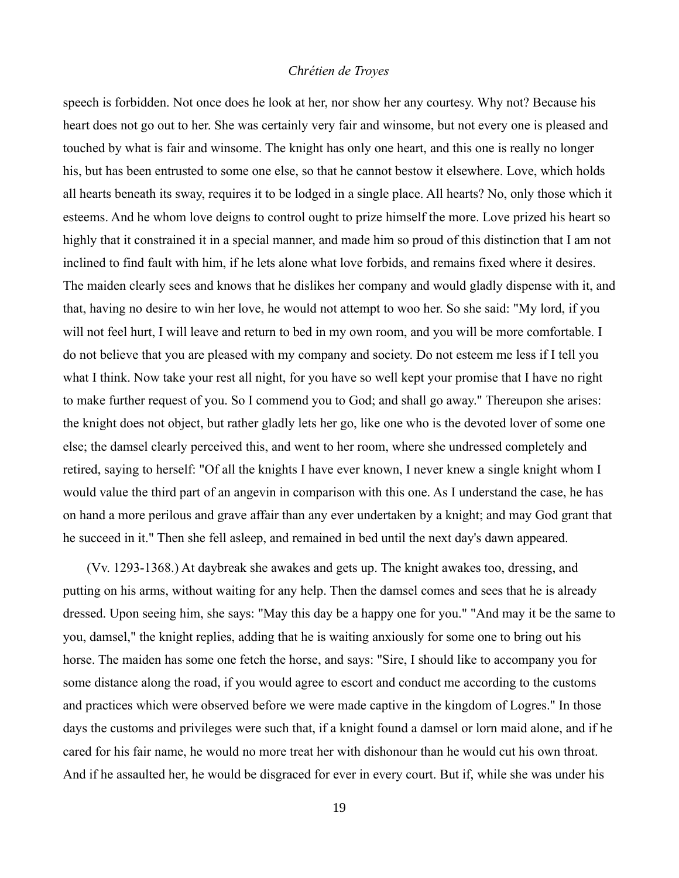speech is forbidden. Not once does he look at her, nor show her any courtesy. Why not? Because his heart does not go out to her. She was certainly very fair and winsome, but not every one is pleased and touched by what is fair and winsome. The knight has only one heart, and this one is really no longer his, but has been entrusted to some one else, so that he cannot bestow it elsewhere. Love, which holds all hearts beneath its sway, requires it to be lodged in a single place. All hearts? No, only those which it esteems. And he whom love deigns to control ought to prize himself the more. Love prized his heart so highly that it constrained it in a special manner, and made him so proud of this distinction that I am not inclined to find fault with him, if he lets alone what love forbids, and remains fixed where it desires. The maiden clearly sees and knows that he dislikes her company and would gladly dispense with it, and that, having no desire to win her love, he would not attempt to woo her. So she said: "My lord, if you will not feel hurt, I will leave and return to bed in my own room, and you will be more comfortable. I do not believe that you are pleased with my company and society. Do not esteem me less if I tell you what I think. Now take your rest all night, for you have so well kept your promise that I have no right to make further request of you. So I commend you to God; and shall go away." Thereupon she arises: the knight does not object, but rather gladly lets her go, like one who is the devoted lover of some one else; the damsel clearly perceived this, and went to her room, where she undressed completely and retired, saying to herself: "Of all the knights I have ever known, I never knew a single knight whom I would value the third part of an angevin in comparison with this one. As I understand the case, he has on hand a more perilous and grave affair than any ever undertaken by a knight; and may God grant that he succeed in it." Then she fell asleep, and remained in bed until the next day's dawn appeared.

(Vv. 1293-1368.) At daybreak she awakes and gets up. The knight awakes too, dressing, and putting on his arms, without waiting for any help. Then the damsel comes and sees that he is already dressed. Upon seeing him, she says: "May this day be a happy one for you." "And may it be the same to you, damsel," the knight replies, adding that he is waiting anxiously for some one to bring out his horse. The maiden has some one fetch the horse, and says: "Sire, I should like to accompany you for some distance along the road, if you would agree to escort and conduct me according to the customs and practices which were observed before we were made captive in the kingdom of Logres." In those days the customs and privileges were such that, if a knight found a damsel or lorn maid alone, and if he cared for his fair name, he would no more treat her with dishonour than he would cut his own throat. And if he assaulted her, he would be disgraced for ever in every court. But if, while she was under his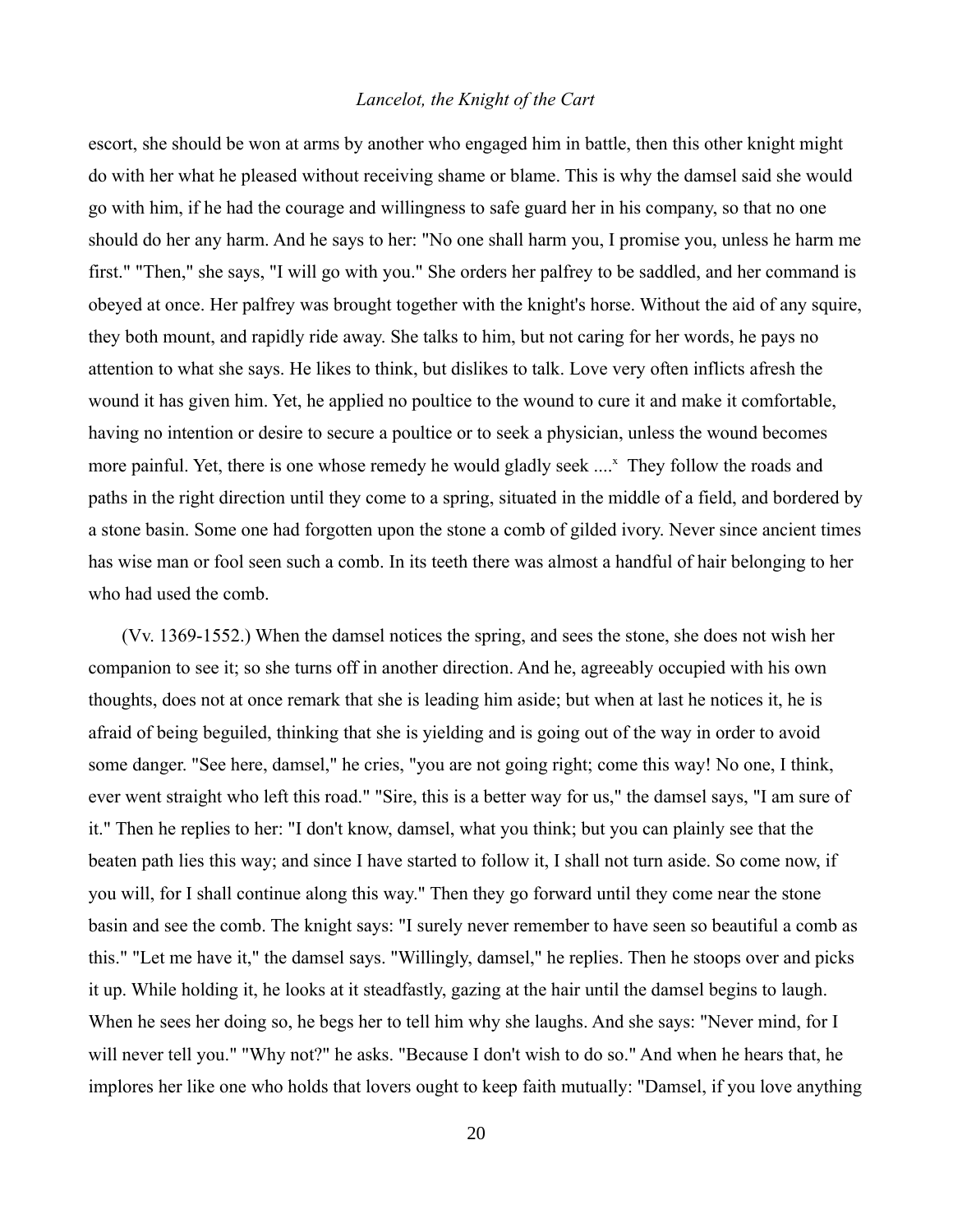escort, she should be won at arms by another who engaged him in battle, then this other knight might do with her what he pleased without receiving shame or blame. This is why the damsel said she would go with him, if he had the courage and willingness to safe guard her in his company, so that no one should do her any harm. And he says to her: "No one shall harm you, I promise you, unless he harm me first." "Then," she says, "I will go with you." She orders her palfrey to be saddled, and her command is obeyed at once. Her palfrey was brought together with the knight's horse. Without the aid of any squire, they both mount, and rapidly ride away. She talks to him, but not caring for her words, he pays no attention to what she says. He likes to think, but dislikes to talk. Love very often inflicts afresh the wound it has given him. Yet, he applied no poultice to the wound to cure it and make it comfortable, having no intention or desire to secure a poultice or to seek a physician, unless the wound becomes more painful. Yet, there is one whose remedy he would gladly seek ....[x] They follow the roads and paths in the right direction until they come to a spring, situated in the middle of a field, and bordered by a stone basin. Some one had forgotten upon the stone a comb of gilded ivory. Never since ancient times has wise man or fool seen such a comb. In its teeth there was almost a handful of hair belonging to her who had used the comb.

(Vv. 1369-1552.) When the damsel notices the spring, and sees the stone, she does not wish her companion to see it; so she turns off in another direction. And he, agreeably occupied with his own thoughts, does not at once remark that she is leading him aside; but when at last he notices it, he is afraid of being beguiled, thinking that she is yielding and is going out of the way in order to avoid some danger. "See here, damsel," he cries, "you are not going right; come this way! No one, I think, ever went straight who left this road." "Sire, this is a better way for us," the damsel says, "I am sure of it." Then he replies to her: "I don't know, damsel, what you think; but you can plainly see that the beaten path lies this way; and since I have started to follow it, I shall not turn aside. So come now, if you will, for I shall continue along this way." Then they go forward until they come near the stone basin and see the comb. The knight says: "I surely never remember to have seen so beautiful a comb as this." "Let me have it," the damsel says. "Willingly, damsel," he replies. Then he stoops over and picks it up. While holding it, he looks at it steadfastly, gazing at the hair until the damsel begins to laugh. When he sees her doing so, he begs her to tell him why she laughs. And she says: "Never mind, for I will never tell you." "Why not?" he asks. "Because I don't wish to do so." And when he hears that, he implores her like one who holds that lovers ought to keep faith mutually: "Damsel, if you love anything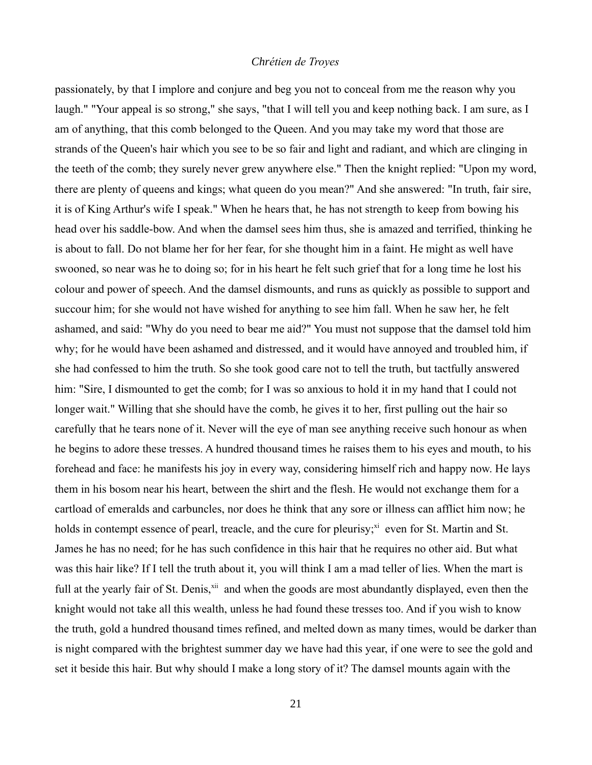passionately, by that I implore and conjure and beg you not to conceal from me the reason why you laugh." "Your appeal is so strong," she says, "that I will tell you and keep nothing back. I am sure, as I am of anything, that this comb belonged to the Queen. And you may take my word that those are strands of the Queen's hair which you see to be so fair and light and radiant, and which are clinging in the teeth of the comb; they surely never grew anywhere else." Then the knight replied: "Upon my word, there are plenty of queens and kings; what queen do you mean?" And she answered: "In truth, fair sire, it is of King Arthur's wife I speak." When he hears that, he has not strength to keep from bowing his head over his saddle-bow. And when the damsel sees him thus, she is amazed and terrified, thinking he is about to fall. Do not blame her for her fear, for she thought him in a faint. He might as well have swooned, so near was he to doing so; for in his heart he felt such grief that for a long time he lost his colour and power of speech. And the damsel dismounts, and runs as quickly as possible to support and succour him; for she would not have wished for anything to see him fall. When he saw her, he felt ashamed, and said: "Why do you need to bear me aid?" You must not suppose that the damsel told him why; for he would have been ashamed and distressed, and it would have annoyed and troubled him, if she had confessed to him the truth. So she took good care not to tell the truth, but tactfully answered him: "Sire, I dismounted to get the comb; for I was so anxious to hold it in my hand that I could not longer wait." Willing that she should have the comb, he gives it to her, first pulling out the hair so carefully that he tears none of it. Never will the eye of man see anything receive such honour as when he begins to adore these tresses. A hundred thousand times he raises them to his eyes and mouth, to his forehead and face: he manifests his joy in every way, considering himself rich and happy now. He lays them in his bosom near his heart, between the shirt and the flesh. He would not exchange them for a cartload of emeralds and carbuncles, nor does he think that any sore or illness can afflict him now; he holds in contempt essence of pearl, treacle, and the cure for pleurisy;[xi] even for St. Martin and St. James he has no need; for he has such confidence in this hair that he requires no other aid. But what was this hair like? If I tell the truth about it, you will think I am a mad teller of lies. When the mart is full at the yearly fair of St. Denis,[xii] and when the goods are most abundantly displayed, even then the knight would not take all this wealth, unless he had found these tresses too. And if you wish to know the truth, gold a hundred thousand times refined, and melted down as many times, would be darker than is night compared with the brightest summer day we have had this year, if one were to see the gold and set it beside this hair. But why should I make a long story of it? The damsel mounts again with the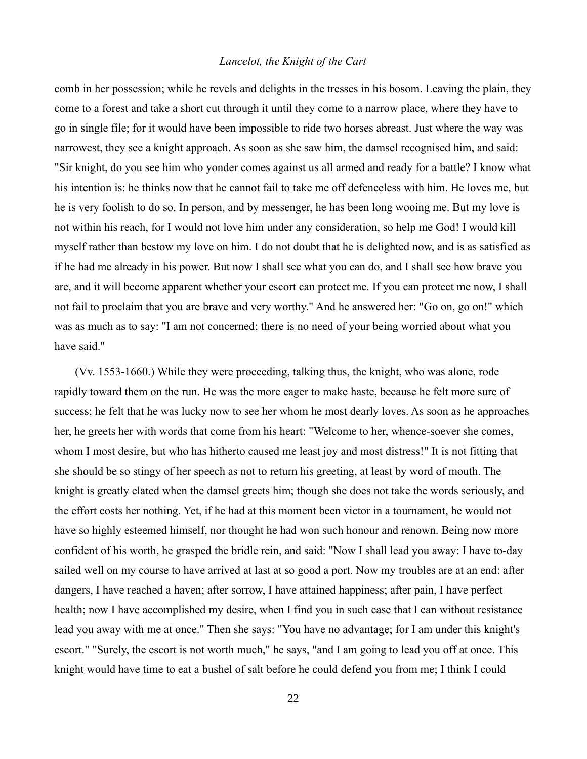comb in her possession; while he revels and delights in the tresses in his bosom. Leaving the plain, they come to a forest and take a short cut through it until they come to a narrow place, where they have to go in single file; for it would have been impossible to ride two horses abreast. Just where the way was narrowest, they see a knight approach. As soon as she saw him, the damsel recognised him, and said: "Sir knight, do you see him who yonder comes against us all armed and ready for a battle? I know what his intention is: he thinks now that he cannot fail to take me off defenceless with him. He loves me, but he is very foolish to do so. In person, and by messenger, he has been long wooing me. But my love is not within his reach, for I would not love him under any consideration, so help me God! I would kill myself rather than bestow my love on him. I do not doubt that he is delighted now, and is as satisfied as if he had me already in his power. But now I shall see what you can do, and I shall see how brave you are, and it will become apparent whether your escort can protect me. If you can protect me now, I shall not fail to proclaim that you are brave and very worthy." And he answered her: "Go on, go on!" which was as much as to say: "I am not concerned; there is no need of your being worried about what you have said."

(Vv. 1553-1660.) While they were proceeding, talking thus, the knight, who was alone, rode rapidly toward them on the run. He was the more eager to make haste, because he felt more sure of success; he felt that he was lucky now to see her whom he most dearly loves. As soon as he approaches her, he greets her with words that come from his heart: "Welcome to her, whence-soever she comes, whom I most desire, but who has hitherto caused me least joy and most distress!" It is not fitting that she should be so stingy of her speech as not to return his greeting, at least by word of mouth. The knight is greatly elated when the damsel greets him; though she does not take the words seriously, and the effort costs her nothing. Yet, if he had at this moment been victor in a tournament, he would not have so highly esteemed himself, nor thought he had won such honour and renown. Being now more confident of his worth, he grasped the bridle rein, and said: "Now I shall lead you away: I have to-day sailed well on my course to have arrived at last at so good a port. Now my troubles are at an end: after dangers, I have reached a haven; after sorrow, I have attained happiness; after pain, I have perfect health; now I have accomplished my desire, when I find you in such case that I can without resistance lead you away with me at once." Then she says: "You have no advantage; for I am under this knight's escort." "Surely, the escort is not worth much," he says, "and I am going to lead you off at once. This knight would have time to eat a bushel of salt before he could defend you from me; I think I could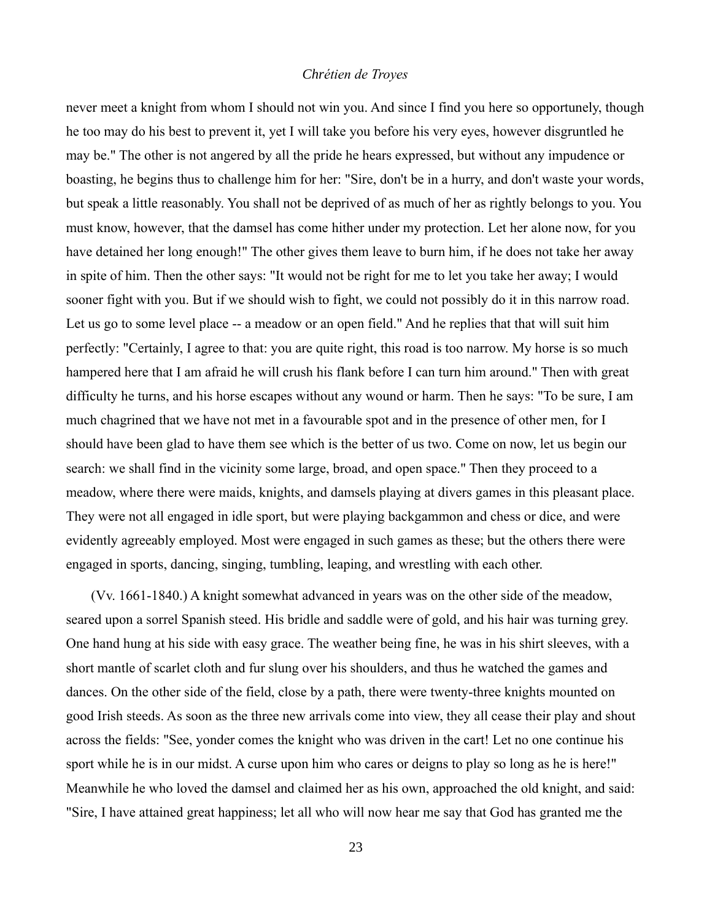never meet a knight from whom I should not win you. And since I find you here so opportunely, though he too may do his best to prevent it, yet I will take you before his very eyes, however disgruntled he may be." The other is not angered by all the pride he hears expressed, but without any impudence or boasting, he begins thus to challenge him for her: "Sire, don't be in a hurry, and don't waste your words, but speak a little reasonably. You shall not be deprived of as much of her as rightly belongs to you. You must know, however, that the damsel has come hither under my protection. Let her alone now, for you have detained her long enough!" The other gives them leave to burn him, if he does not take her away in spite of him. Then the other says: "It would not be right for me to let you take her away; I would sooner fight with you. But if we should wish to fight, we could not possibly do it in this narrow road. Let us go to some level place -- a meadow or an open field." And he replies that that will suit him perfectly: "Certainly, I agree to that: you are quite right, this road is too narrow. My horse is so much hampered here that I am afraid he will crush his flank before I can turn him around." Then with great difficulty he turns, and his horse escapes without any wound or harm. Then he says: "To be sure, I am much chagrined that we have not met in a favourable spot and in the presence of other men, for I should have been glad to have them see which is the better of us two. Come on now, let us begin our search: we shall find in the vicinity some large, broad, and open space." Then they proceed to a meadow, where there were maids, knights, and damsels playing at divers games in this pleasant place. They were not all engaged in idle sport, but were playing backgammon and chess or dice, and were evidently agreeably employed. Most were engaged in such games as these; but the others there were engaged in sports, dancing, singing, tumbling, leaping, and wrestling with each other.

(Vv. 1661-1840.) A knight somewhat advanced in years was on the other side of the meadow, seared upon a sorrel Spanish steed. His bridle and saddle were of gold, and his hair was turning grey. One hand hung at his side with easy grace. The weather being fine, he was in his shirt sleeves, with a short mantle of scarlet cloth and fur slung over his shoulders, and thus he watched the games and dances. On the other side of the field, close by a path, there were twenty-three knights mounted on good Irish steeds. As soon as the three new arrivals come into view, they all cease their play and shout across the fields: "See, yonder comes the knight who was driven in the cart! Let no one continue his sport while he is in our midst. A curse upon him who cares or deigns to play so long as he is here!" Meanwhile he who loved the damsel and claimed her as his own, approached the old knight, and said: "Sire, I have attained great happiness; let all who will now hear me say that God has granted me the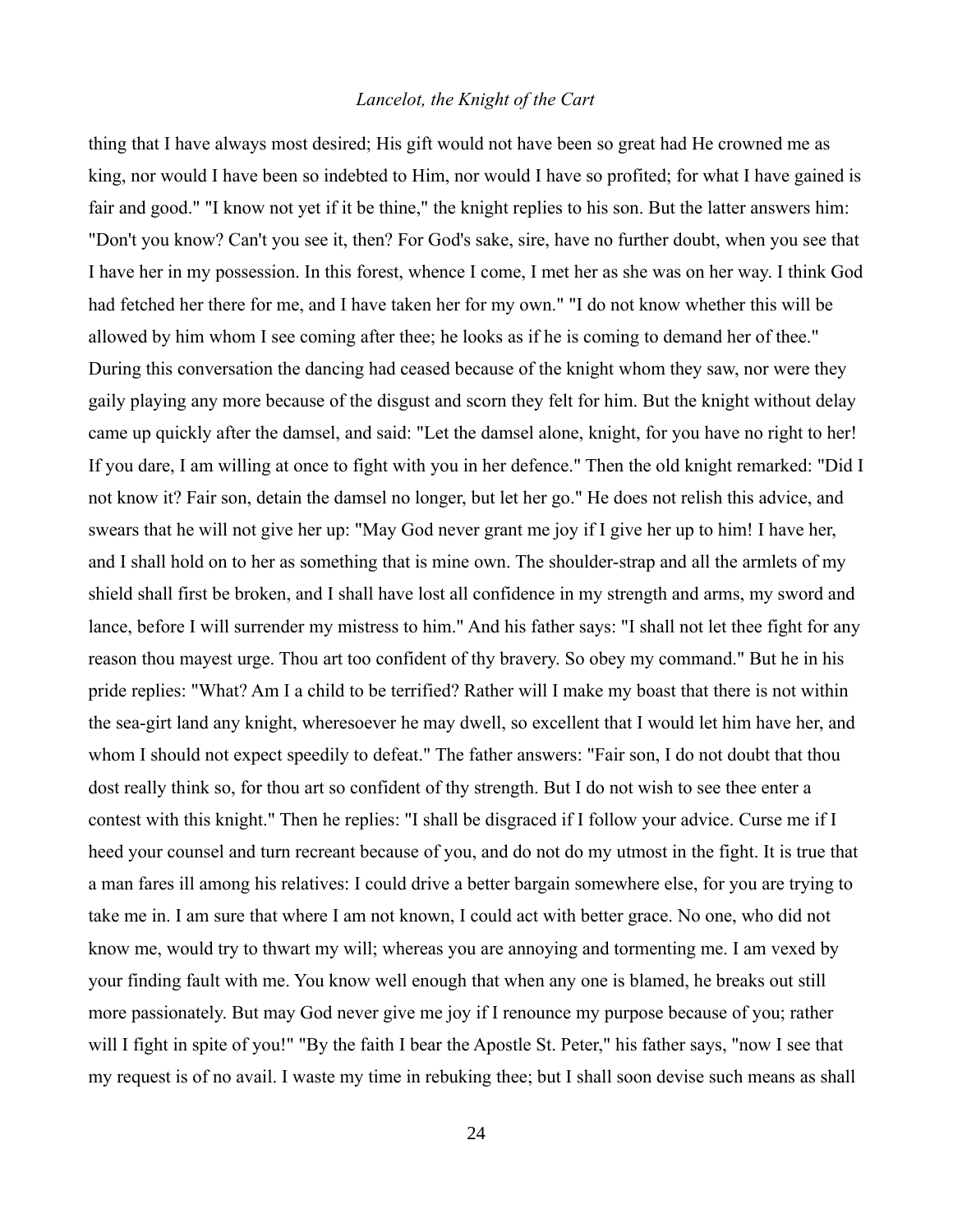thing that I have always most desired; His gift would not have been so great had He crowned me as king, nor would I have been so indebted to Him, nor would I have so profited; for what I have gained is fair and good." "I know not yet if it be thine," the knight replies to his son. But the latter answers him: "Don't you know? Can't you see it, then? For God's sake, sire, have no further doubt, when you see that I have her in my possession. In this forest, whence I come, I met her as she was on her way. I think God had fetched her there for me, and I have taken her for my own." "I do not know whether this will be allowed by him whom I see coming after thee; he looks as if he is coming to demand her of thee." During this conversation the dancing had ceased because of the knight whom they saw, nor were they gaily playing any more because of the disgust and scorn they felt for him. But the knight without delay came up quickly after the damsel, and said: "Let the damsel alone, knight, for you have no right to her! If you dare, I am willing at once to fight with you in her defence." Then the old knight remarked: "Did I not know it? Fair son, detain the damsel no longer, but let her go." He does not relish this advice, and swears that he will not give her up: "May God never grant me joy if I give her up to him! I have her, and I shall hold on to her as something that is mine own. The shoulder-strap and all the armlets of my shield shall first be broken, and I shall have lost all confidence in my strength and arms, my sword and lance, before I will surrender my mistress to him." And his father says: "I shall not let thee fight for any reason thou mayest urge. Thou art too confident of thy bravery. So obey my command." But he in his pride replies: "What? Am I a child to be terrified? Rather will I make my boast that there is not within the sea-girt land any knight, wheresoever he may dwell, so excellent that I would let him have her, and whom I should not expect speedily to defeat." The father answers: "Fair son, I do not doubt that thou dost really think so, for thou art so confident of thy strength. But I do not wish to see thee enter a contest with this knight." Then he replies: "I shall be disgraced if I follow your advice. Curse me if I heed your counsel and turn recreant because of you, and do not do my utmost in the fight. It is true that a man fares ill among his relatives: I could drive a better bargain somewhere else, for you are trying to take me in. I am sure that where I am not known, I could act with better grace. No one, who did not know me, would try to thwart my will; whereas you are annoying and tormenting me. I am vexed by your finding fault with me. You know well enough that when any one is blamed, he breaks out still more passionately. But may God never give me joy if I renounce my purpose because of you; rather will I fight in spite of you!" "By the faith I bear the Apostle St. Peter," his father says, "now I see that my request is of no avail. I waste my time in rebuking thee; but I shall soon devise such means as shall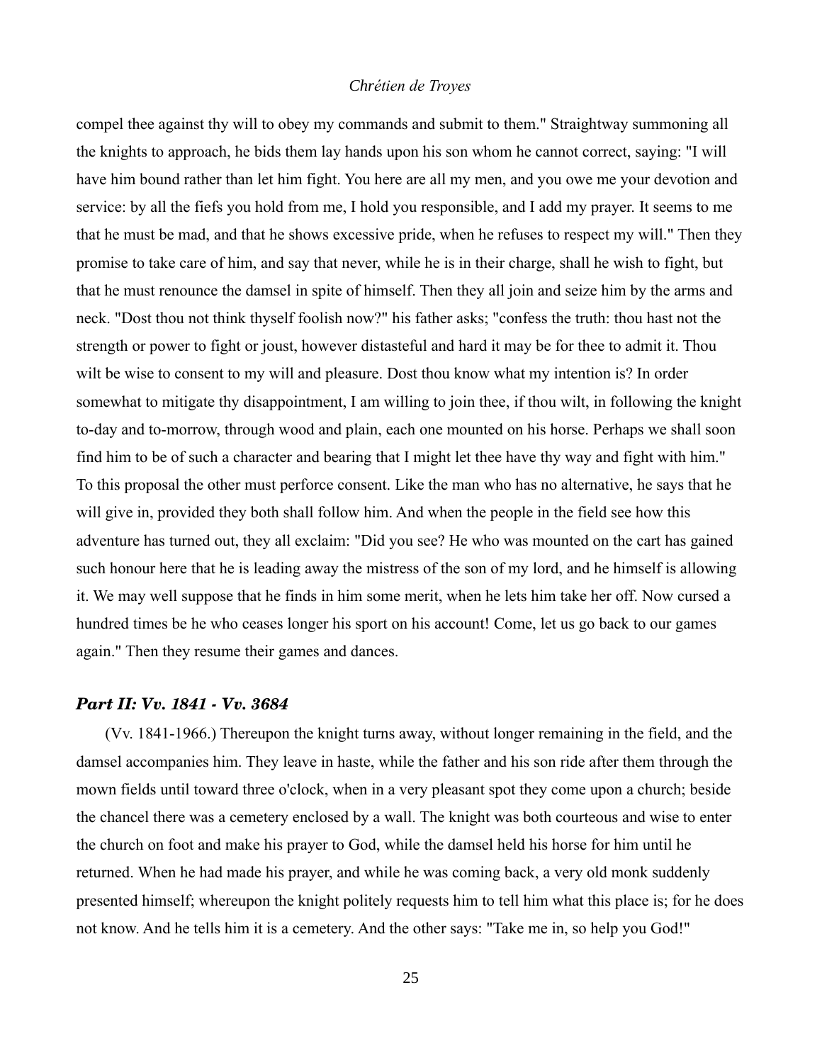compel thee against thy will to obey my commands and submit to them." Straightway summoning all the knights to approach, he bids them lay hands upon his son whom he cannot correct, saying: "I will have him bound rather than let him fight. You here are all my men, and you owe me your devotion and service: by all the fiefs you hold from me, I hold you responsible, and I add my prayer. It seems to me that he must be mad, and that he shows excessive pride, when he refuses to respect my will." Then they promise to take care of him, and say that never, while he is in their charge, shall he wish to fight, but that he must renounce the damsel in spite of himself. Then they all join and seize him by the arms and neck. "Dost thou not think thyself foolish now?" his father asks; "confess the truth: thou hast not the strength or power to fight or joust, however distasteful and hard it may be for thee to admit it. Thou wilt be wise to consent to my will and pleasure. Dost thou know what my intention is? In order somewhat to mitigate thy disappointment, I am willing to join thee, if thou wilt, in following the knight to-day and to-morrow, through wood and plain, each one mounted on his horse. Perhaps we shall soon find him to be of such a character and bearing that I might let thee have thy way and fight with him." To this proposal the other must perforce consent. Like the man who has no alternative, he says that he will give in, provided they both shall follow him. And when the people in the field see how this adventure has turned out, they all exclaim: "Did you see? He who was mounted on the cart has gained such honour here that he is leading away the mistress of the son of my lord, and he himself is allowing it. We may well suppose that he finds in him some merit, when he lets him take her off. Now cursed a hundred times be he who ceases longer his sport on his account! Come, let us go back to our games again." Then they resume their games and dances.

## *Part II: Vv. 1841 - Vv. 3684*

(Vv. 1841-1966.) Thereupon the knight turns away, without longer remaining in the field, and the damsel accompanies him. They leave in haste, while the father and his son ride after them through the mown fields until toward three o'clock, when in a very pleasant spot they come upon a church; beside the chancel there was a cemetery enclosed by a wall. The knight was both courteous and wise to enter the church on foot and make his prayer to God, while the damsel held his horse for him until he returned. When he had made his prayer, and while he was coming back, a very old monk suddenly presented himself; whereupon the knight politely requests him to tell him what this place is; for he does not know. And he tells him it is a cemetery. And the other says: "Take me in, so help you God!"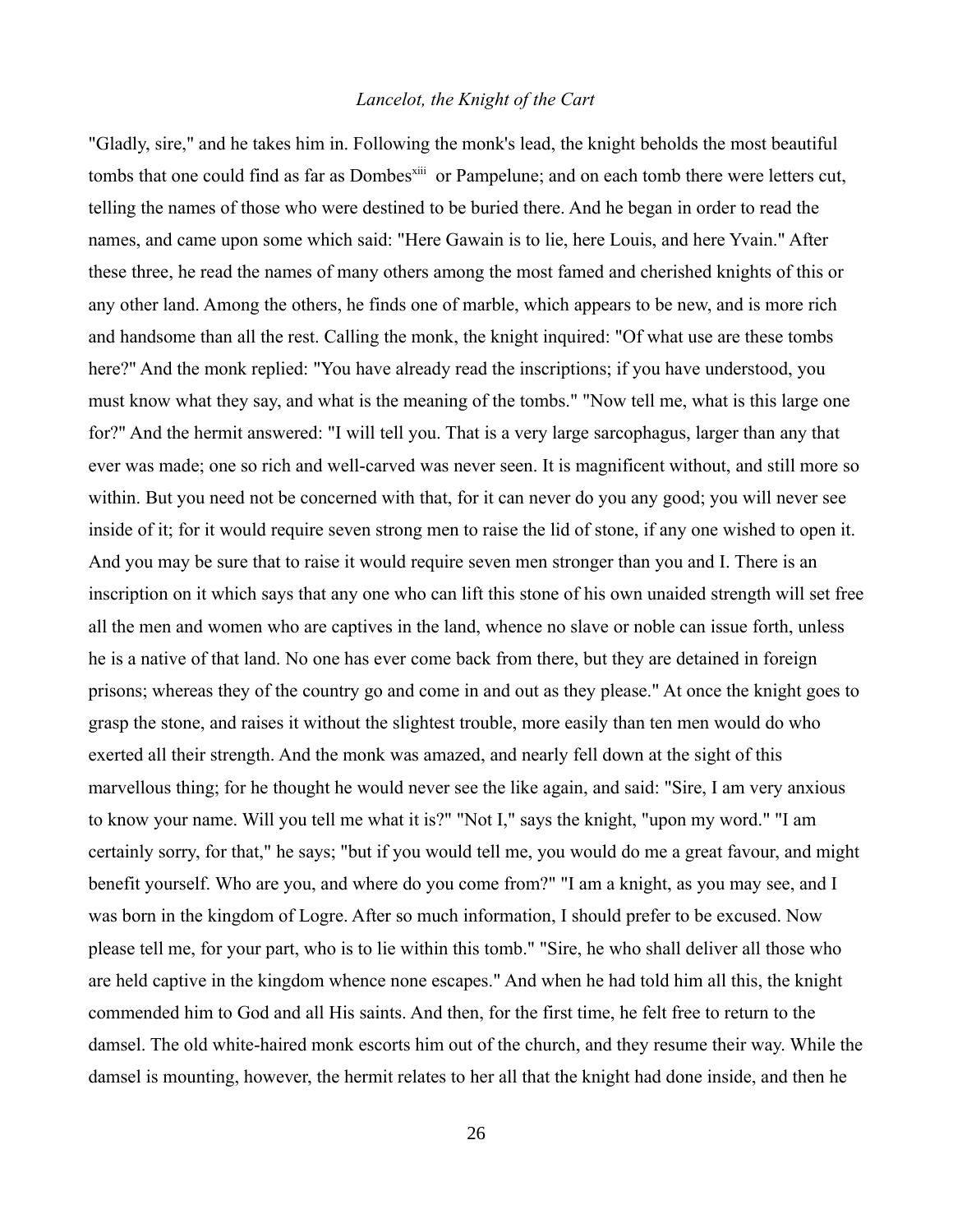"Gladly, sire," and he takes him in. Following the monk's lead, the knight beholds the most beautiful tombs that one could find as far as Dombes[xiii] or Pampelune; and on each tomb there were letters cut, telling the names of those who were destined to be buried there. And he began in order to read the names, and came upon some which said: "Here Gawain is to lie, here Louis, and here Yvain." After these three, he read the names of many others among the most famed and cherished knights of this or any other land. Among the others, he finds one of marble, which appears to be new, and is more rich and handsome than all the rest. Calling the monk, the knight inquired: "Of what use are these tombs here?" And the monk replied: "You have already read the inscriptions; if you have understood, you must know what they say, and what is the meaning of the tombs." "Now tell me, what is this large one for?" And the hermit answered: "I will tell you. That is a very large sarcophagus, larger than any that ever was made; one so rich and well-carved was never seen. It is magnificent without, and still more so within. But you need not be concerned with that, for it can never do you any good; you will never see inside of it; for it would require seven strong men to raise the lid of stone, if any one wished to open it. And you may be sure that to raise it would require seven men stronger than you and I. There is an inscription on it which says that any one who can lift this stone of his own unaided strength will set free all the men and women who are captives in the land, whence no slave or noble can issue forth, unless he is a native of that land. No one has ever come back from there, but they are detained in foreign prisons; whereas they of the country go and come in and out as they please." At once the knight goes to grasp the stone, and raises it without the slightest trouble, more easily than ten men would do who exerted all their strength. And the monk was amazed, and nearly fell down at the sight of this marvellous thing; for he thought he would never see the like again, and said: "Sire, I am very anxious to know your name. Will you tell me what it is?" "Not I," says the knight, "upon my word." "I am certainly sorry, for that," he says; "but if you would tell me, you would do me a great favour, and might benefit yourself. Who are you, and where do you come from?" "I am a knight, as you may see, and I was born in the kingdom of Logre. After so much information, I should prefer to be excused. Now please tell me, for your part, who is to lie within this tomb." "Sire, he who shall deliver all those who are held captive in the kingdom whence none escapes." And when he had told him all this, the knight commended him to God and all His saints. And then, for the first time, he felt free to return to the damsel. The old white-haired monk escorts him out of the church, and they resume their way. While the damsel is mounting, however, the hermit relates to her all that the knight had done inside, and then he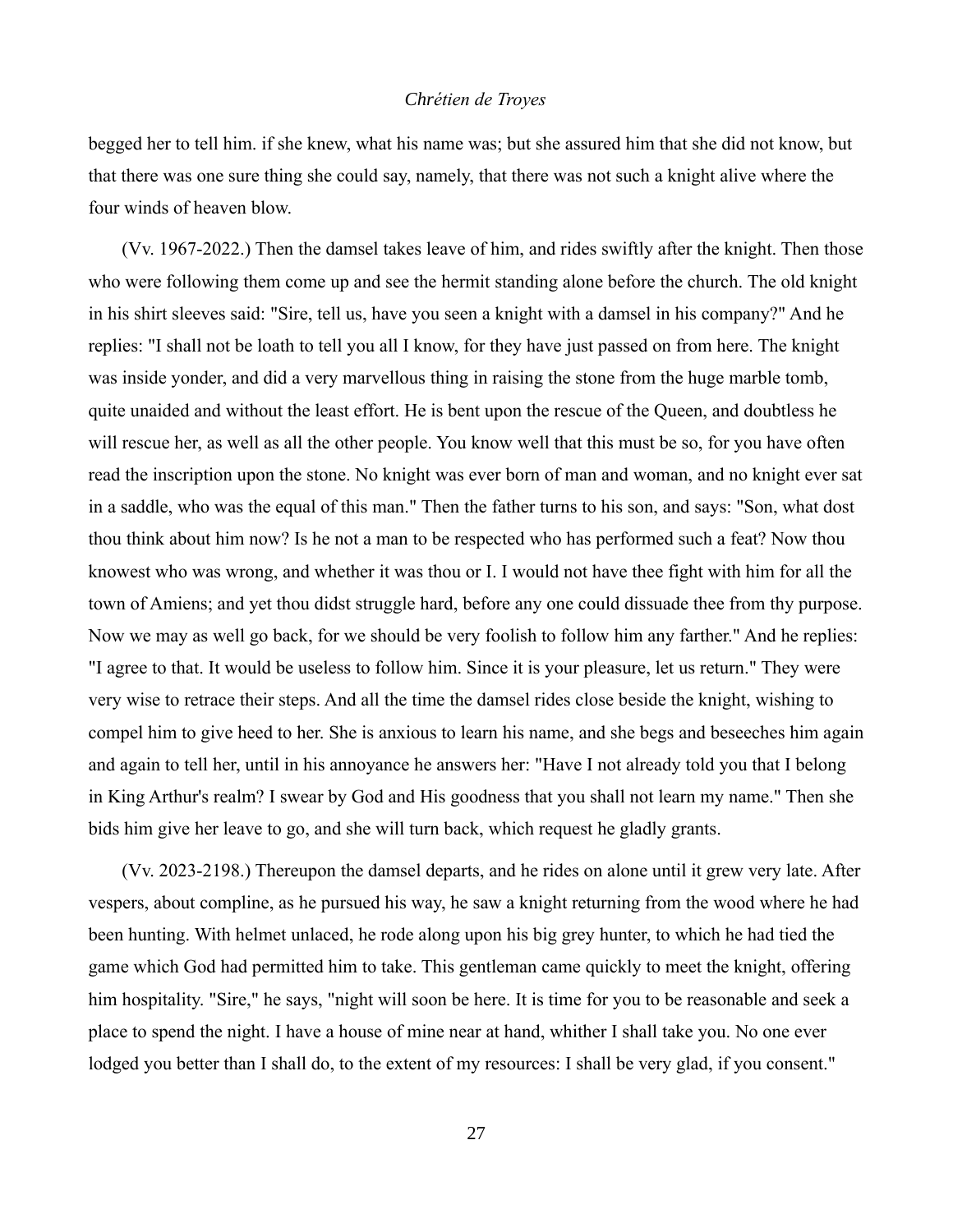begged her to tell him. if she knew, what his name was; but she assured him that she did not know, but that there was one sure thing she could say, namely, that there was not such a knight alive where the four winds of heaven blow.

(Vv. 1967-2022.) Then the damsel takes leave of him, and rides swiftly after the knight. Then those who were following them come up and see the hermit standing alone before the church. The old knight in his shirt sleeves said: "Sire, tell us, have you seen a knight with a damsel in his company?" And he replies: "I shall not be loath to tell you all I know, for they have just passed on from here. The knight was inside yonder, and did a very marvellous thing in raising the stone from the huge marble tomb, quite unaided and without the least effort. He is bent upon the rescue of the Queen, and doubtless he will rescue her, as well as all the other people. You know well that this must be so, for you have often read the inscription upon the stone. No knight was ever born of man and woman, and no knight ever sat in a saddle, who was the equal of this man." Then the father turns to his son, and says: "Son, what dost thou think about him now? Is he not a man to be respected who has performed such a feat? Now thou knowest who was wrong, and whether it was thou or I. I would not have thee fight with him for all the town of Amiens; and yet thou didst struggle hard, before any one could dissuade thee from thy purpose. Now we may as well go back, for we should be very foolish to follow him any farther." And he replies: "I agree to that. It would be useless to follow him. Since it is your pleasure, let us return." They were very wise to retrace their steps. And all the time the damsel rides close beside the knight, wishing to compel him to give heed to her. She is anxious to learn his name, and she begs and beseeches him again and again to tell her, until in his annoyance he answers her: "Have I not already told you that I belong in King Arthur's realm? I swear by God and His goodness that you shall not learn my name." Then she bids him give her leave to go, and she will turn back, which request he gladly grants.

(Vv. 2023-2198.) Thereupon the damsel departs, and he rides on alone until it grew very late. After vespers, about compline, as he pursued his way, he saw a knight returning from the wood where he had been hunting. With helmet unlaced, he rode along upon his big grey hunter, to which he had tied the game which God had permitted him to take. This gentleman came quickly to meet the knight, offering him hospitality. "Sire," he says, "night will soon be here. It is time for you to be reasonable and seek a place to spend the night. I have a house of mine near at hand, whither I shall take you. No one ever lodged you better than I shall do, to the extent of my resources: I shall be very glad, if you consent."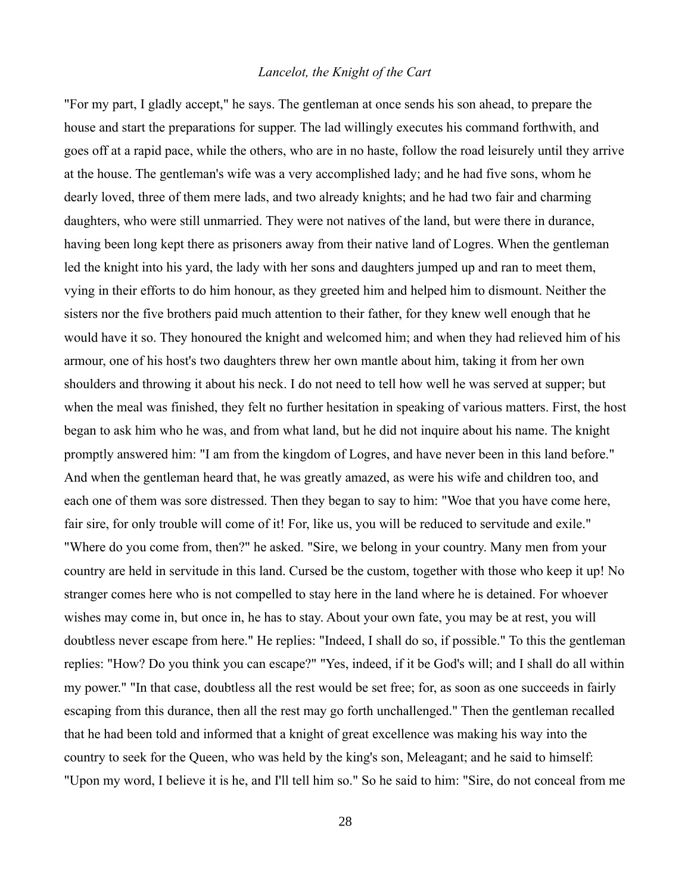"For my part, I gladly accept," he says. The gentleman at once sends his son ahead, to prepare the house and start the preparations for supper. The lad willingly executes his command forthwith, and goes off at a rapid pace, while the others, who are in no haste, follow the road leisurely until they arrive at the house. The gentleman's wife was a very accomplished lady; and he had five sons, whom he dearly loved, three of them mere lads, and two already knights; and he had two fair and charming daughters, who were still unmarried. They were not natives of the land, but were there in durance, having been long kept there as prisoners away from their native land of Logres. When the gentleman led the knight into his yard, the lady with her sons and daughters jumped up and ran to meet them, vying in their efforts to do him honour, as they greeted him and helped him to dismount. Neither the sisters nor the five brothers paid much attention to their father, for they knew well enough that he would have it so. They honoured the knight and welcomed him; and when they had relieved him of his armour, one of his host's two daughters threw her own mantle about him, taking it from her own shoulders and throwing it about his neck. I do not need to tell how well he was served at supper; but when the meal was finished, they felt no further hesitation in speaking of various matters. First, the host began to ask him who he was, and from what land, but he did not inquire about his name. The knight promptly answered him: "I am from the kingdom of Logres, and have never been in this land before." And when the gentleman heard that, he was greatly amazed, as were his wife and children too, and each one of them was sore distressed. Then they began to say to him: "Woe that you have come here, fair sire, for only trouble will come of it! For, like us, you will be reduced to servitude and exile." "Where do you come from, then?" he asked. "Sire, we belong in your country. Many men from your country are held in servitude in this land. Cursed be the custom, together with those who keep it up! No stranger comes here who is not compelled to stay here in the land where he is detained. For whoever wishes may come in, but once in, he has to stay. About your own fate, you may be at rest, you will doubtless never escape from here." He replies: "Indeed, I shall do so, if possible." To this the gentleman replies: "How? Do you think you can escape?" "Yes, indeed, if it be God's will; and I shall do all within my power." "In that case, doubtless all the rest would be set free; for, as soon as one succeeds in fairly escaping from this durance, then all the rest may go forth unchallenged." Then the gentleman recalled that he had been told and informed that a knight of great excellence was making his way into the country to seek for the Queen, who was held by the king's son, Meleagant; and he said to himself: "Upon my word, I believe it is he, and I'll tell him so." So he said to him: "Sire, do not conceal from me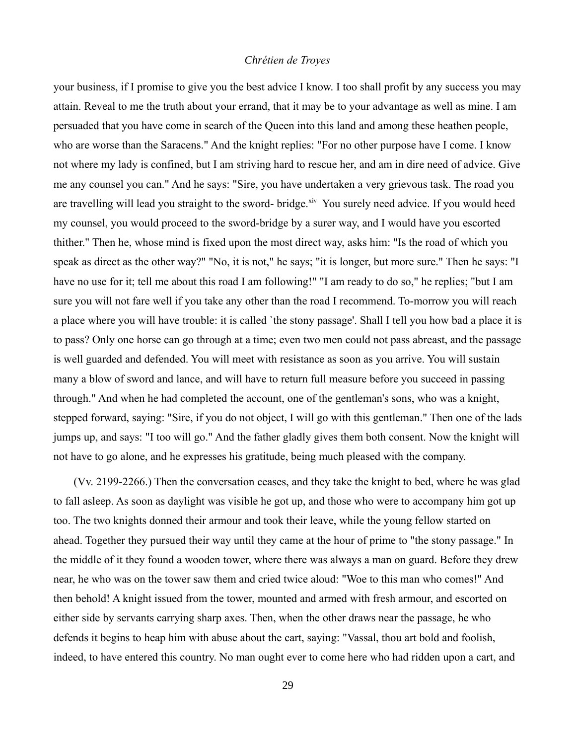your business, if I promise to give you the best advice I know. I too shall profit by any success you may attain. Reveal to me the truth about your errand, that it may be to your advantage as well as mine. I am persuaded that you have come in search of the Queen into this land and among these heathen people, who are worse than the Saracens." And the knight replies: "For no other purpose have I come. I know not where my lady is confined, but I am striving hard to rescue her, and am in dire need of advice. Give me any counsel you can." And he says: "Sire, you have undertaken a very grievous task. The road you are travelling will lead you straight to the sword- bridge.[xiv] You surely need advice. If you would heed my counsel, you would proceed to the sword-bridge by a surer way, and I would have you escorted thither." Then he, whose mind is fixed upon the most direct way, asks him: "Is the road of which you speak as direct as the other way?" "No, it is not," he says; "it is longer, but more sure." Then he says: "I have no use for it; tell me about this road I am following!" "I am ready to do so," he replies; "but I am sure you will not fare well if you take any other than the road I recommend. To-morrow you will reach a place where you will have trouble: it is called `the stony passage'. Shall I tell you how bad a place it is to pass? Only one horse can go through at a time; even two men could not pass abreast, and the passage is well guarded and defended. You will meet with resistance as soon as you arrive. You will sustain many a blow of sword and lance, and will have to return full measure before you succeed in passing through." And when he had completed the account, one of the gentleman's sons, who was a knight, stepped forward, saying: "Sire, if you do not object, I will go with this gentleman." Then one of the lads jumps up, and says: "I too will go." And the father gladly gives them both consent. Now the knight will not have to go alone, and he expresses his gratitude, being much pleased with the company.

(Vv. 2199-2266.) Then the conversation ceases, and they take the knight to bed, where he was glad to fall asleep. As soon as daylight was visible he got up, and those who were to accompany him got up too. The two knights donned their armour and took their leave, while the young fellow started on ahead. Together they pursued their way until they came at the hour of prime to "the stony passage." In the middle of it they found a wooden tower, where there was always a man on guard. Before they drew near, he who was on the tower saw them and cried twice aloud: "Woe to this man who comes!" And then behold! A knight issued from the tower, mounted and armed with fresh armour, and escorted on either side by servants carrying sharp axes. Then, when the other draws near the passage, he who defends it begins to heap him with abuse about the cart, saying: "Vassal, thou art bold and foolish, indeed, to have entered this country. No man ought ever to come here who had ridden upon a cart, and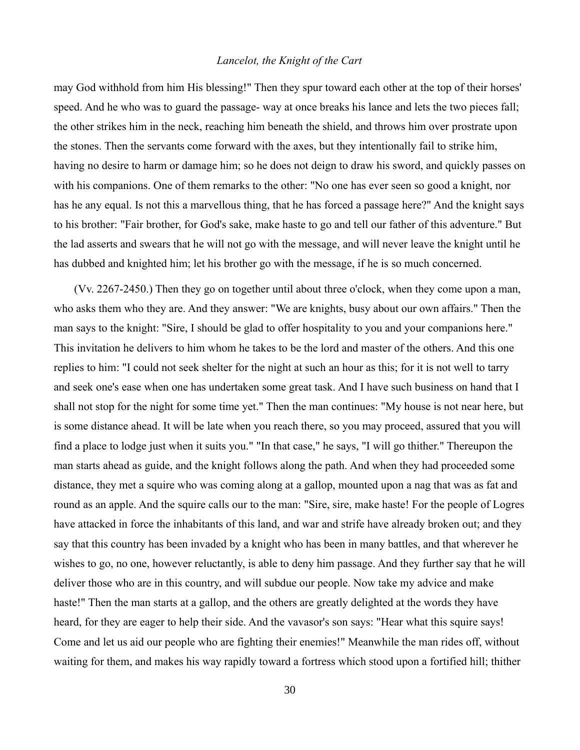may God withhold from him His blessing!" Then they spur toward each other at the top of their horses' speed. And he who was to guard the passage- way at once breaks his lance and lets the two pieces fall; the other strikes him in the neck, reaching him beneath the shield, and throws him over prostrate upon the stones. Then the servants come forward with the axes, but they intentionally fail to strike him, having no desire to harm or damage him; so he does not deign to draw his sword, and quickly passes on with his companions. One of them remarks to the other: "No one has ever seen so good a knight, nor has he any equal. Is not this a marvellous thing, that he has forced a passage here?" And the knight says to his brother: "Fair brother, for God's sake, make haste to go and tell our father of this adventure." But the lad asserts and swears that he will not go with the message, and will never leave the knight until he has dubbed and knighted him; let his brother go with the message, if he is so much concerned.

(Vv. 2267-2450.) Then they go on together until about three o'clock, when they come upon a man, who asks them who they are. And they answer: "We are knights, busy about our own affairs." Then the man says to the knight: "Sire, I should be glad to offer hospitality to you and your companions here." This invitation he delivers to him whom he takes to be the lord and master of the others. And this one replies to him: "I could not seek shelter for the night at such an hour as this; for it is not well to tarry and seek one's ease when one has undertaken some great task. And I have such business on hand that I shall not stop for the night for some time yet." Then the man continues: "My house is not near here, but is some distance ahead. It will be late when you reach there, so you may proceed, assured that you will find a place to lodge just when it suits you." "In that case," he says, "I will go thither." Thereupon the man starts ahead as guide, and the knight follows along the path. And when they had proceeded some distance, they met a squire who was coming along at a gallop, mounted upon a nag that was as fat and round as an apple. And the squire calls our to the man: "Sire, sire, make haste! For the people of Logres have attacked in force the inhabitants of this land, and war and strife have already broken out; and they say that this country has been invaded by a knight who has been in many battles, and that wherever he wishes to go, no one, however reluctantly, is able to deny him passage. And they further say that he will deliver those who are in this country, and will subdue our people. Now take my advice and make haste!" Then the man starts at a gallop, and the others are greatly delighted at the words they have heard, for they are eager to help their side. And the vavasor's son says: "Hear what this squire says! Come and let us aid our people who are fighting their enemies!" Meanwhile the man rides off, without waiting for them, and makes his way rapidly toward a fortress which stood upon a fortified hill; thither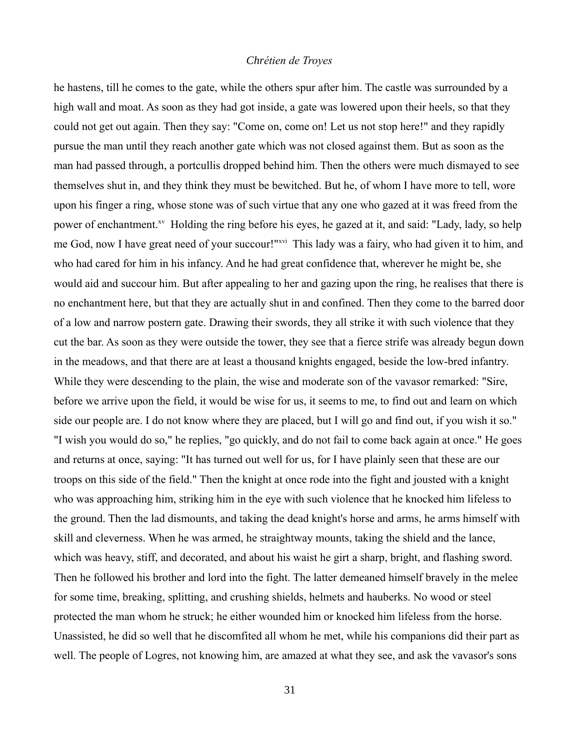he hastens, till he comes to the gate, while the others spur after him. The castle was surrounded by a high wall and moat. As soon as they had got inside, a gate was lowered upon their heels, so that they could not get out again. Then they say: "Come on, come on! Let us not stop here!" and they rapidly pursue the man until they reach another gate which was not closed against them. But as soon as the man had passed through, a portcullis dropped behind him. Then the others were much dismayed to see themselves shut in, and they think they must be bewitched. But he, of whom I have more to tell, wore upon his finger a ring, whose stone was of such virtue that any one who gazed at it was freed from the power of enchantment.[xv] Holding the ring before his eyes, he gazed at it, and said: "Lady, lady, so help me God, now I have great need of your succour!"[xvi] This lady was a fairy, who had given it to him, and who had cared for him in his infancy. And he had great confidence that, wherever he might be, she would aid and succour him. But after appealing to her and gazing upon the ring, he realises that there is no enchantment here, but that they are actually shut in and confined. Then they come to the barred door of a low and narrow postern gate. Drawing their swords, they all strike it with such violence that they cut the bar. As soon as they were outside the tower, they see that a fierce strife was already begun down in the meadows, and that there are at least a thousand knights engaged, beside the low-bred infantry. While they were descending to the plain, the wise and moderate son of the vavasor remarked: "Sire, before we arrive upon the field, it would be wise for us, it seems to me, to find out and learn on which side our people are. I do not know where they are placed, but I will go and find out, if you wish it so." "I wish you would do so," he replies, "go quickly, and do not fail to come back again at once." He goes and returns at once, saying: "It has turned out well for us, for I have plainly seen that these are our troops on this side of the field." Then the knight at once rode into the fight and jousted with a knight who was approaching him, striking him in the eye with such violence that he knocked him lifeless to the ground. Then the lad dismounts, and taking the dead knight's horse and arms, he arms himself with skill and cleverness. When he was armed, he straightway mounts, taking the shield and the lance, which was heavy, stiff, and decorated, and about his waist he girt a sharp, bright, and flashing sword. Then he followed his brother and lord into the fight. The latter demeaned himself bravely in the melee for some time, breaking, splitting, and crushing shields, helmets and hauberks. No wood or steel protected the man whom he struck; he either wounded him or knocked him lifeless from the horse. Unassisted, he did so well that he discomfited all whom he met, while his companions did their part as well. The people of Logres, not knowing him, are amazed at what they see, and ask the vavasor's sons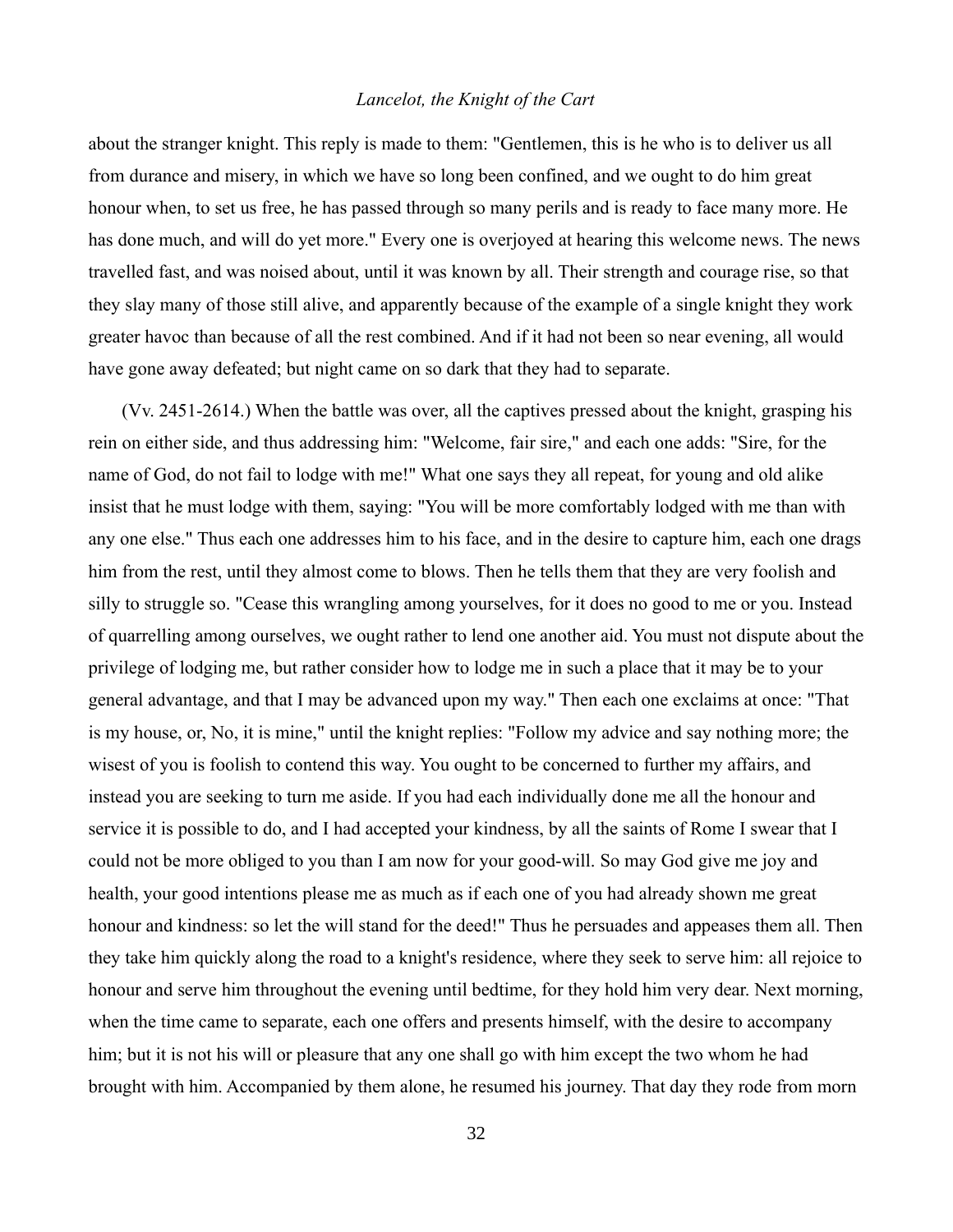about the stranger knight. This reply is made to them: "Gentlemen, this is he who is to deliver us all from durance and misery, in which we have so long been confined, and we ought to do him great honour when, to set us free, he has passed through so many perils and is ready to face many more. He has done much, and will do yet more." Every one is overjoyed at hearing this welcome news. The news travelled fast, and was noised about, until it was known by all. Their strength and courage rise, so that they slay many of those still alive, and apparently because of the example of a single knight they work greater havoc than because of all the rest combined. And if it had not been so near evening, all would have gone away defeated; but night came on so dark that they had to separate.

(Vv. 2451-2614.) When the battle was over, all the captives pressed about the knight, grasping his rein on either side, and thus addressing him: "Welcome, fair sire," and each one adds: "Sire, for the name of God, do not fail to lodge with me!" What one says they all repeat, for young and old alike insist that he must lodge with them, saying: "You will be more comfortably lodged with me than with any one else." Thus each one addresses him to his face, and in the desire to capture him, each one drags him from the rest, until they almost come to blows. Then he tells them that they are very foolish and silly to struggle so. "Cease this wrangling among yourselves, for it does no good to me or you. Instead of quarrelling among ourselves, we ought rather to lend one another aid. You must not dispute about the privilege of lodging me, but rather consider how to lodge me in such a place that it may be to your general advantage, and that I may be advanced upon my way." Then each one exclaims at once: "That is my house, or, No, it is mine," until the knight replies: "Follow my advice and say nothing more; the wisest of you is foolish to contend this way. You ought to be concerned to further my affairs, and instead you are seeking to turn me aside. If you had each individually done me all the honour and service it is possible to do, and I had accepted your kindness, by all the saints of Rome I swear that I could not be more obliged to you than I am now for your good-will. So may God give me joy and health, your good intentions please me as much as if each one of you had already shown me great honour and kindness: so let the will stand for the deed!" Thus he persuades and appeases them all. Then they take him quickly along the road to a knight's residence, where they seek to serve him: all rejoice to honour and serve him throughout the evening until bedtime, for they hold him very dear. Next morning, when the time came to separate, each one offers and presents himself, with the desire to accompany him; but it is not his will or pleasure that any one shall go with him except the two whom he had brought with him. Accompanied by them alone, he resumed his journey. That day they rode from morn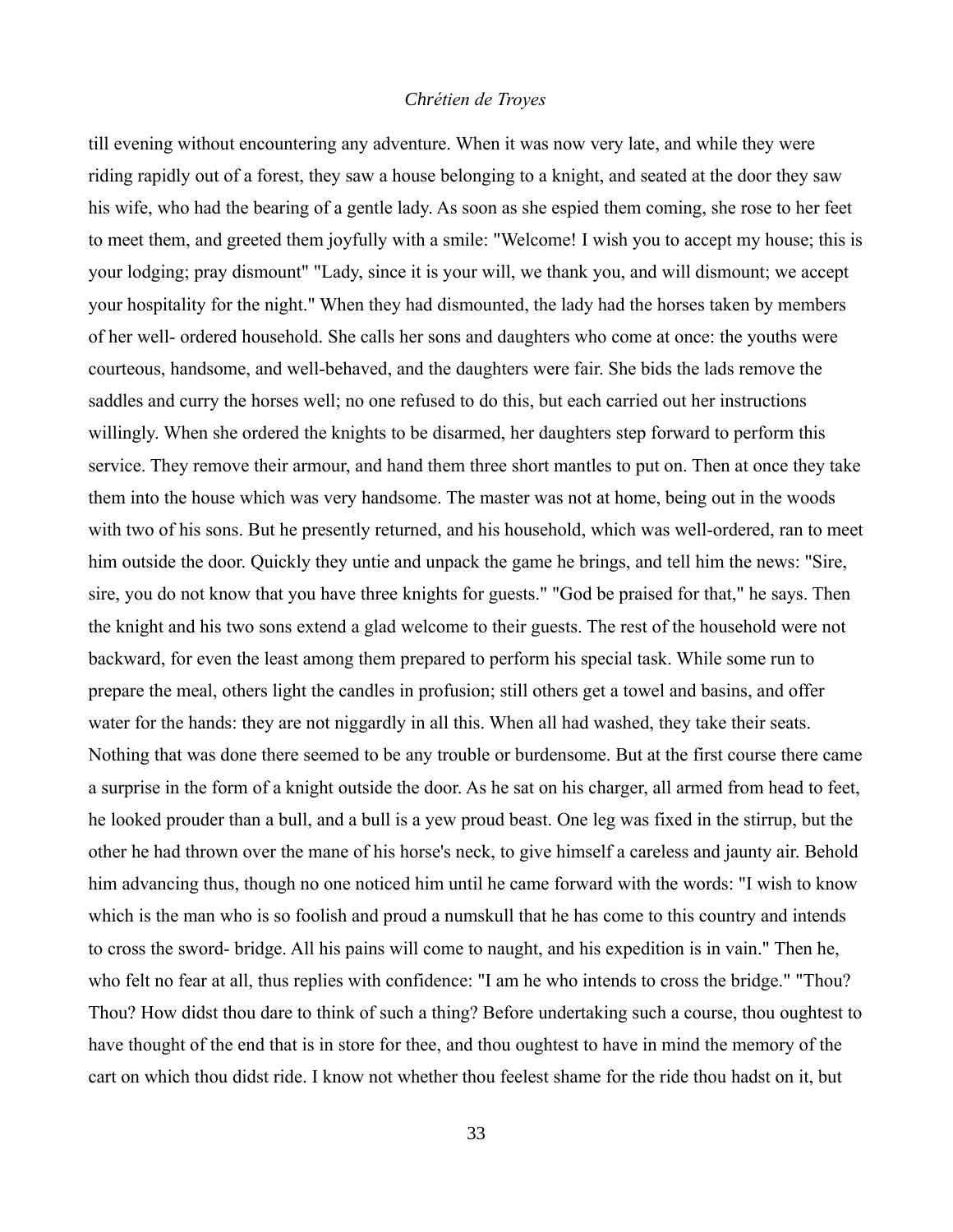till evening without encountering any adventure. When it was now very late, and while they were riding rapidly out of a forest, they saw a house belonging to a knight, and seated at the door they saw his wife, who had the bearing of a gentle lady. As soon as she espied them coming, she rose to her feet to meet them, and greeted them joyfully with a smile: "Welcome! I wish you to accept my house; this is your lodging; pray dismount" "Lady, since it is your will, we thank you, and will dismount; we accept your hospitality for the night." When they had dismounted, the lady had the horses taken by members of her well- ordered household. She calls her sons and daughters who come at once: the youths were courteous, handsome, and well-behaved, and the daughters were fair. She bids the lads remove the saddles and curry the horses well; no one refused to do this, but each carried out her instructions willingly. When she ordered the knights to be disarmed, her daughters step forward to perform this service. They remove their armour, and hand them three short mantles to put on. Then at once they take them into the house which was very handsome. The master was not at home, being out in the woods with two of his sons. But he presently returned, and his household, which was well-ordered, ran to meet him outside the door. Quickly they untie and unpack the game he brings, and tell him the news: "Sire, sire, you do not know that you have three knights for guests." "God be praised for that," he says. Then the knight and his two sons extend a glad welcome to their guests. The rest of the household were not backward, for even the least among them prepared to perform his special task. While some run to prepare the meal, others light the candles in profusion; still others get a towel and basins, and offer water for the hands: they are not niggardly in all this. When all had washed, they take their seats. Nothing that was done there seemed to be any trouble or burdensome. But at the first course there came a surprise in the form of a knight outside the door. As he sat on his charger, all armed from head to feet, he looked prouder than a bull, and a bull is a yew proud beast. One leg was fixed in the stirrup, but the other he had thrown over the mane of his horse's neck, to give himself a careless and jaunty air. Behold him advancing thus, though no one noticed him until he came forward with the words: "I wish to know which is the man who is so foolish and proud a numskull that he has come to this country and intends to cross the sword- bridge. All his pains will come to naught, and his expedition is in vain." Then he, who felt no fear at all, thus replies with confidence: "I am he who intends to cross the bridge." "Thou? Thou? How didst thou dare to think of such a thing? Before undertaking such a course, thou oughtest to have thought of the end that is in store for thee, and thou oughtest to have in mind the memory of the cart on which thou didst ride. I know not whether thou feelest shame for the ride thou hadst on it, but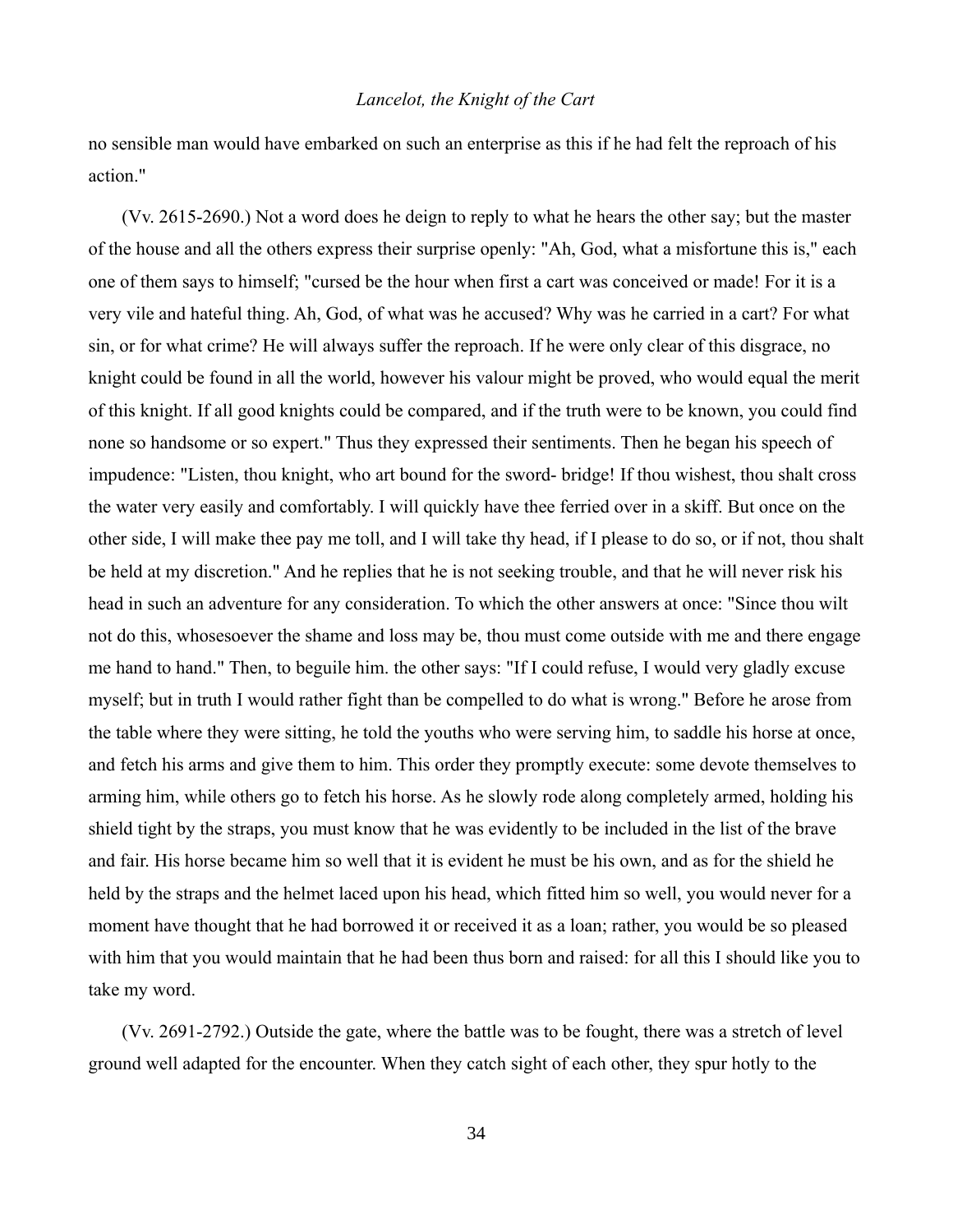no sensible man would have embarked on such an enterprise as this if he had felt the reproach of his action."

(Vv. 2615-2690.) Not a word does he deign to reply to what he hears the other say; but the master of the house and all the others express their surprise openly: "Ah, God, what a misfortune this is," each one of them says to himself; "cursed be the hour when first a cart was conceived or made! For it is a very vile and hateful thing. Ah, God, of what was he accused? Why was he carried in a cart? For what sin, or for what crime? He will always suffer the reproach. If he were only clear of this disgrace, no knight could be found in all the world, however his valour might be proved, who would equal the merit of this knight. If all good knights could be compared, and if the truth were to be known, you could find none so handsome or so expert." Thus they expressed their sentiments. Then he began his speech of impudence: "Listen, thou knight, who art bound for the sword- bridge! If thou wishest, thou shalt cross the water very easily and comfortably. I will quickly have thee ferried over in a skiff. But once on the other side, I will make thee pay me toll, and I will take thy head, if I please to do so, or if not, thou shalt be held at my discretion." And he replies that he is not seeking trouble, and that he will never risk his head in such an adventure for any consideration. To which the other answers at once: "Since thou wilt not do this, whosesoever the shame and loss may be, thou must come outside with me and there engage me hand to hand." Then, to beguile him. the other says: "If I could refuse, I would very gladly excuse myself; but in truth I would rather fight than be compelled to do what is wrong." Before he arose from the table where they were sitting, he told the youths who were serving him, to saddle his horse at once, and fetch his arms and give them to him. This order they promptly execute: some devote themselves to arming him, while others go to fetch his horse. As he slowly rode along completely armed, holding his shield tight by the straps, you must know that he was evidently to be included in the list of the brave and fair. His horse became him so well that it is evident he must be his own, and as for the shield he held by the straps and the helmet laced upon his head, which fitted him so well, you would never for a moment have thought that he had borrowed it or received it as a loan; rather, you would be so pleased with him that you would maintain that he had been thus born and raised: for all this I should like you to take my word.

(Vv. 2691-2792.) Outside the gate, where the battle was to be fought, there was a stretch of level ground well adapted for the encounter. When they catch sight of each other, they spur hotly to the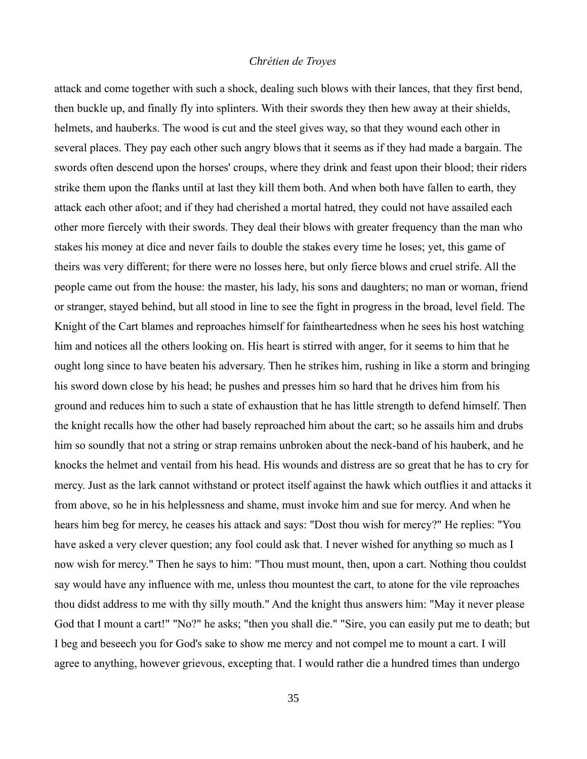attack and come together with such a shock, dealing such blows with their lances, that they first bend, then buckle up, and finally fly into splinters. With their swords they then hew away at their shields, helmets, and hauberks. The wood is cut and the steel gives way, so that they wound each other in several places. They pay each other such angry blows that it seems as if they had made a bargain. The swords often descend upon the horses' croups, where they drink and feast upon their blood; their riders strike them upon the flanks until at last they kill them both. And when both have fallen to earth, they attack each other afoot; and if they had cherished a mortal hatred, they could not have assailed each other more fiercely with their swords. They deal their blows with greater frequency than the man who stakes his money at dice and never fails to double the stakes every time he loses; yet, this game of theirs was very different; for there were no losses here, but only fierce blows and cruel strife. All the people came out from the house: the master, his lady, his sons and daughters; no man or woman, friend or stranger, stayed behind, but all stood in line to see the fight in progress in the broad, level field. The Knight of the Cart blames and reproaches himself for faintheartedness when he sees his host watching him and notices all the others looking on. His heart is stirred with anger, for it seems to him that he ought long since to have beaten his adversary. Then he strikes him, rushing in like a storm and bringing his sword down close by his head; he pushes and presses him so hard that he drives him from his ground and reduces him to such a state of exhaustion that he has little strength to defend himself. Then the knight recalls how the other had basely reproached him about the cart; so he assails him and drubs him so soundly that not a string or strap remains unbroken about the neck-band of his hauberk, and he knocks the helmet and ventail from his head. His wounds and distress are so great that he has to cry for mercy. Just as the lark cannot withstand or protect itself against the hawk which outflies it and attacks it from above, so he in his helplessness and shame, must invoke him and sue for mercy. And when he hears him beg for mercy, he ceases his attack and says: "Dost thou wish for mercy?" He replies: "You have asked a very clever question; any fool could ask that. I never wished for anything so much as I now wish for mercy." Then he says to him: "Thou must mount, then, upon a cart. Nothing thou couldst say would have any influence with me, unless thou mountest the cart, to atone for the vile reproaches thou didst address to me with thy silly mouth." And the knight thus answers him: "May it never please God that I mount a cart!" "No?" he asks; "then you shall die." "Sire, you can easily put me to death; but I beg and beseech you for God's sake to show me mercy and not compel me to mount a cart. I will agree to anything, however grievous, excepting that. I would rather die a hundred times than undergo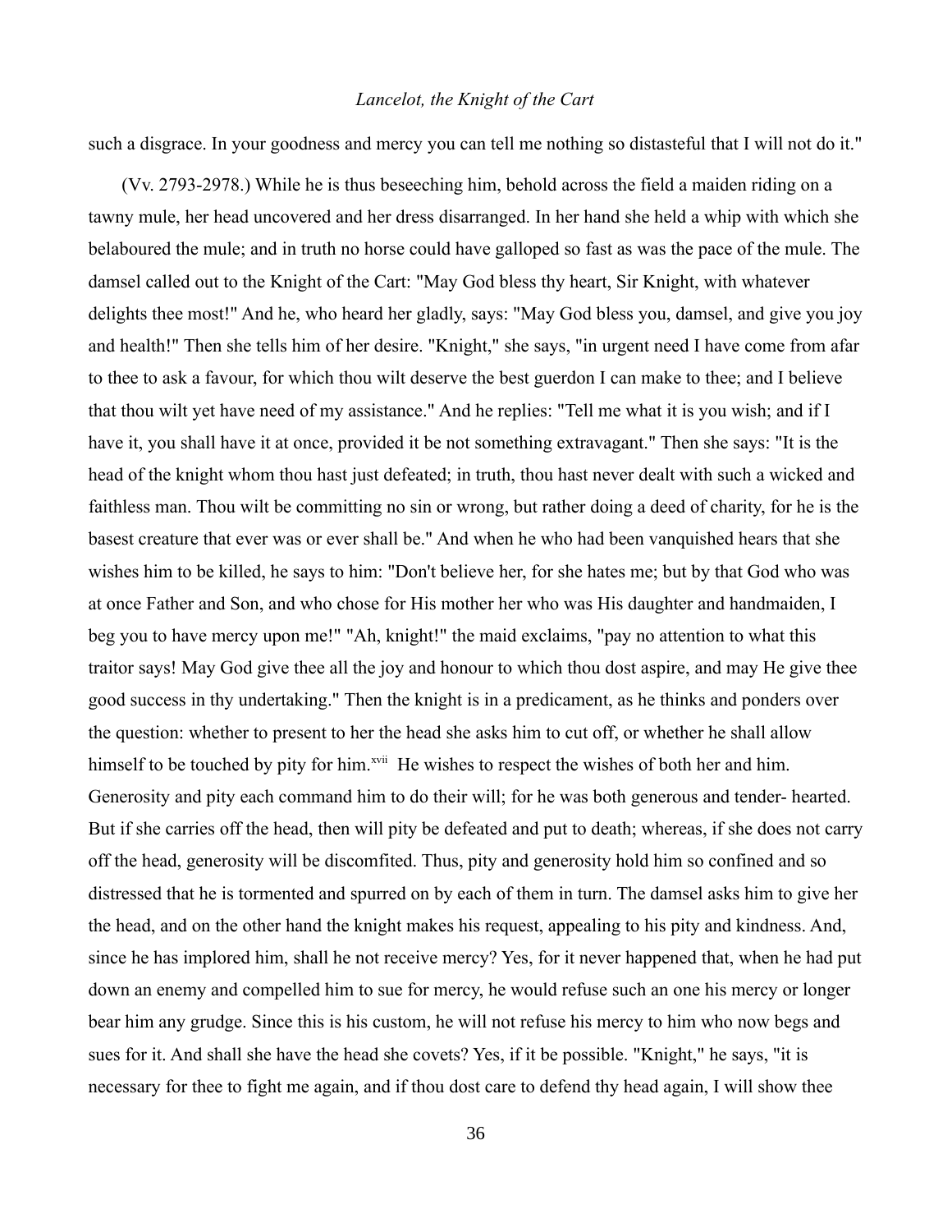such a disgrace. In your goodness and mercy you can tell me nothing so distasteful that I will not do it."

(Vv. 2793-2978.) While he is thus beseeching him, behold across the field a maiden riding on a tawny mule, her head uncovered and her dress disarranged. In her hand she held a whip with which she belaboured the mule; and in truth no horse could have galloped so fast as was the pace of the mule. The damsel called out to the Knight of the Cart: "May God bless thy heart, Sir Knight, with whatever delights thee most!" And he, who heard her gladly, says: "May God bless you, damsel, and give you joy and health!" Then she tells him of her desire. "Knight," she says, "in urgent need I have come from afar to thee to ask a favour, for which thou wilt deserve the best guerdon I can make to thee; and I believe that thou wilt yet have need of my assistance." And he replies: "Tell me what it is you wish; and if I have it, you shall have it at once, provided it be not something extravagant." Then she says: "It is the head of the knight whom thou hast just defeated; in truth, thou hast never dealt with such a wicked and faithless man. Thou wilt be committing no sin or wrong, but rather doing a deed of charity, for he is the basest creature that ever was or ever shall be." And when he who had been vanquished hears that she wishes him to be killed, he says to him: "Don't believe her, for she hates me; but by that God who was at once Father and Son, and who chose for His mother her who was His daughter and handmaiden, I beg you to have mercy upon me!" "Ah, knight!" the maid exclaims, "pay no attention to what this traitor says! May God give thee all the joy and honour to which thou dost aspire, and may He give thee good success in thy undertaking." Then the knight is in a predicament, as he thinks and ponders over the question: whether to present to her the head she asks him to cut off, or whether he shall allow himself to be touched by pity for him.[xvii] He wishes to respect the wishes of both her and him. Generosity and pity each command him to do their will; for he was both generous and tender- hearted. But if she carries off the head, then will pity be defeated and put to death; whereas, if she does not carry off the head, generosity will be discomfited. Thus, pity and generosity hold him so confined and so distressed that he is tormented and spurred on by each of them in turn. The damsel asks him to give her the head, and on the other hand the knight makes his request, appealing to his pity and kindness. And, since he has implored him, shall he not receive mercy? Yes, for it never happened that, when he had put down an enemy and compelled him to sue for mercy, he would refuse such an one his mercy or longer bear him any grudge. Since this is his custom, he will not refuse his mercy to him who now begs and sues for it. And shall she have the head she covets? Yes, if it be possible. "Knight," he says, "it is necessary for thee to fight me again, and if thou dost care to defend thy head again, I will show thee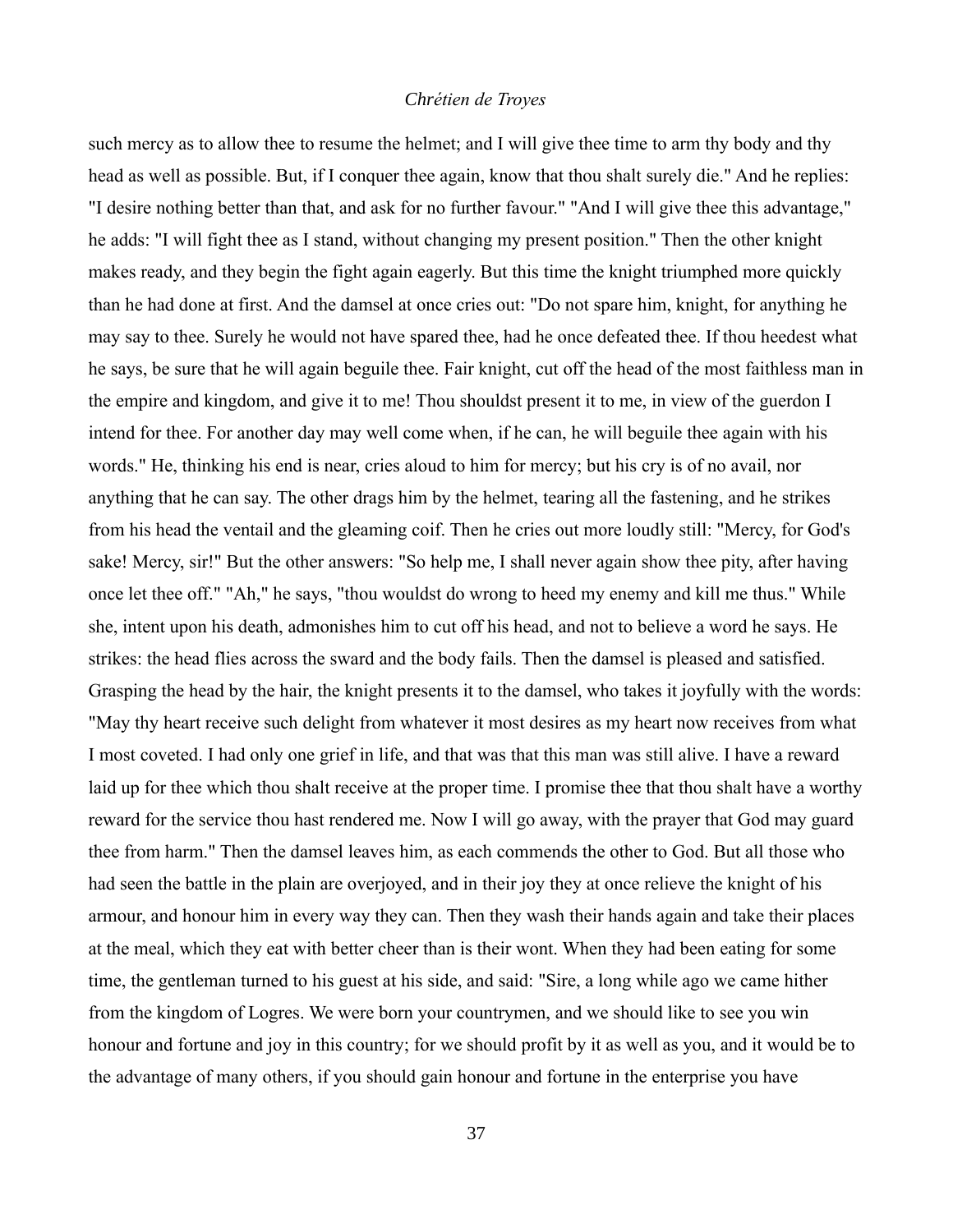such mercy as to allow thee to resume the helmet; and I will give thee time to arm thy body and thy head as well as possible. But, if I conquer thee again, know that thou shalt surely die." And he replies: "I desire nothing better than that, and ask for no further favour." "And I will give thee this advantage," he adds: "I will fight thee as I stand, without changing my present position." Then the other knight makes ready, and they begin the fight again eagerly. But this time the knight triumphed more quickly than he had done at first. And the damsel at once cries out: "Do not spare him, knight, for anything he may say to thee. Surely he would not have spared thee, had he once defeated thee. If thou heedest what he says, be sure that he will again beguile thee. Fair knight, cut off the head of the most faithless man in the empire and kingdom, and give it to me! Thou shouldst present it to me, in view of the guerdon I intend for thee. For another day may well come when, if he can, he will beguile thee again with his words." He, thinking his end is near, cries aloud to him for mercy; but his cry is of no avail, nor anything that he can say. The other drags him by the helmet, tearing all the fastening, and he strikes from his head the ventail and the gleaming coif. Then he cries out more loudly still: "Mercy, for God's sake! Mercy, sir!" But the other answers: "So help me, I shall never again show thee pity, after having once let thee off." "Ah," he says, "thou wouldst do wrong to heed my enemy and kill me thus." While she, intent upon his death, admonishes him to cut off his head, and not to believe a word he says. He strikes: the head flies across the sward and the body fails. Then the damsel is pleased and satisfied. Grasping the head by the hair, the knight presents it to the damsel, who takes it joyfully with the words: "May thy heart receive such delight from whatever it most desires as my heart now receives from what I most coveted. I had only one grief in life, and that was that this man was still alive. I have a reward laid up for thee which thou shalt receive at the proper time. I promise thee that thou shalt have a worthy reward for the service thou hast rendered me. Now I will go away, with the prayer that God may guard thee from harm." Then the damsel leaves him, as each commends the other to God. But all those who had seen the battle in the plain are overjoyed, and in their joy they at once relieve the knight of his armour, and honour him in every way they can. Then they wash their hands again and take their places at the meal, which they eat with better cheer than is their wont. When they had been eating for some time, the gentleman turned to his guest at his side, and said: "Sire, a long while ago we came hither from the kingdom of Logres. We were born your countrymen, and we should like to see you win honour and fortune and joy in this country; for we should profit by it as well as you, and it would be to the advantage of many others, if you should gain honour and fortune in the enterprise you have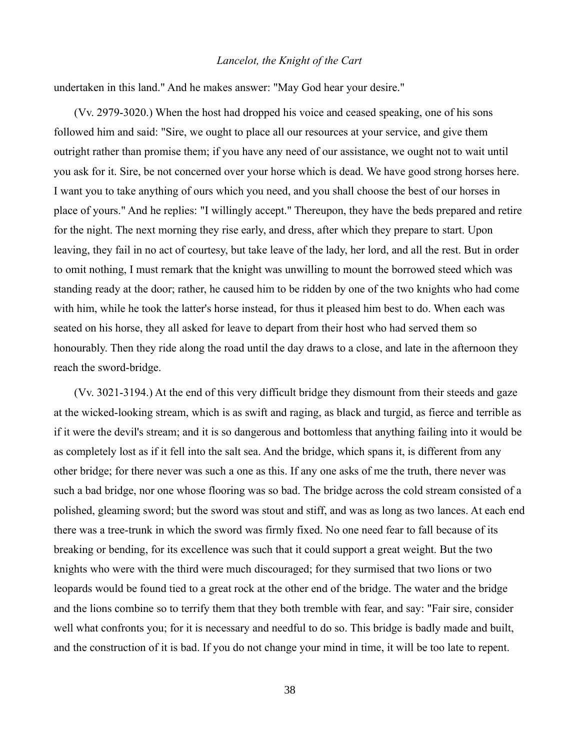undertaken in this land." And he makes answer: "May God hear your desire."

(Vv. 2979-3020.) When the host had dropped his voice and ceased speaking, one of his sons followed him and said: "Sire, we ought to place all our resources at your service, and give them outright rather than promise them; if you have any need of our assistance, we ought not to wait until you ask for it. Sire, be not concerned over your horse which is dead. We have good strong horses here. I want you to take anything of ours which you need, and you shall choose the best of our horses in place of yours." And he replies: "I willingly accept." Thereupon, they have the beds prepared and retire for the night. The next morning they rise early, and dress, after which they prepare to start. Upon leaving, they fail in no act of courtesy, but take leave of the lady, her lord, and all the rest. But in order to omit nothing, I must remark that the knight was unwilling to mount the borrowed steed which was standing ready at the door; rather, he caused him to be ridden by one of the two knights who had come with him, while he took the latter's horse instead, for thus it pleased him best to do. When each was seated on his horse, they all asked for leave to depart from their host who had served them so honourably. Then they ride along the road until the day draws to a close, and late in the afternoon they reach the sword-bridge.

(Vv. 3021-3194.) At the end of this very difficult bridge they dismount from their steeds and gaze at the wicked-looking stream, which is as swift and raging, as black and turgid, as fierce and terrible as if it were the devil's stream; and it is so dangerous and bottomless that anything failing into it would be as completely lost as if it fell into the salt sea. And the bridge, which spans it, is different from any other bridge; for there never was such a one as this. If any one asks of me the truth, there never was such a bad bridge, nor one whose flooring was so bad. The bridge across the cold stream consisted of a polished, gleaming sword; but the sword was stout and stiff, and was as long as two lances. At each end there was a tree-trunk in which the sword was firmly fixed. No one need fear to fall because of its breaking or bending, for its excellence was such that it could support a great weight. But the two knights who were with the third were much discouraged; for they surmised that two lions or two leopards would be found tied to a great rock at the other end of the bridge. The water and the bridge and the lions combine so to terrify them that they both tremble with fear, and say: "Fair sire, consider well what confronts you; for it is necessary and needful to do so. This bridge is badly made and built, and the construction of it is bad. If you do not change your mind in time, it will be too late to repent.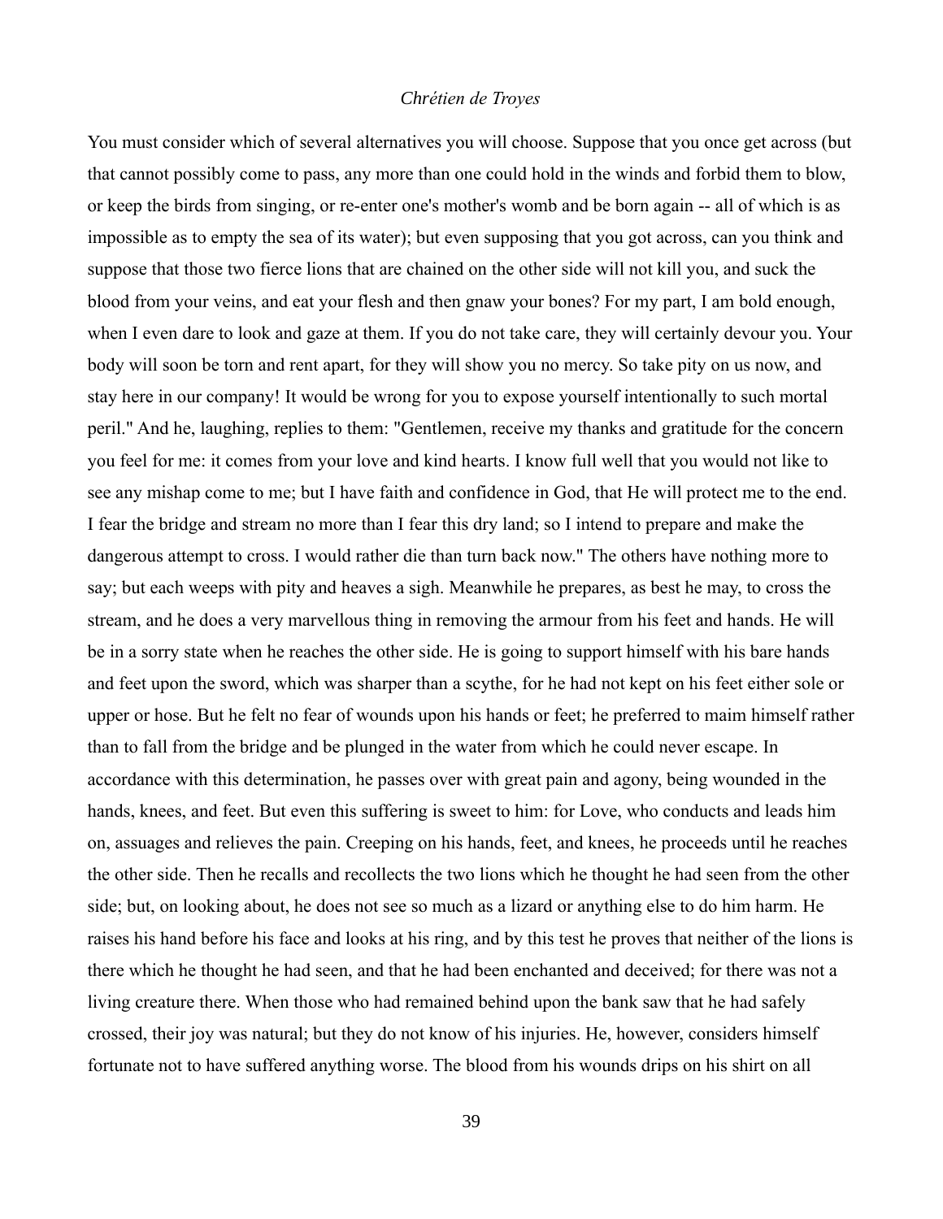You must consider which of several alternatives you will choose. Suppose that you once get across (but that cannot possibly come to pass, any more than one could hold in the winds and forbid them to blow, or keep the birds from singing, or re-enter one's mother's womb and be born again -- all of which is as impossible as to empty the sea of its water); but even supposing that you got across, can you think and suppose that those two fierce lions that are chained on the other side will not kill you, and suck the blood from your veins, and eat your flesh and then gnaw your bones? For my part, I am bold enough, when I even dare to look and gaze at them. If you do not take care, they will certainly devour you. Your body will soon be torn and rent apart, for they will show you no mercy. So take pity on us now, and stay here in our company! It would be wrong for you to expose yourself intentionally to such mortal peril." And he, laughing, replies to them: "Gentlemen, receive my thanks and gratitude for the concern you feel for me: it comes from your love and kind hearts. I know full well that you would not like to see any mishap come to me; but I have faith and confidence in God, that He will protect me to the end. I fear the bridge and stream no more than I fear this dry land; so I intend to prepare and make the dangerous attempt to cross. I would rather die than turn back now." The others have nothing more to say; but each weeps with pity and heaves a sigh. Meanwhile he prepares, as best he may, to cross the stream, and he does a very marvellous thing in removing the armour from his feet and hands. He will be in a sorry state when he reaches the other side. He is going to support himself with his bare hands and feet upon the sword, which was sharper than a scythe, for he had not kept on his feet either sole or upper or hose. But he felt no fear of wounds upon his hands or feet; he preferred to maim himself rather than to fall from the bridge and be plunged in the water from which he could never escape. In accordance with this determination, he passes over with great pain and agony, being wounded in the hands, knees, and feet. But even this suffering is sweet to him: for Love, who conducts and leads him on, assuages and relieves the pain. Creeping on his hands, feet, and knees, he proceeds until he reaches the other side. Then he recalls and recollects the two lions which he thought he had seen from the other side; but, on looking about, he does not see so much as a lizard or anything else to do him harm. He raises his hand before his face and looks at his ring, and by this test he proves that neither of the lions is there which he thought he had seen, and that he had been enchanted and deceived; for there was not a living creature there. When those who had remained behind upon the bank saw that he had safely crossed, their joy was natural; but they do not know of his injuries. He, however, considers himself fortunate not to have suffered anything worse. The blood from his wounds drips on his shirt on all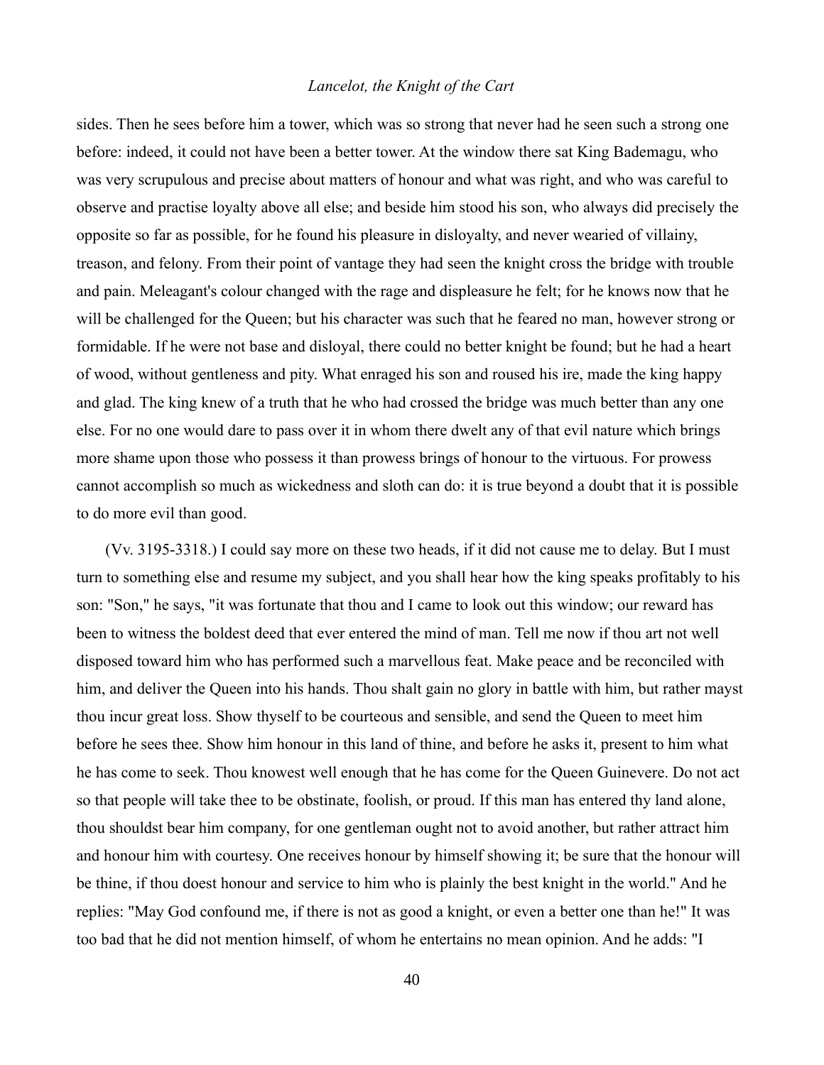sides. Then he sees before him a tower, which was so strong that never had he seen such a strong one before: indeed, it could not have been a better tower. At the window there sat King Bademagu, who was very scrupulous and precise about matters of honour and what was right, and who was careful to observe and practise loyalty above all else; and beside him stood his son, who always did precisely the opposite so far as possible, for he found his pleasure in disloyalty, and never wearied of villainy, treason, and felony. From their point of vantage they had seen the knight cross the bridge with trouble and pain. Meleagant's colour changed with the rage and displeasure he felt; for he knows now that he will be challenged for the Queen; but his character was such that he feared no man, however strong or formidable. If he were not base and disloyal, there could no better knight be found; but he had a heart of wood, without gentleness and pity. What enraged his son and roused his ire, made the king happy and glad. The king knew of a truth that he who had crossed the bridge was much better than any one else. For no one would dare to pass over it in whom there dwelt any of that evil nature which brings more shame upon those who possess it than prowess brings of honour to the virtuous. For prowess cannot accomplish so much as wickedness and sloth can do: it is true beyond a doubt that it is possible to do more evil than good.

(Vv. 3195-3318.) I could say more on these two heads, if it did not cause me to delay. But I must turn to something else and resume my subject, and you shall hear how the king speaks profitably to his son: "Son," he says, "it was fortunate that thou and I came to look out this window; our reward has been to witness the boldest deed that ever entered the mind of man. Tell me now if thou art not well disposed toward him who has performed such a marvellous feat. Make peace and be reconciled with him, and deliver the Queen into his hands. Thou shalt gain no glory in battle with him, but rather mayst thou incur great loss. Show thyself to be courteous and sensible, and send the Queen to meet him before he sees thee. Show him honour in this land of thine, and before he asks it, present to him what he has come to seek. Thou knowest well enough that he has come for the Queen Guinevere. Do not act so that people will take thee to be obstinate, foolish, or proud. If this man has entered thy land alone, thou shouldst bear him company, for one gentleman ought not to avoid another, but rather attract him and honour him with courtesy. One receives honour by himself showing it; be sure that the honour will be thine, if thou doest honour and service to him who is plainly the best knight in the world." And he replies: "May God confound me, if there is not as good a knight, or even a better one than he!" It was too bad that he did not mention himself, of whom he entertains no mean opinion. And he adds: "I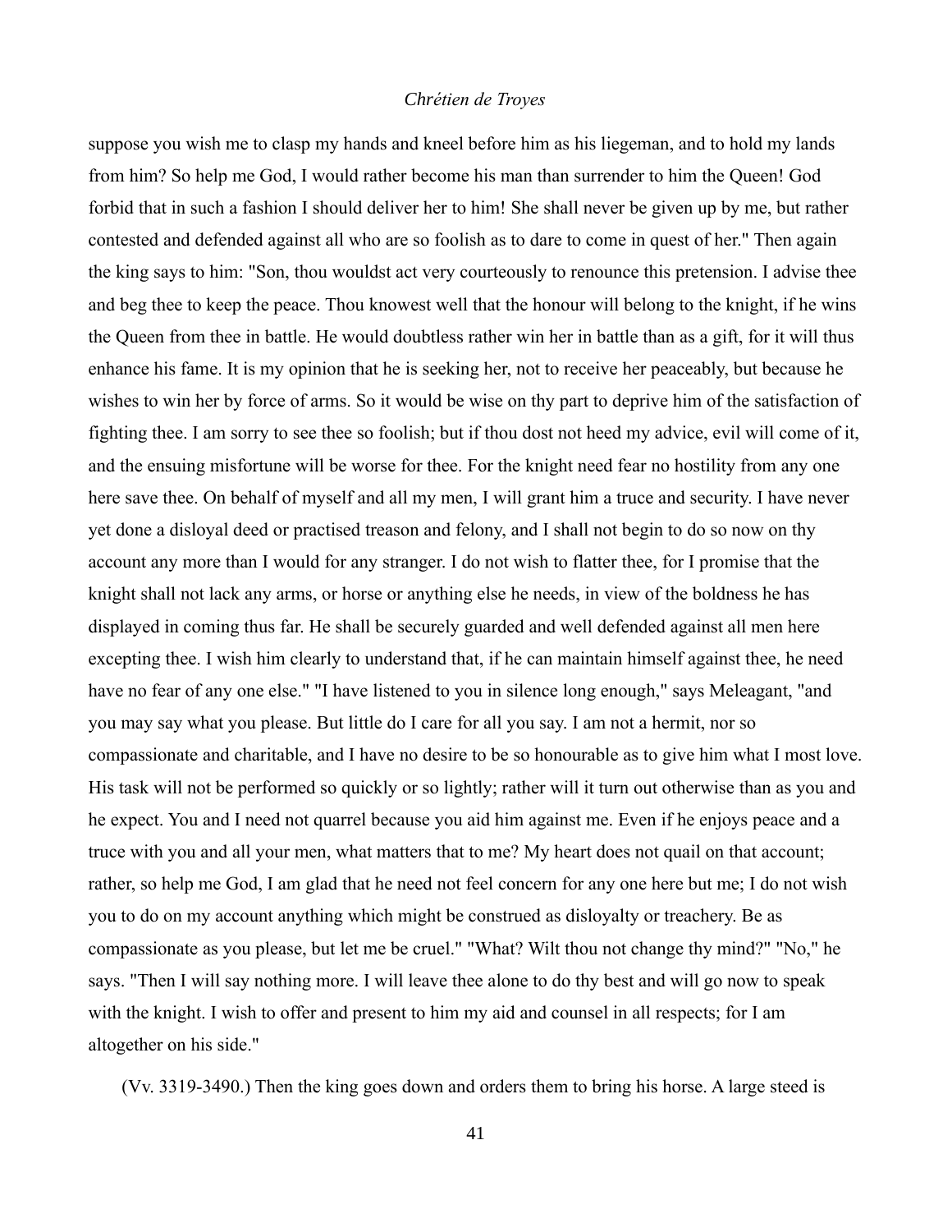suppose you wish me to clasp my hands and kneel before him as his liegeman, and to hold my lands from him? So help me God, I would rather become his man than surrender to him the Queen! God forbid that in such a fashion I should deliver her to him! She shall never be given up by me, but rather contested and defended against all who are so foolish as to dare to come in quest of her." Then again the king says to him: "Son, thou wouldst act very courteously to renounce this pretension. I advise thee and beg thee to keep the peace. Thou knowest well that the honour will belong to the knight, if he wins the Queen from thee in battle. He would doubtless rather win her in battle than as a gift, for it will thus enhance his fame. It is my opinion that he is seeking her, not to receive her peaceably, but because he wishes to win her by force of arms. So it would be wise on thy part to deprive him of the satisfaction of fighting thee. I am sorry to see thee so foolish; but if thou dost not heed my advice, evil will come of it, and the ensuing misfortune will be worse for thee. For the knight need fear no hostility from any one here save thee. On behalf of myself and all my men, I will grant him a truce and security. I have never yet done a disloyal deed or practised treason and felony, and I shall not begin to do so now on thy account any more than I would for any stranger. I do not wish to flatter thee, for I promise that the knight shall not lack any arms, or horse or anything else he needs, in view of the boldness he has displayed in coming thus far. He shall be securely guarded and well defended against all men here excepting thee. I wish him clearly to understand that, if he can maintain himself against thee, he need have no fear of any one else." "I have listened to you in silence long enough," says Meleagant, "and you may say what you please. But little do I care for all you say. I am not a hermit, nor so compassionate and charitable, and I have no desire to be so honourable as to give him what I most love. His task will not be performed so quickly or so lightly; rather will it turn out otherwise than as you and he expect. You and I need not quarrel because you aid him against me. Even if he enjoys peace and a truce with you and all your men, what matters that to me? My heart does not quail on that account; rather, so help me God, I am glad that he need not feel concern for any one here but me; I do not wish you to do on my account anything which might be construed as disloyalty or treachery. Be as compassionate as you please, but let me be cruel." "What? Wilt thou not change thy mind?" "No," he says. "Then I will say nothing more. I will leave thee alone to do thy best and will go now to speak with the knight. I wish to offer and present to him my aid and counsel in all respects; for I am altogether on his side."

(Vv. 3319-3490.) Then the king goes down and orders them to bring his horse. A large steed is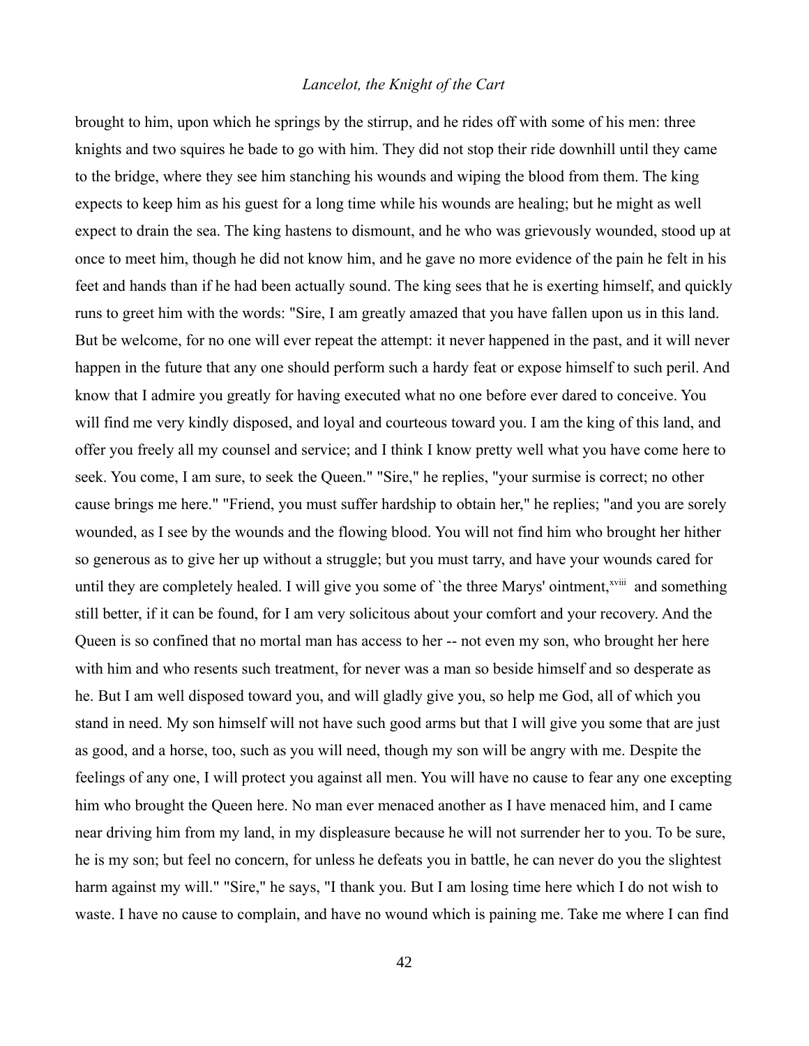brought to him, upon which he springs by the stirrup, and he rides off with some of his men: three knights and two squires he bade to go with him. They did not stop their ride downhill until they came to the bridge, where they see him stanching his wounds and wiping the blood from them. The king expects to keep him as his guest for a long time while his wounds are healing; but he might as well expect to drain the sea. The king hastens to dismount, and he who was grievously wounded, stood up at once to meet him, though he did not know him, and he gave no more evidence of the pain he felt in his feet and hands than if he had been actually sound. The king sees that he is exerting himself, and quickly runs to greet him with the words: "Sire, I am greatly amazed that you have fallen upon us in this land. But be welcome, for no one will ever repeat the attempt: it never happened in the past, and it will never happen in the future that any one should perform such a hardy feat or expose himself to such peril. And know that I admire you greatly for having executed what no one before ever dared to conceive. You will find me very kindly disposed, and loyal and courteous toward you. I am the king of this land, and offer you freely all my counsel and service; and I think I know pretty well what you have come here to seek. You come, I am sure, to seek the Queen." "Sire," he replies, "your surmise is correct; no other cause brings me here." "Friend, you must suffer hardship to obtain her," he replies; "and you are sorely wounded, as I see by the wounds and the flowing blood. You will not find him who brought her hither so generous as to give her up without a struggle; but you must tarry, and have your wounds cared for until they are completely healed. I will give you some of `the three Marys' ointment,[xviii] and something still better, if it can be found, for I am very solicitous about your comfort and your recovery. And the Queen is so confined that no mortal man has access to her -- not even my son, who brought her here with him and who resents such treatment, for never was a man so beside himself and so desperate as he. But I am well disposed toward you, and will gladly give you, so help me God, all of which you stand in need. My son himself will not have such good arms but that I will give you some that are just as good, and a horse, too, such as you will need, though my son will be angry with me. Despite the feelings of any one, I will protect you against all men. You will have no cause to fear any one excepting him who brought the Queen here. No man ever menaced another as I have menaced him, and I came near driving him from my land, in my displeasure because he will not surrender her to you. To be sure, he is my son; but feel no concern, for unless he defeats you in battle, he can never do you the slightest harm against my will." "Sire," he says, "I thank you. But I am losing time here which I do not wish to waste. I have no cause to complain, and have no wound which is paining me. Take me where I can find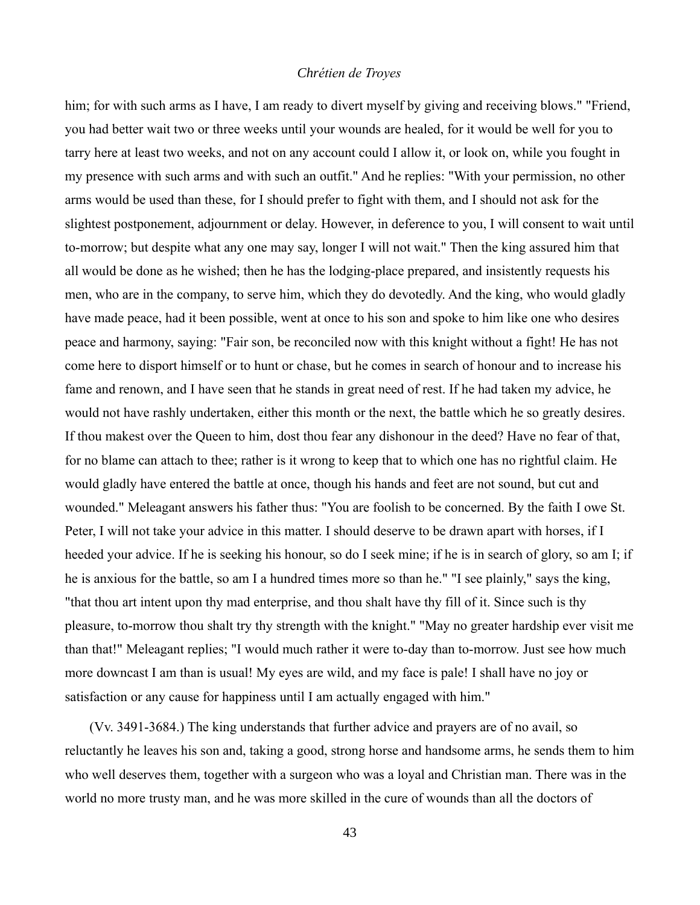him; for with such arms as I have, I am ready to divert myself by giving and receiving blows." "Friend, you had better wait two or three weeks until your wounds are healed, for it would be well for you to tarry here at least two weeks, and not on any account could I allow it, or look on, while you fought in my presence with such arms and with such an outfit." And he replies: "With your permission, no other arms would be used than these, for I should prefer to fight with them, and I should not ask for the slightest postponement, adjournment or delay. However, in deference to you, I will consent to wait until to-morrow; but despite what any one may say, longer I will not wait." Then the king assured him that all would be done as he wished; then he has the lodging-place prepared, and insistently requests his men, who are in the company, to serve him, which they do devotedly. And the king, who would gladly have made peace, had it been possible, went at once to his son and spoke to him like one who desires peace and harmony, saying: "Fair son, be reconciled now with this knight without a fight! He has not come here to disport himself or to hunt or chase, but he comes in search of honour and to increase his fame and renown, and I have seen that he stands in great need of rest. If he had taken my advice, he would not have rashly undertaken, either this month or the next, the battle which he so greatly desires. If thou makest over the Queen to him, dost thou fear any dishonour in the deed? Have no fear of that, for no blame can attach to thee; rather is it wrong to keep that to which one has no rightful claim. He would gladly have entered the battle at once, though his hands and feet are not sound, but cut and wounded." Meleagant answers his father thus: "You are foolish to be concerned. By the faith I owe St. Peter, I will not take your advice in this matter. I should deserve to be drawn apart with horses, if I heeded your advice. If he is seeking his honour, so do I seek mine; if he is in search of glory, so am I; if he is anxious for the battle, so am I a hundred times more so than he." "I see plainly," says the king, "that thou art intent upon thy mad enterprise, and thou shalt have thy fill of it. Since such is thy pleasure, to-morrow thou shalt try thy strength with the knight." "May no greater hardship ever visit me than that!" Meleagant replies; "I would much rather it were to-day than to-morrow. Just see how much more downcast I am than is usual! My eyes are wild, and my face is pale! I shall have no joy or satisfaction or any cause for happiness until I am actually engaged with him."

(Vv. 3491-3684.) The king understands that further advice and prayers are of no avail, so reluctantly he leaves his son and, taking a good, strong horse and handsome arms, he sends them to him who well deserves them, together with a surgeon who was a loyal and Christian man. There was in the world no more trusty man, and he was more skilled in the cure of wounds than all the doctors of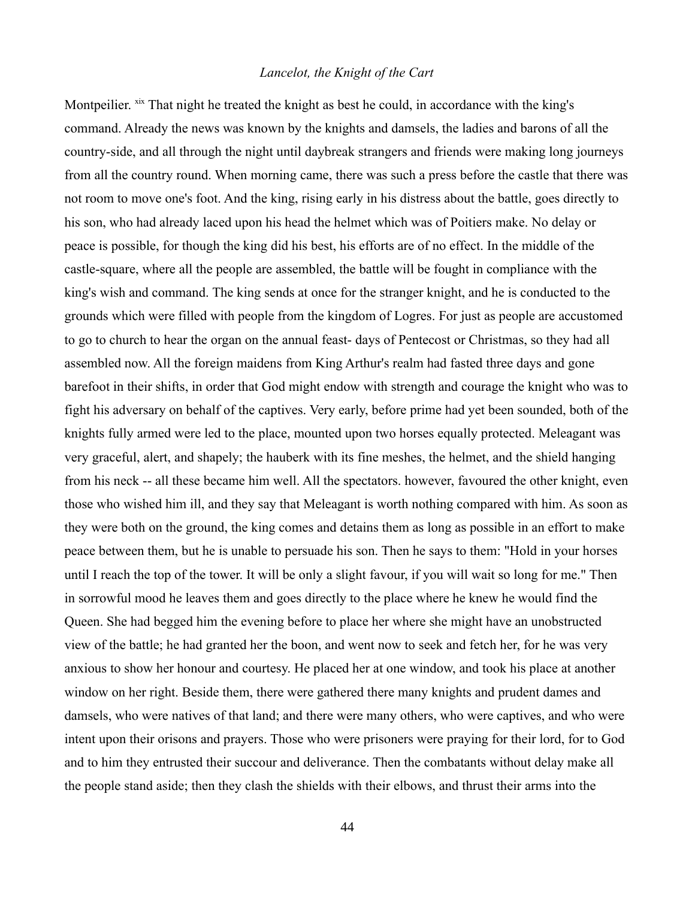Montpeilier. [xix] That night he treated the knight as best he could, in accordance with the king's command. Already the news was known by the knights and damsels, the ladies and barons of all the country-side, and all through the night until daybreak strangers and friends were making long journeys from all the country round. When morning came, there was such a press before the castle that there was not room to move one's foot. And the king, rising early in his distress about the battle, goes directly to his son, who had already laced upon his head the helmet which was of Poitiers make. No delay or peace is possible, for though the king did his best, his efforts are of no effect. In the middle of the castle-square, where all the people are assembled, the battle will be fought in compliance with the king's wish and command. The king sends at once for the stranger knight, and he is conducted to the grounds which were filled with people from the kingdom of Logres. For just as people are accustomed to go to church to hear the organ on the annual feast- days of Pentecost or Christmas, so they had all assembled now. All the foreign maidens from King Arthur's realm had fasted three days and gone barefoot in their shifts, in order that God might endow with strength and courage the knight who was to fight his adversary on behalf of the captives. Very early, before prime had yet been sounded, both of the knights fully armed were led to the place, mounted upon two horses equally protected. Meleagant was very graceful, alert, and shapely; the hauberk with its fine meshes, the helmet, and the shield hanging from his neck -- all these became him well. All the spectators. however, favoured the other knight, even those who wished him ill, and they say that Meleagant is worth nothing compared with him. As soon as they were both on the ground, the king comes and detains them as long as possible in an effort to make peace between them, but he is unable to persuade his son. Then he says to them: "Hold in your horses until I reach the top of the tower. It will be only a slight favour, if you will wait so long for me." Then in sorrowful mood he leaves them and goes directly to the place where he knew he would find the Queen. She had begged him the evening before to place her where she might have an unobstructed view of the battle; he had granted her the boon, and went now to seek and fetch her, for he was very anxious to show her honour and courtesy. He placed her at one window, and took his place at another window on her right. Beside them, there were gathered there many knights and prudent dames and damsels, who were natives of that land; and there were many others, who were captives, and who were intent upon their orisons and prayers. Those who were prisoners were praying for their lord, for to God and to him they entrusted their succour and deliverance. Then the combatants without delay make all the people stand aside; then they clash the shields with their elbows, and thrust their arms into the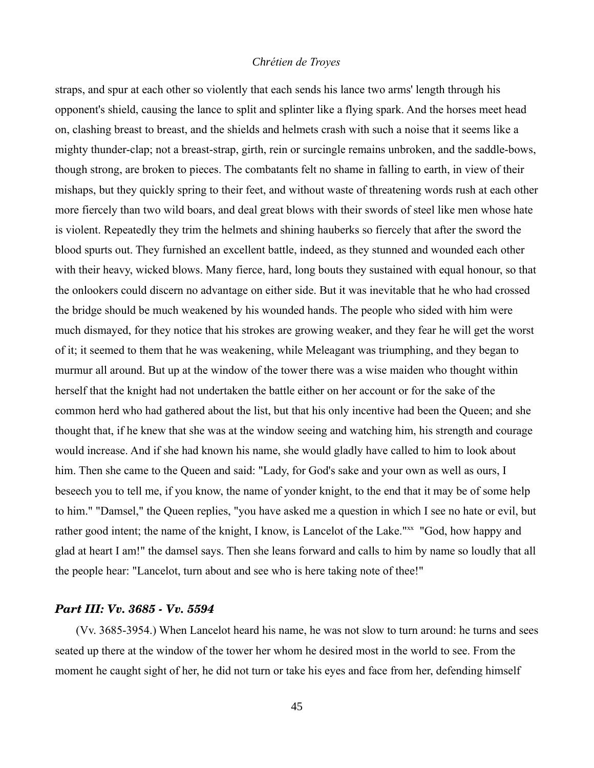straps, and spur at each other so violently that each sends his lance two arms' length through his opponent's shield, causing the lance to split and splinter like a flying spark. And the horses meet head on, clashing breast to breast, and the shields and helmets crash with such a noise that it seems like a mighty thunder-clap; not a breast-strap, girth, rein or surcingle remains unbroken, and the saddle-bows, though strong, are broken to pieces. The combatants felt no shame in falling to earth, in view of their mishaps, but they quickly spring to their feet, and without waste of threatening words rush at each other more fiercely than two wild boars, and deal great blows with their swords of steel like men whose hate is violent. Repeatedly they trim the helmets and shining hauberks so fiercely that after the sword the blood spurts out. They furnished an excellent battle, indeed, as they stunned and wounded each other with their heavy, wicked blows. Many fierce, hard, long bouts they sustained with equal honour, so that the onlookers could discern no advantage on either side. But it was inevitable that he who had crossed the bridge should be much weakened by his wounded hands. The people who sided with him were much dismayed, for they notice that his strokes are growing weaker, and they fear he will get the worst of it; it seemed to them that he was weakening, while Meleagant was triumphing, and they began to murmur all around. But up at the window of the tower there was a wise maiden who thought within herself that the knight had not undertaken the battle either on her account or for the sake of the common herd who had gathered about the list, but that his only incentive had been the Queen; and she thought that, if he knew that she was at the window seeing and watching him, his strength and courage would increase. And if she had known his name, she would gladly have called to him to look about him. Then she came to the Queen and said: "Lady, for God's sake and your own as well as ours, I beseech you to tell me, if you know, the name of yonder knight, to the end that it may be of some help to him." "Damsel," the Queen replies, "you have asked me a question in which I see no hate or evil, but rather good intent; the name of the knight, I know, is Lancelot of the Lake."[xx] "God, how happy and glad at heart I am!" the damsel says. Then she leans forward and calls to him by name so loudly that all the people hear: "Lancelot, turn about and see who is here taking note of thee!"

## *Part III: Vv. 3685 - Vv. 5594*

(Vv. 3685-3954.) When Lancelot heard his name, he was not slow to turn around: he turns and sees seated up there at the window of the tower her whom he desired most in the world to see. From the moment he caught sight of her, he did not turn or take his eyes and face from her, defending himself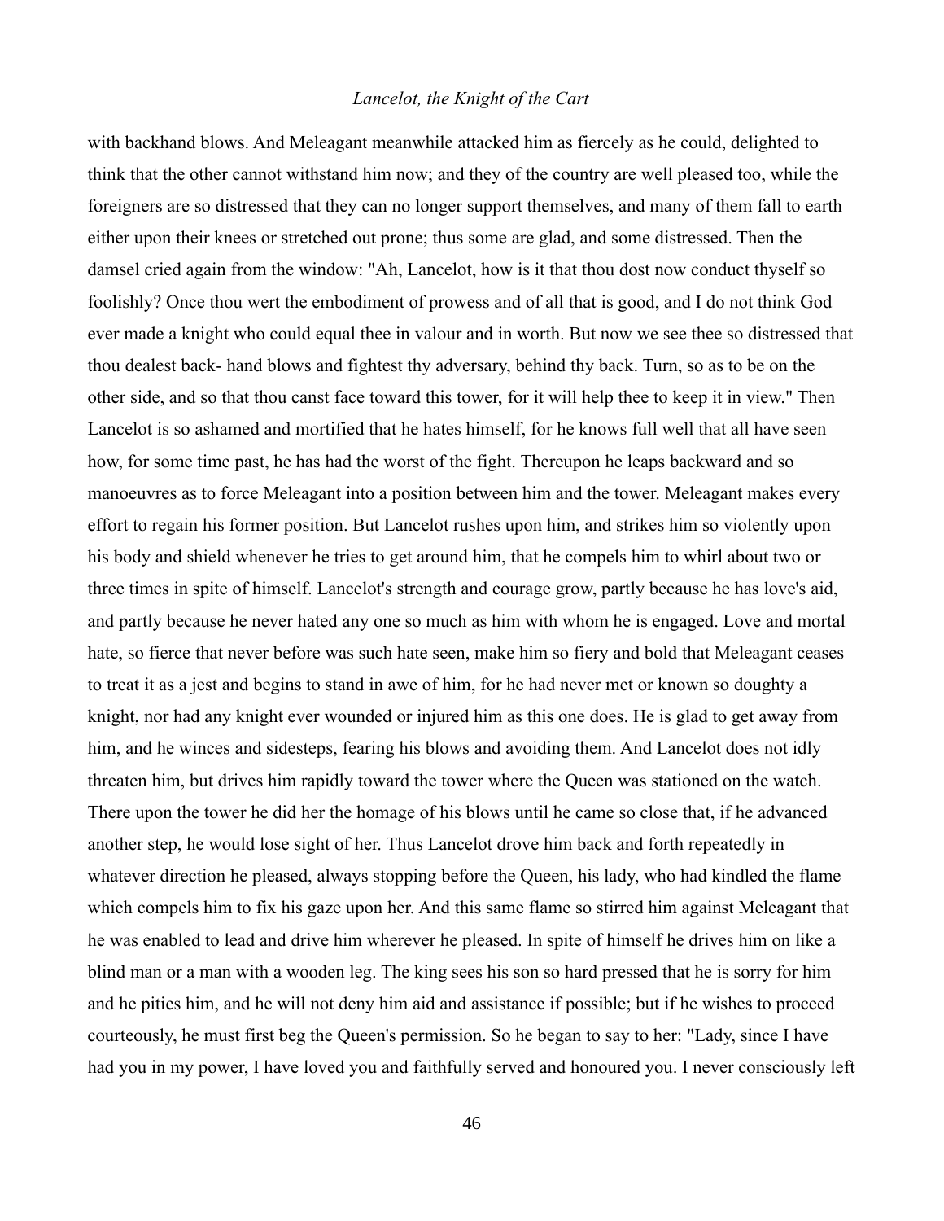with backhand blows. And Meleagant meanwhile attacked him as fiercely as he could, delighted to think that the other cannot withstand him now; and they of the country are well pleased too, while the foreigners are so distressed that they can no longer support themselves, and many of them fall to earth either upon their knees or stretched out prone; thus some are glad, and some distressed. Then the damsel cried again from the window: "Ah, Lancelot, how is it that thou dost now conduct thyself so foolishly? Once thou wert the embodiment of prowess and of all that is good, and I do not think God ever made a knight who could equal thee in valour and in worth. But now we see thee so distressed that thou dealest back- hand blows and fightest thy adversary, behind thy back. Turn, so as to be on the other side, and so that thou canst face toward this tower, for it will help thee to keep it in view." Then Lancelot is so ashamed and mortified that he hates himself, for he knows full well that all have seen how, for some time past, he has had the worst of the fight. Thereupon he leaps backward and so manoeuvres as to force Meleagant into a position between him and the tower. Meleagant makes every effort to regain his former position. But Lancelot rushes upon him, and strikes him so violently upon his body and shield whenever he tries to get around him, that he compels him to whirl about two or three times in spite of himself. Lancelot's strength and courage grow, partly because he has love's aid, and partly because he never hated any one so much as him with whom he is engaged. Love and mortal hate, so fierce that never before was such hate seen, make him so fiery and bold that Meleagant ceases to treat it as a jest and begins to stand in awe of him, for he had never met or known so doughty a knight, nor had any knight ever wounded or injured him as this one does. He is glad to get away from him, and he winces and sidesteps, fearing his blows and avoiding them. And Lancelot does not idly threaten him, but drives him rapidly toward the tower where the Queen was stationed on the watch. There upon the tower he did her the homage of his blows until he came so close that, if he advanced another step, he would lose sight of her. Thus Lancelot drove him back and forth repeatedly in whatever direction he pleased, always stopping before the Queen, his lady, who had kindled the flame which compels him to fix his gaze upon her. And this same flame so stirred him against Meleagant that he was enabled to lead and drive him wherever he pleased. In spite of himself he drives him on like a blind man or a man with a wooden leg. The king sees his son so hard pressed that he is sorry for him and he pities him, and he will not deny him aid and assistance if possible; but if he wishes to proceed courteously, he must first beg the Queen's permission. So he began to say to her: "Lady, since I have had you in my power, I have loved you and faithfully served and honoured you. I never consciously left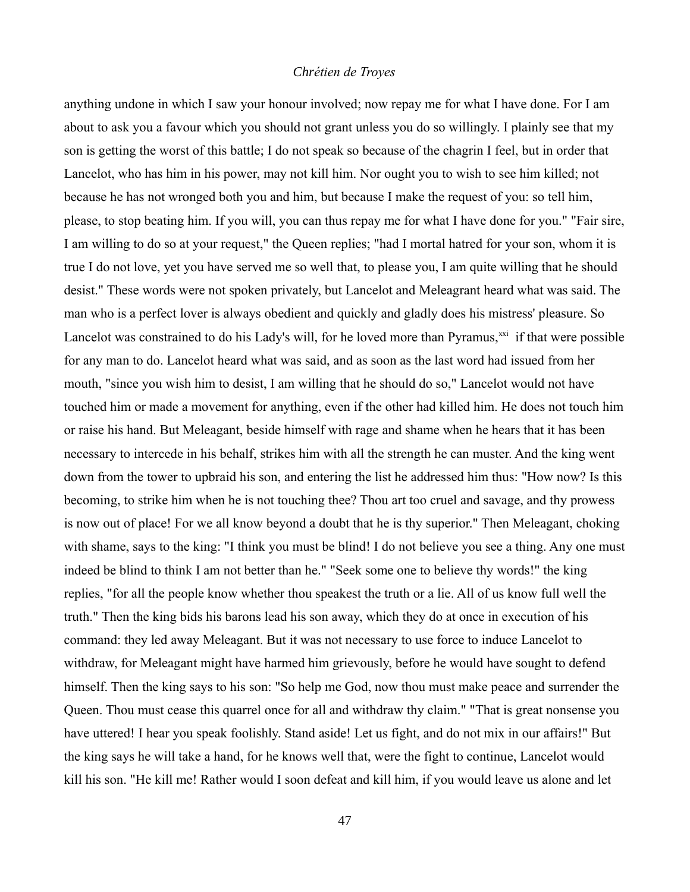anything undone in which I saw your honour involved; now repay me for what I have done. For I am about to ask you a favour which you should not grant unless you do so willingly. I plainly see that my son is getting the worst of this battle; I do not speak so because of the chagrin I feel, but in order that Lancelot, who has him in his power, may not kill him. Nor ought you to wish to see him killed; not because he has not wronged both you and him, but because I make the request of you: so tell him, please, to stop beating him. If you will, you can thus repay me for what I have done for you." "Fair sire, I am willing to do so at your request," the Queen replies; "had I mortal hatred for your son, whom it is true I do not love, yet you have served me so well that, to please you, I am quite willing that he should desist." These words were not spoken privately, but Lancelot and Meleagrant heard what was said. The man who is a perfect lover is always obedient and quickly and gladly does his mistress' pleasure. So Lancelot was constrained to do his Lady's will, for he loved more than Pyramus,[xxi] if that were possible for any man to do. Lancelot heard what was said, and as soon as the last word had issued from her mouth, "since you wish him to desist, I am willing that he should do so," Lancelot would not have touched him or made a movement for anything, even if the other had killed him. He does not touch him or raise his hand. But Meleagant, beside himself with rage and shame when he hears that it has been necessary to intercede in his behalf, strikes him with all the strength he can muster. And the king went down from the tower to upbraid his son, and entering the list he addressed him thus: "How now? Is this becoming, to strike him when he is not touching thee? Thou art too cruel and savage, and thy prowess is now out of place! For we all know beyond a doubt that he is thy superior." Then Meleagant, choking with shame, says to the king: "I think you must be blind! I do not believe you see a thing. Any one must indeed be blind to think I am not better than he." "Seek some one to believe thy words!" the king replies, "for all the people know whether thou speakest the truth or a lie. All of us know full well the truth." Then the king bids his barons lead his son away, which they do at once in execution of his command: they led away Meleagant. But it was not necessary to use force to induce Lancelot to withdraw, for Meleagant might have harmed him grievously, before he would have sought to defend himself. Then the king says to his son: "So help me God, now thou must make peace and surrender the Queen. Thou must cease this quarrel once for all and withdraw thy claim." "That is great nonsense you have uttered! I hear you speak foolishly. Stand aside! Let us fight, and do not mix in our affairs!" But the king says he will take a hand, for he knows well that, were the fight to continue, Lancelot would kill his son. "He kill me! Rather would I soon defeat and kill him, if you would leave us alone and let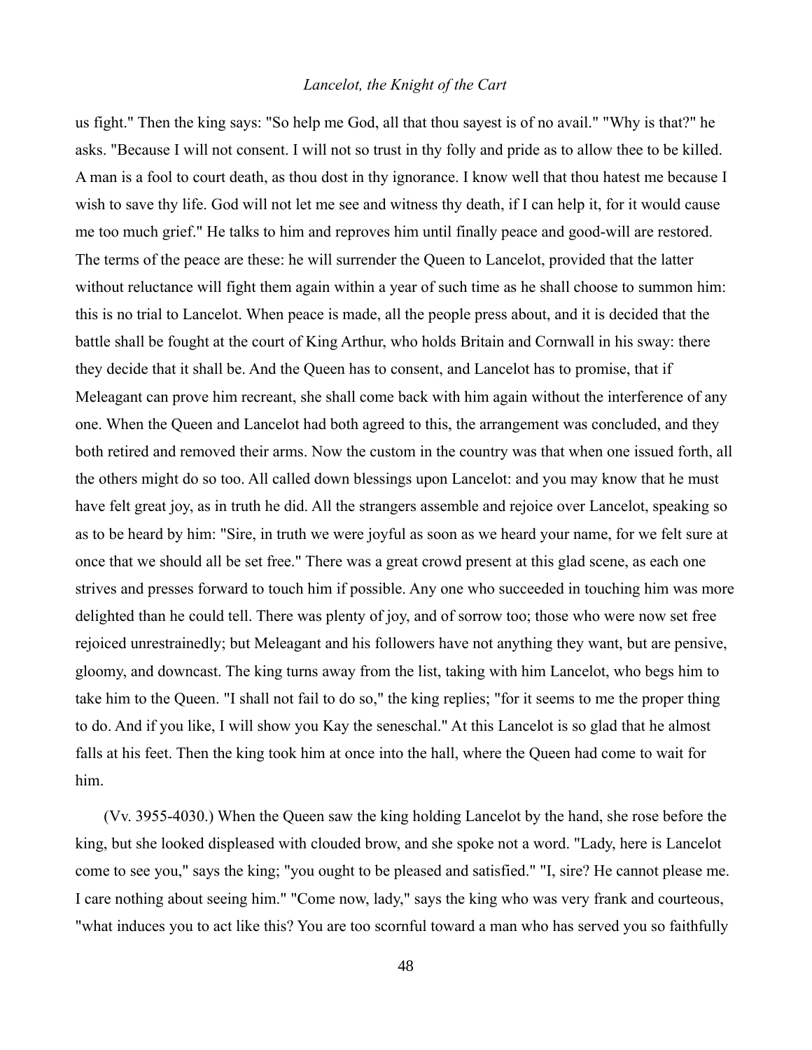us fight." Then the king says: "So help me God, all that thou sayest is of no avail." "Why is that?" he asks. "Because I will not consent. I will not so trust in thy folly and pride as to allow thee to be killed. A man is a fool to court death, as thou dost in thy ignorance. I know well that thou hatest me because I wish to save thy life. God will not let me see and witness thy death, if I can help it, for it would cause me too much grief." He talks to him and reproves him until finally peace and good-will are restored. The terms of the peace are these: he will surrender the Queen to Lancelot, provided that the latter without reluctance will fight them again within a year of such time as he shall choose to summon him: this is no trial to Lancelot. When peace is made, all the people press about, and it is decided that the battle shall be fought at the court of King Arthur, who holds Britain and Cornwall in his sway: there they decide that it shall be. And the Queen has to consent, and Lancelot has to promise, that if Meleagant can prove him recreant, she shall come back with him again without the interference of any one. When the Queen and Lancelot had both agreed to this, the arrangement was concluded, and they both retired and removed their arms. Now the custom in the country was that when one issued forth, all the others might do so too. All called down blessings upon Lancelot: and you may know that he must have felt great joy, as in truth he did. All the strangers assemble and rejoice over Lancelot, speaking so as to be heard by him: "Sire, in truth we were joyful as soon as we heard your name, for we felt sure at once that we should all be set free." There was a great crowd present at this glad scene, as each one strives and presses forward to touch him if possible. Any one who succeeded in touching him was more delighted than he could tell. There was plenty of joy, and of sorrow too; those who were now set free rejoiced unrestrainedly; but Meleagant and his followers have not anything they want, but are pensive, gloomy, and downcast. The king turns away from the list, taking with him Lancelot, who begs him to take him to the Queen. "I shall not fail to do so," the king replies; "for it seems to me the proper thing to do. And if you like, I will show you Kay the seneschal." At this Lancelot is so glad that he almost falls at his feet. Then the king took him at once into the hall, where the Queen had come to wait for him.

(Vv. 3955-4030.) When the Queen saw the king holding Lancelot by the hand, she rose before the king, but she looked displeased with clouded brow, and she spoke not a word. "Lady, here is Lancelot come to see you," says the king; "you ought to be pleased and satisfied." "I, sire? He cannot please me. I care nothing about seeing him." "Come now, lady," says the king who was very frank and courteous, "what induces you to act like this? You are too scornful toward a man who has served you so faithfully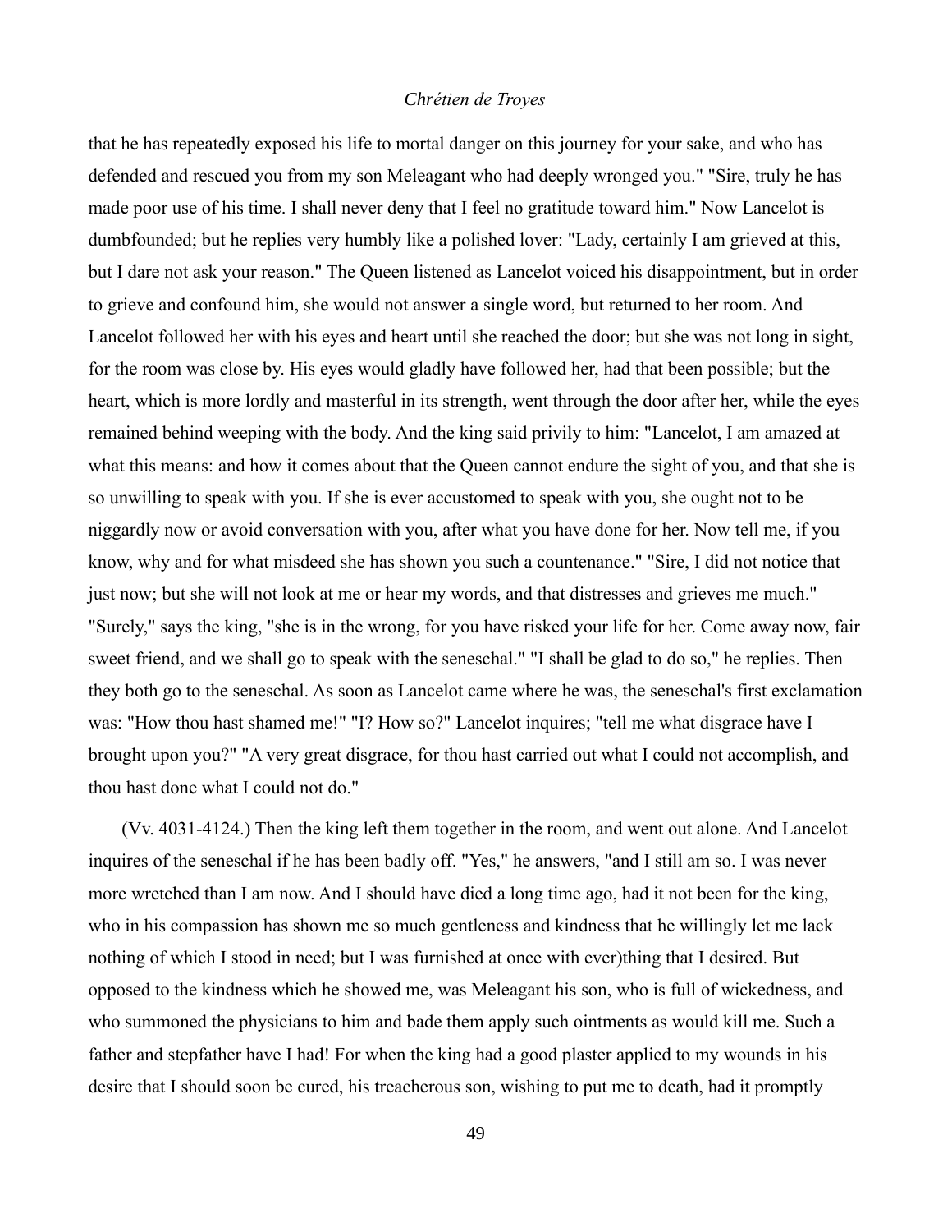that he has repeatedly exposed his life to mortal danger on this journey for your sake, and who has defended and rescued you from my son Meleagant who had deeply wronged you." "Sire, truly he has made poor use of his time. I shall never deny that I feel no gratitude toward him." Now Lancelot is dumbfounded; but he replies very humbly like a polished lover: "Lady, certainly I am grieved at this, but I dare not ask your reason." The Queen listened as Lancelot voiced his disappointment, but in order to grieve and confound him, she would not answer a single word, but returned to her room. And Lancelot followed her with his eyes and heart until she reached the door; but she was not long in sight, for the room was close by. His eyes would gladly have followed her, had that been possible; but the heart, which is more lordly and masterful in its strength, went through the door after her, while the eyes remained behind weeping with the body. And the king said privily to him: "Lancelot, I am amazed at what this means: and how it comes about that the Queen cannot endure the sight of you, and that she is so unwilling to speak with you. If she is ever accustomed to speak with you, she ought not to be niggardly now or avoid conversation with you, after what you have done for her. Now tell me, if you know, why and for what misdeed she has shown you such a countenance." "Sire, I did not notice that just now; but she will not look at me or hear my words, and that distresses and grieves me much." "Surely," says the king, "she is in the wrong, for you have risked your life for her. Come away now, fair sweet friend, and we shall go to speak with the seneschal." "I shall be glad to do so," he replies. Then they both go to the seneschal. As soon as Lancelot came where he was, the seneschal's first exclamation was: "How thou hast shamed me!" "I? How so?" Lancelot inquires; "tell me what disgrace have I brought upon you?" "A very great disgrace, for thou hast carried out what I could not accomplish, and thou hast done what I could not do."

(Vv. 4031-4124.) Then the king left them together in the room, and went out alone. And Lancelot inquires of the seneschal if he has been badly off. "Yes," he answers, "and I still am so. I was never more wretched than I am now. And I should have died a long time ago, had it not been for the king, who in his compassion has shown me so much gentleness and kindness that he willingly let me lack nothing of which I stood in need; but I was furnished at once with ever)thing that I desired. But opposed to the kindness which he showed me, was Meleagant his son, who is full of wickedness, and who summoned the physicians to him and bade them apply such ointments as would kill me. Such a father and stepfather have I had! For when the king had a good plaster applied to my wounds in his desire that I should soon be cured, his treacherous son, wishing to put me to death, had it promptly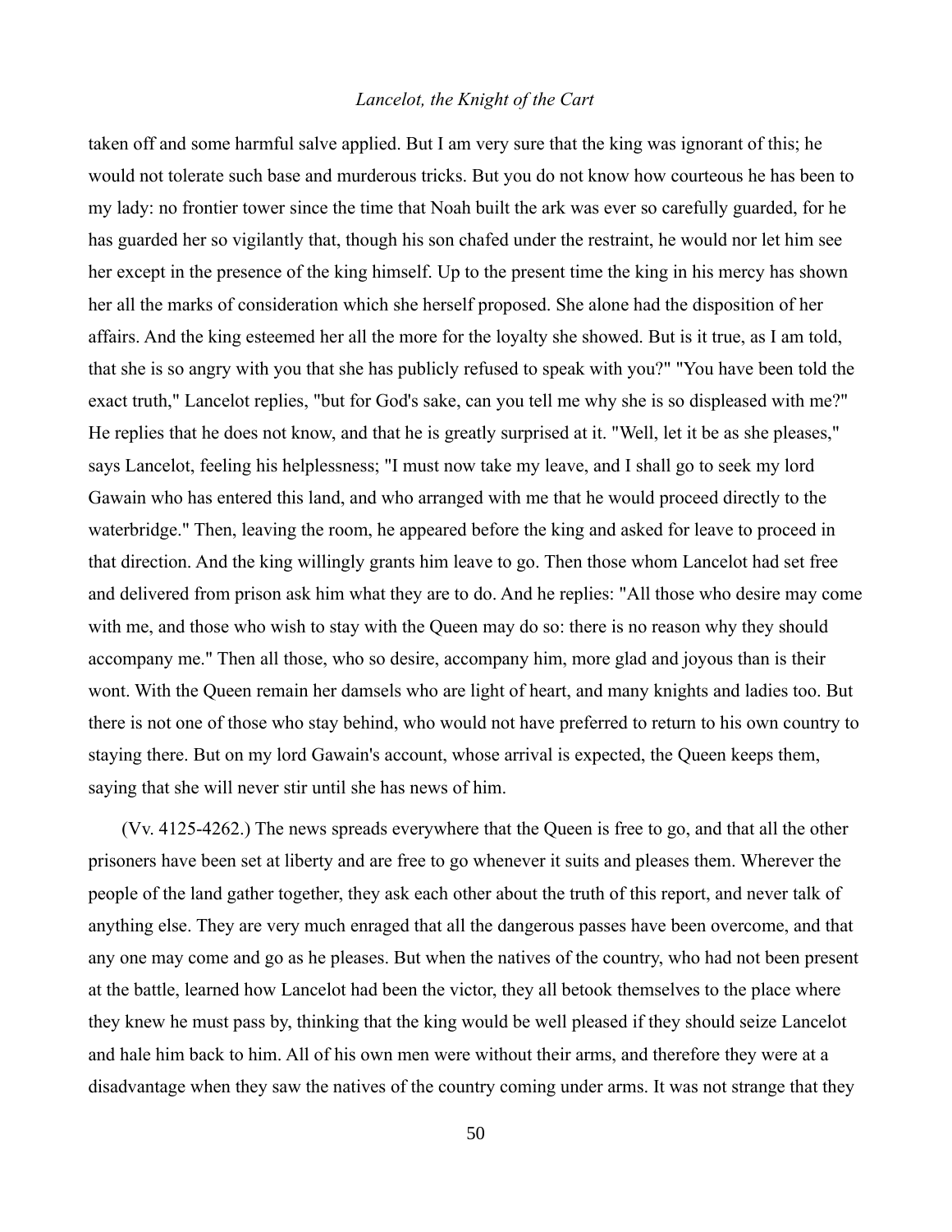taken off and some harmful salve applied. But I am very sure that the king was ignorant of this; he would not tolerate such base and murderous tricks. But you do not know how courteous he has been to my lady: no frontier tower since the time that Noah built the ark was ever so carefully guarded, for he has guarded her so vigilantly that, though his son chafed under the restraint, he would nor let him see her except in the presence of the king himself. Up to the present time the king in his mercy has shown her all the marks of consideration which she herself proposed. She alone had the disposition of her affairs. And the king esteemed her all the more for the loyalty she showed. But is it true, as I am told, that she is so angry with you that she has publicly refused to speak with you?" "You have been told the exact truth," Lancelot replies, "but for God's sake, can you tell me why she is so displeased with me?" He replies that he does not know, and that he is greatly surprised at it. "Well, let it be as she pleases," says Lancelot, feeling his helplessness; "I must now take my leave, and I shall go to seek my lord Gawain who has entered this land, and who arranged with me that he would proceed directly to the waterbridge." Then, leaving the room, he appeared before the king and asked for leave to proceed in that direction. And the king willingly grants him leave to go. Then those whom Lancelot had set free and delivered from prison ask him what they are to do. And he replies: "All those who desire may come with me, and those who wish to stay with the Queen may do so: there is no reason why they should accompany me." Then all those, who so desire, accompany him, more glad and joyous than is their wont. With the Queen remain her damsels who are light of heart, and many knights and ladies too. But there is not one of those who stay behind, who would not have preferred to return to his own country to staying there. But on my lord Gawain's account, whose arrival is expected, the Queen keeps them, saying that she will never stir until she has news of him.

(Vv. 4125-4262.) The news spreads everywhere that the Queen is free to go, and that all the other prisoners have been set at liberty and are free to go whenever it suits and pleases them. Wherever the people of the land gather together, they ask each other about the truth of this report, and never talk of anything else. They are very much enraged that all the dangerous passes have been overcome, and that any one may come and go as he pleases. But when the natives of the country, who had not been present at the battle, learned how Lancelot had been the victor, they all betook themselves to the place where they knew he must pass by, thinking that the king would be well pleased if they should seize Lancelot and hale him back to him. All of his own men were without their arms, and therefore they were at a disadvantage when they saw the natives of the country coming under arms. It was not strange that they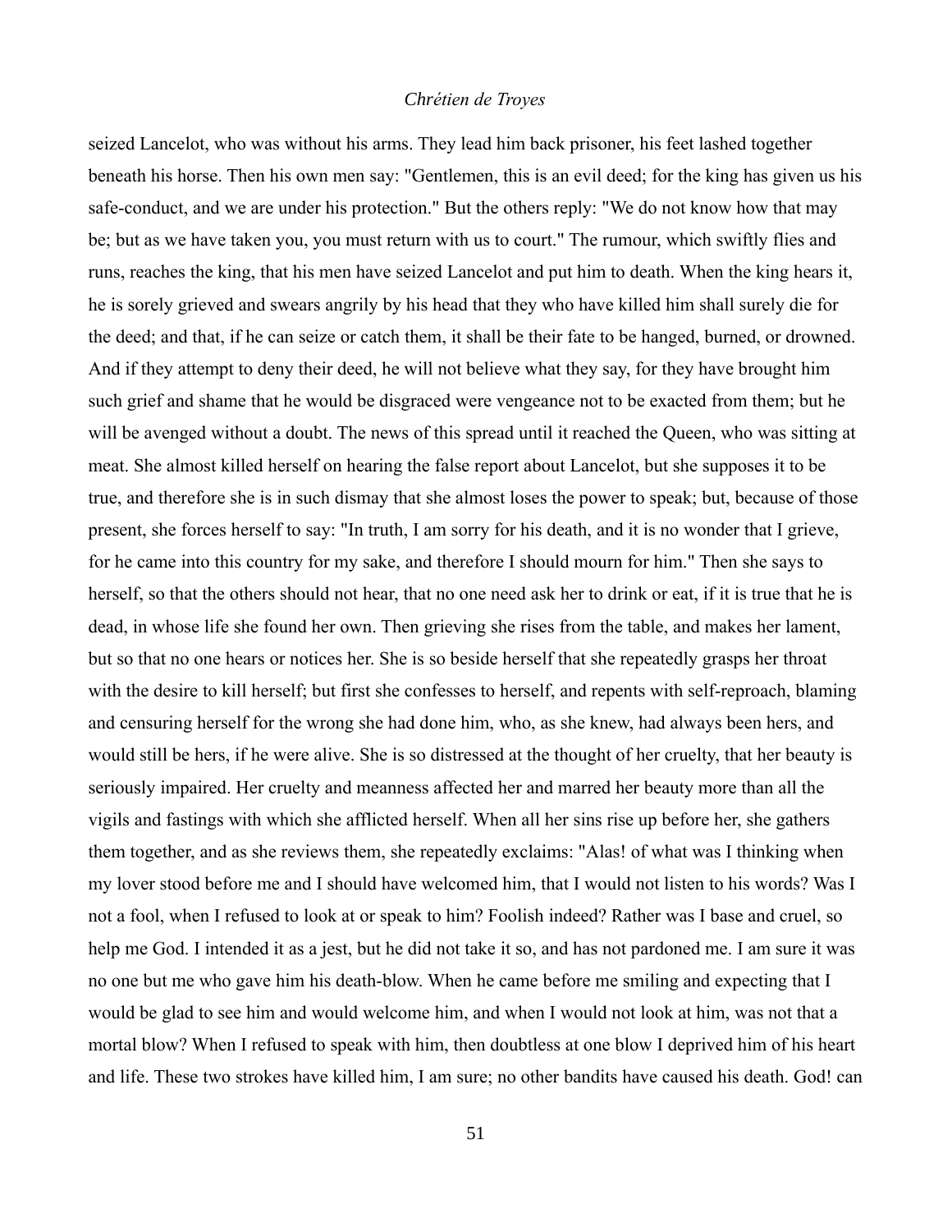seized Lancelot, who was without his arms. They lead him back prisoner, his feet lashed together beneath his horse. Then his own men say: "Gentlemen, this is an evil deed; for the king has given us his safe-conduct, and we are under his protection." But the others reply: "We do not know how that may be; but as we have taken you, you must return with us to court." The rumour, which swiftly flies and runs, reaches the king, that his men have seized Lancelot and put him to death. When the king hears it, he is sorely grieved and swears angrily by his head that they who have killed him shall surely die for the deed; and that, if he can seize or catch them, it shall be their fate to be hanged, burned, or drowned. And if they attempt to deny their deed, he will not believe what they say, for they have brought him such grief and shame that he would be disgraced were vengeance not to be exacted from them; but he will be avenged without a doubt. The news of this spread until it reached the Queen, who was sitting at meat. She almost killed herself on hearing the false report about Lancelot, but she supposes it to be true, and therefore she is in such dismay that she almost loses the power to speak; but, because of those present, she forces herself to say: "In truth, I am sorry for his death, and it is no wonder that I grieve, for he came into this country for my sake, and therefore I should mourn for him." Then she says to herself, so that the others should not hear, that no one need ask her to drink or eat, if it is true that he is dead, in whose life she found her own. Then grieving she rises from the table, and makes her lament, but so that no one hears or notices her. She is so beside herself that she repeatedly grasps her throat with the desire to kill herself; but first she confesses to herself, and repents with self-reproach, blaming and censuring herself for the wrong she had done him, who, as she knew, had always been hers, and would still be hers, if he were alive. She is so distressed at the thought of her cruelty, that her beauty is seriously impaired. Her cruelty and meanness affected her and marred her beauty more than all the vigils and fastings with which she afflicted herself. When all her sins rise up before her, she gathers them together, and as she reviews them, she repeatedly exclaims: "Alas! of what was I thinking when my lover stood before me and I should have welcomed him, that I would not listen to his words? Was I not a fool, when I refused to look at or speak to him? Foolish indeed? Rather was I base and cruel, so help me God. I intended it as a jest, but he did not take it so, and has not pardoned me. I am sure it was no one but me who gave him his death-blow. When he came before me smiling and expecting that I would be glad to see him and would welcome him, and when I would not look at him, was not that a mortal blow? When I refused to speak with him, then doubtless at one blow I deprived him of his heart and life. These two strokes have killed him, I am sure; no other bandits have caused his death. God! can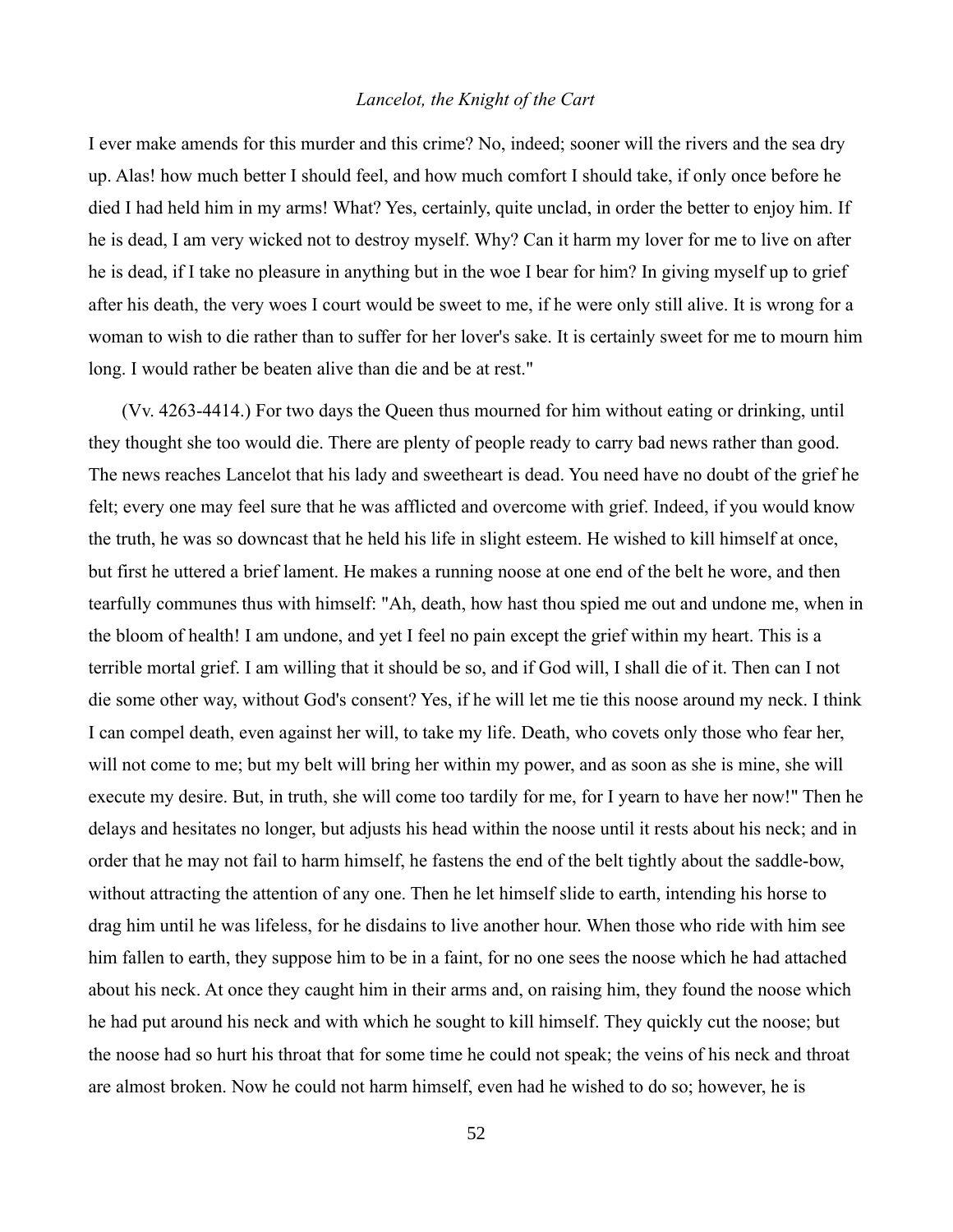I ever make amends for this murder and this crime? No, indeed; sooner will the rivers and the sea dry up. Alas! how much better I should feel, and how much comfort I should take, if only once before he died I had held him in my arms! What? Yes, certainly, quite unclad, in order the better to enjoy him. If he is dead, I am very wicked not to destroy myself. Why? Can it harm my lover for me to live on after he is dead, if I take no pleasure in anything but in the woe I bear for him? In giving myself up to grief after his death, the very woes I court would be sweet to me, if he were only still alive. It is wrong for a woman to wish to die rather than to suffer for her lover's sake. It is certainly sweet for me to mourn him long. I would rather be beaten alive than die and be at rest."

(Vv. 4263-4414.) For two days the Queen thus mourned for him without eating or drinking, until they thought she too would die. There are plenty of people ready to carry bad news rather than good. The news reaches Lancelot that his lady and sweetheart is dead. You need have no doubt of the grief he felt; every one may feel sure that he was afflicted and overcome with grief. Indeed, if you would know the truth, he was so downcast that he held his life in slight esteem. He wished to kill himself at once, but first he uttered a brief lament. He makes a running noose at one end of the belt he wore, and then tearfully communes thus with himself: "Ah, death, how hast thou spied me out and undone me, when in the bloom of health! I am undone, and yet I feel no pain except the grief within my heart. This is a terrible mortal grief. I am willing that it should be so, and if God will, I shall die of it. Then can I not die some other way, without God's consent? Yes, if he will let me tie this noose around my neck. I think I can compel death, even against her will, to take my life. Death, who covets only those who fear her, will not come to me; but my belt will bring her within my power, and as soon as she is mine, she will execute my desire. But, in truth, she will come too tardily for me, for I yearn to have her now!" Then he delays and hesitates no longer, but adjusts his head within the noose until it rests about his neck; and in order that he may not fail to harm himself, he fastens the end of the belt tightly about the saddle-bow, without attracting the attention of any one. Then he let himself slide to earth, intending his horse to drag him until he was lifeless, for he disdains to live another hour. When those who ride with him see him fallen to earth, they suppose him to be in a faint, for no one sees the noose which he had attached about his neck. At once they caught him in their arms and, on raising him, they found the noose which he had put around his neck and with which he sought to kill himself. They quickly cut the noose; but the noose had so hurt his throat that for some time he could not speak; the veins of his neck and throat are almost broken. Now he could not harm himself, even had he wished to do so; however, he is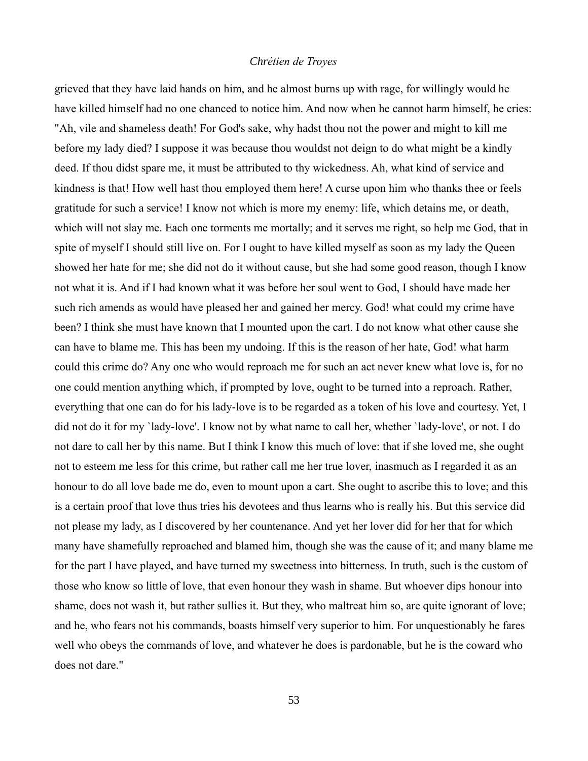grieved that they have laid hands on him, and he almost burns up with rage, for willingly would he have killed himself had no one chanced to notice him. And now when he cannot harm himself, he cries: "Ah, vile and shameless death! For God's sake, why hadst thou not the power and might to kill me before my lady died? I suppose it was because thou wouldst not deign to do what might be a kindly deed. If thou didst spare me, it must be attributed to thy wickedness. Ah, what kind of service and kindness is that! How well hast thou employed them here! A curse upon him who thanks thee or feels gratitude for such a service! I know not which is more my enemy: life, which detains me, or death, which will not slay me. Each one torments me mortally; and it serves me right, so help me God, that in spite of myself I should still live on. For I ought to have killed myself as soon as my lady the Queen showed her hate for me; she did not do it without cause, but she had some good reason, though I know not what it is. And if I had known what it was before her soul went to God, I should have made her such rich amends as would have pleased her and gained her mercy. God! what could my crime have been? I think she must have known that I mounted upon the cart. I do not know what other cause she can have to blame me. This has been my undoing. If this is the reason of her hate, God! what harm could this crime do? Any one who would reproach me for such an act never knew what love is, for no one could mention anything which, if prompted by love, ought to be turned into a reproach. Rather, everything that one can do for his lady-love is to be regarded as a token of his love and courtesy. Yet, I did not do it for my `lady-love'. I know not by what name to call her, whether `lady-love', or not. I do not dare to call her by this name. But I think I know this much of love: that if she loved me, she ought not to esteem me less for this crime, but rather call me her true lover, inasmuch as I regarded it as an honour to do all love bade me do, even to mount upon a cart. She ought to ascribe this to love; and this is a certain proof that love thus tries his devotees and thus learns who is really his. But this service did not please my lady, as I discovered by her countenance. And yet her lover did for her that for which many have shamefully reproached and blamed him, though she was the cause of it; and many blame me for the part I have played, and have turned my sweetness into bitterness. In truth, such is the custom of those who know so little of love, that even honour they wash in shame. But whoever dips honour into shame, does not wash it, but rather sullies it. But they, who maltreat him so, are quite ignorant of love; and he, who fears not his commands, boasts himself very superior to him. For unquestionably he fares well who obeys the commands of love, and whatever he does is pardonable, but he is the coward who does not dare."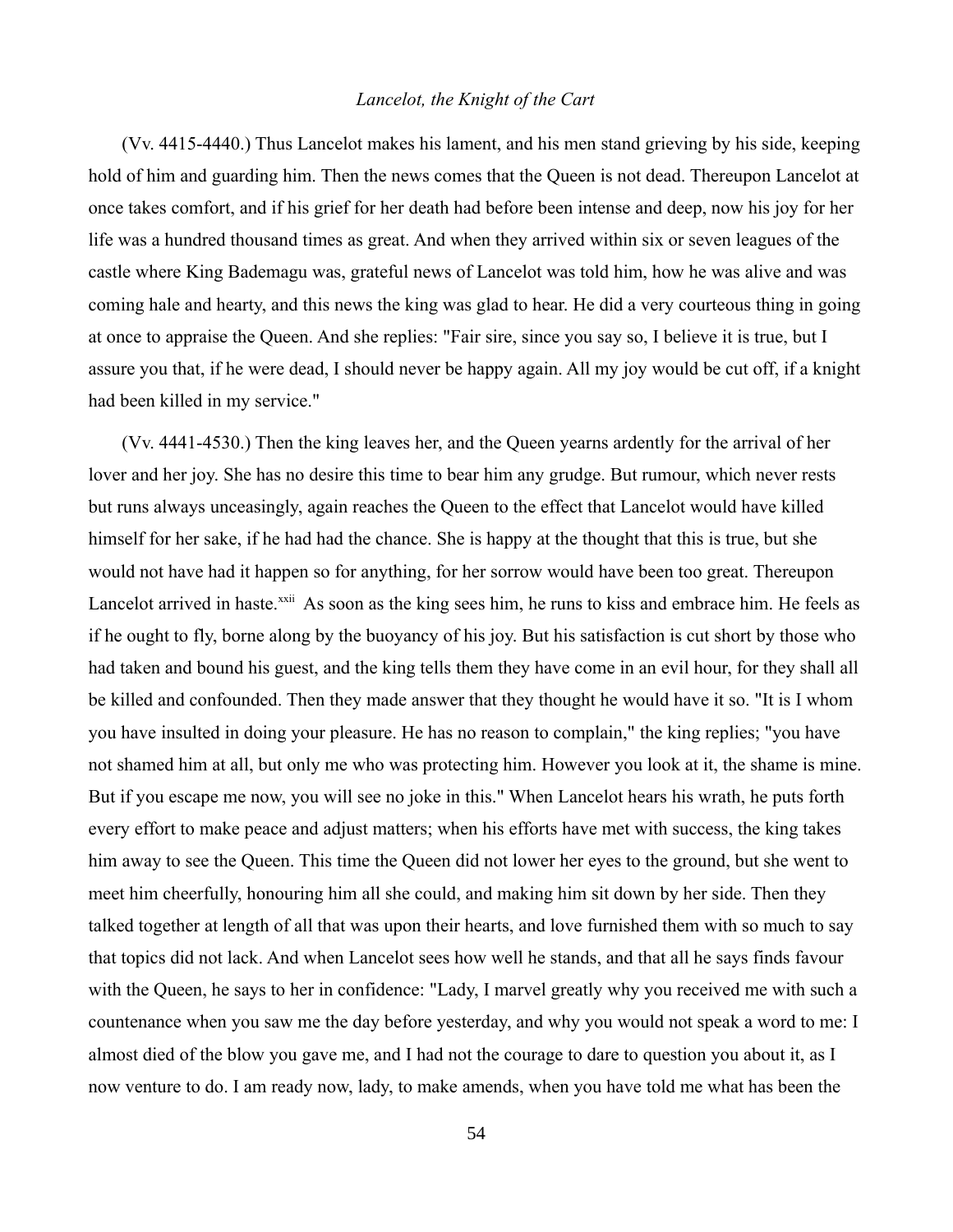(Vv. 4415-4440.) Thus Lancelot makes his lament, and his men stand grieving by his side, keeping hold of him and guarding him. Then the news comes that the Queen is not dead. Thereupon Lancelot at once takes comfort, and if his grief for her death had before been intense and deep, now his joy for her life was a hundred thousand times as great. And when they arrived within six or seven leagues of the castle where King Bademagu was, grateful news of Lancelot was told him, how he was alive and was coming hale and hearty, and this news the king was glad to hear. He did a very courteous thing in going at once to appraise the Queen. And she replies: "Fair sire, since you say so, I believe it is true, but I assure you that, if he were dead, I should never be happy again. All my joy would be cut off, if a knight had been killed in my service."

(Vv. 4441-4530.) Then the king leaves her, and the Queen yearns ardently for the arrival of her lover and her joy. She has no desire this time to bear him any grudge. But rumour, which never rests but runs always unceasingly, again reaches the Queen to the effect that Lancelot would have killed himself for her sake, if he had had the chance. She is happy at the thought that this is true, but she would not have had it happen so for anything, for her sorrow would have been too great. Thereupon Lancelot arrived in haste.[xxii] As soon as the king sees him, he runs to kiss and embrace him. He feels as if he ought to fly, borne along by the buoyancy of his joy. But his satisfaction is cut short by those who had taken and bound his guest, and the king tells them they have come in an evil hour, for they shall all be killed and confounded. Then they made answer that they thought he would have it so. "It is I whom you have insulted in doing your pleasure. He has no reason to complain," the king replies; "you have not shamed him at all, but only me who was protecting him. However you look at it, the shame is mine. But if you escape me now, you will see no joke in this." When Lancelot hears his wrath, he puts forth every effort to make peace and adjust matters; when his efforts have met with success, the king takes him away to see the Queen. This time the Queen did not lower her eyes to the ground, but she went to meet him cheerfully, honouring him all she could, and making him sit down by her side. Then they talked together at length of all that was upon their hearts, and love furnished them with so much to say that topics did not lack. And when Lancelot sees how well he stands, and that all he says finds favour with the Queen, he says to her in confidence: "Lady, I marvel greatly why you received me with such a countenance when you saw me the day before yesterday, and why you would not speak a word to me: I almost died of the blow you gave me, and I had not the courage to dare to question you about it, as I now venture to do. I am ready now, lady, to make amends, when you have told me what has been the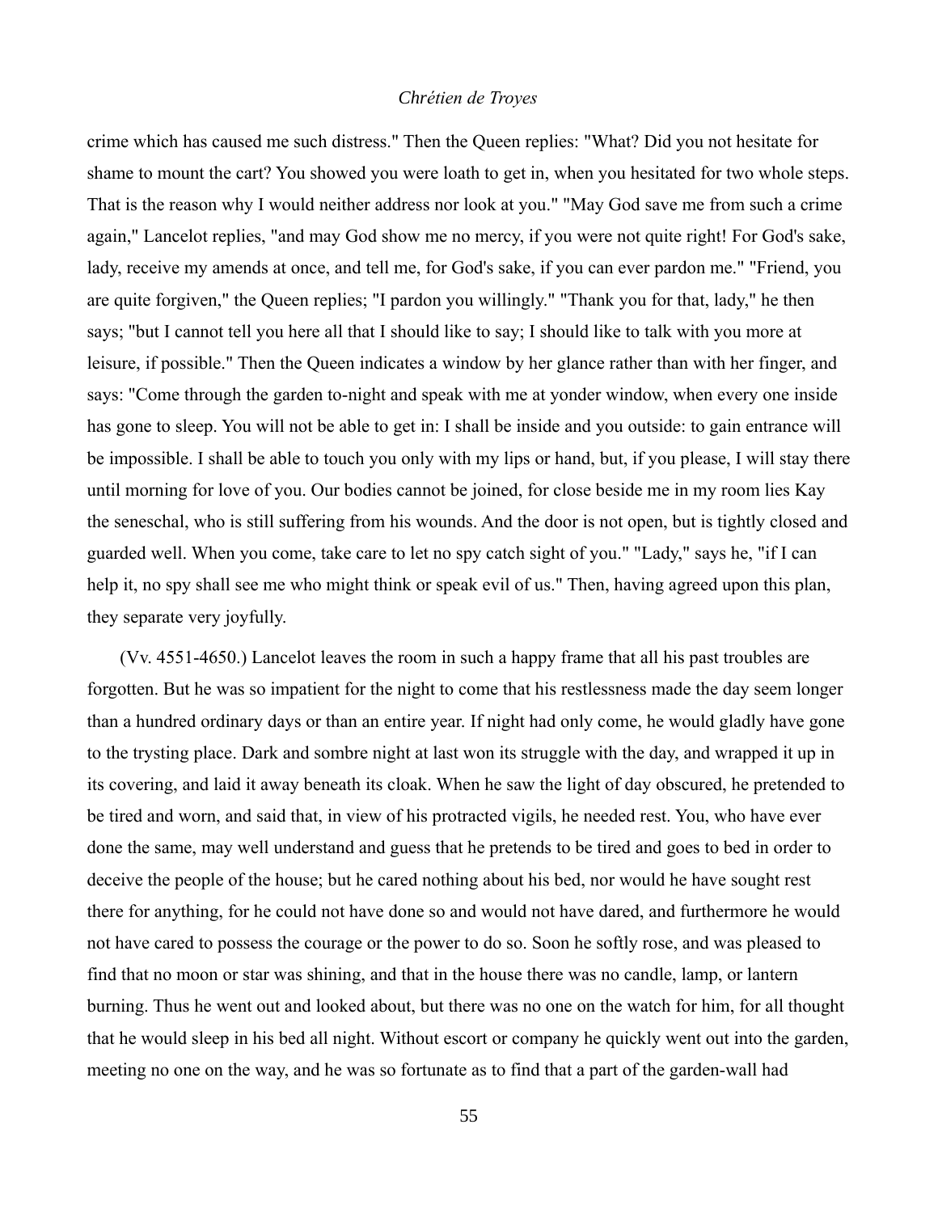crime which has caused me such distress." Then the Queen replies: "What? Did you not hesitate for shame to mount the cart? You showed you were loath to get in, when you hesitated for two whole steps. That is the reason why I would neither address nor look at you." "May God save me from such a crime again," Lancelot replies, "and may God show me no mercy, if you were not quite right! For God's sake, lady, receive my amends at once, and tell me, for God's sake, if you can ever pardon me." "Friend, you are quite forgiven," the Queen replies; "I pardon you willingly." "Thank you for that, lady," he then says; "but I cannot tell you here all that I should like to say; I should like to talk with you more at leisure, if possible." Then the Queen indicates a window by her glance rather than with her finger, and says: "Come through the garden to-night and speak with me at yonder window, when every one inside has gone to sleep. You will not be able to get in: I shall be inside and you outside: to gain entrance will be impossible. I shall be able to touch you only with my lips or hand, but, if you please, I will stay there until morning for love of you. Our bodies cannot be joined, for close beside me in my room lies Kay the seneschal, who is still suffering from his wounds. And the door is not open, but is tightly closed and guarded well. When you come, take care to let no spy catch sight of you." "Lady," says he, "if I can help it, no spy shall see me who might think or speak evil of us." Then, having agreed upon this plan, they separate very joyfully.

(Vv. 4551-4650.) Lancelot leaves the room in such a happy frame that all his past troubles are forgotten. But he was so impatient for the night to come that his restlessness made the day seem longer than a hundred ordinary days or than an entire year. If night had only come, he would gladly have gone to the trysting place. Dark and sombre night at last won its struggle with the day, and wrapped it up in its covering, and laid it away beneath its cloak. When he saw the light of day obscured, he pretended to be tired and worn, and said that, in view of his protracted vigils, he needed rest. You, who have ever done the same, may well understand and guess that he pretends to be tired and goes to bed in order to deceive the people of the house; but he cared nothing about his bed, nor would he have sought rest there for anything, for he could not have done so and would not have dared, and furthermore he would not have cared to possess the courage or the power to do so. Soon he softly rose, and was pleased to find that no moon or star was shining, and that in the house there was no candle, lamp, or lantern burning. Thus he went out and looked about, but there was no one on the watch for him, for all thought that he would sleep in his bed all night. Without escort or company he quickly went out into the garden, meeting no one on the way, and he was so fortunate as to find that a part of the garden-wall had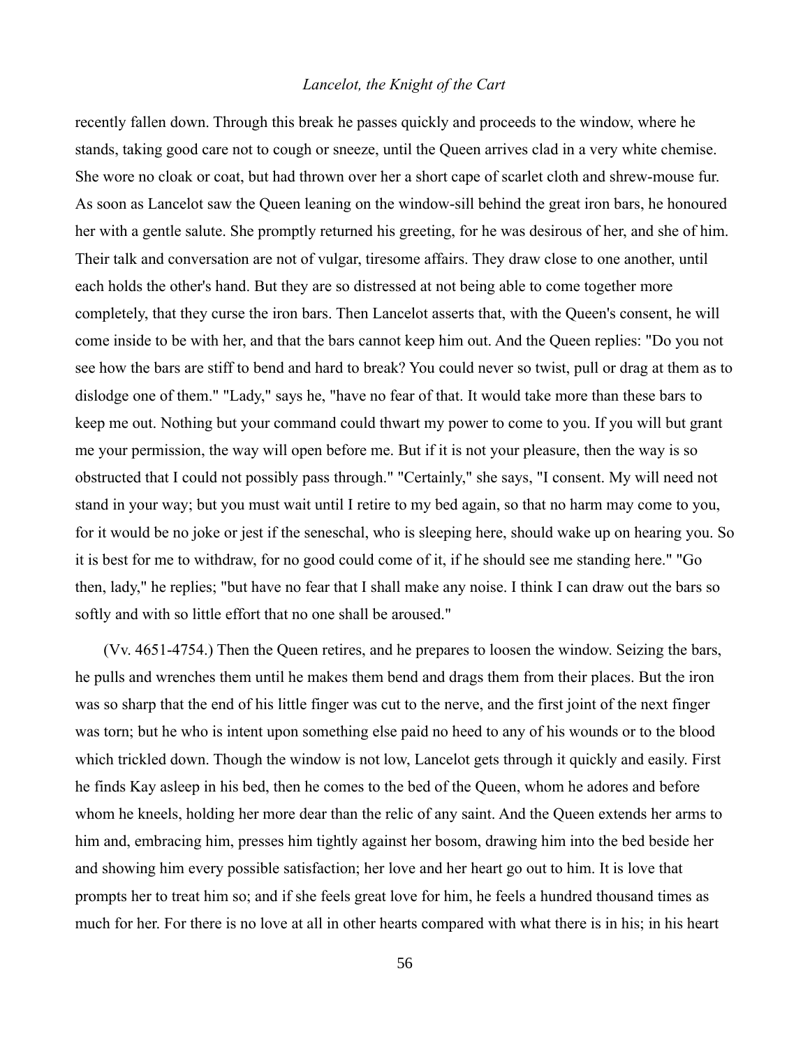recently fallen down. Through this break he passes quickly and proceeds to the window, where he stands, taking good care not to cough or sneeze, until the Queen arrives clad in a very white chemise. She wore no cloak or coat, but had thrown over her a short cape of scarlet cloth and shrew-mouse fur. As soon as Lancelot saw the Queen leaning on the window-sill behind the great iron bars, he honoured her with a gentle salute. She promptly returned his greeting, for he was desirous of her, and she of him. Their talk and conversation are not of vulgar, tiresome affairs. They draw close to one another, until each holds the other's hand. But they are so distressed at not being able to come together more completely, that they curse the iron bars. Then Lancelot asserts that, with the Queen's consent, he will come inside to be with her, and that the bars cannot keep him out. And the Queen replies: "Do you not see how the bars are stiff to bend and hard to break? You could never so twist, pull or drag at them as to dislodge one of them." "Lady," says he, "have no fear of that. It would take more than these bars to keep me out. Nothing but your command could thwart my power to come to you. If you will but grant me your permission, the way will open before me. But if it is not your pleasure, then the way is so obstructed that I could not possibly pass through." "Certainly," she says, "I consent. My will need not stand in your way; but you must wait until I retire to my bed again, so that no harm may come to you, for it would be no joke or jest if the seneschal, who is sleeping here, should wake up on hearing you. So it is best for me to withdraw, for no good could come of it, if he should see me standing here." "Go then, lady," he replies; "but have no fear that I shall make any noise. I think I can draw out the bars so softly and with so little effort that no one shall be aroused."

(Vv. 4651-4754.) Then the Queen retires, and he prepares to loosen the window. Seizing the bars, he pulls and wrenches them until he makes them bend and drags them from their places. But the iron was so sharp that the end of his little finger was cut to the nerve, and the first joint of the next finger was torn; but he who is intent upon something else paid no heed to any of his wounds or to the blood which trickled down. Though the window is not low, Lancelot gets through it quickly and easily. First he finds Kay asleep in his bed, then he comes to the bed of the Queen, whom he adores and before whom he kneels, holding her more dear than the relic of any saint. And the Queen extends her arms to him and, embracing him, presses him tightly against her bosom, drawing him into the bed beside her and showing him every possible satisfaction; her love and her heart go out to him. It is love that prompts her to treat him so; and if she feels great love for him, he feels a hundred thousand times as much for her. For there is no love at all in other hearts compared with what there is in his; in his heart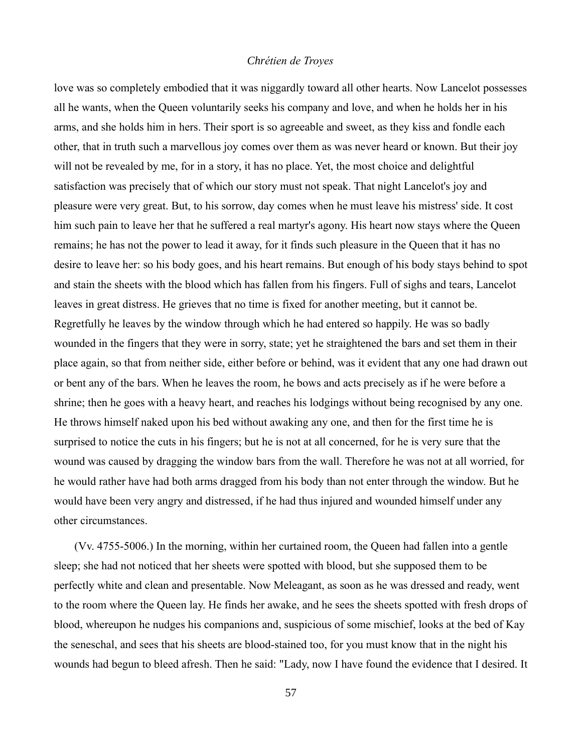love was so completely embodied that it was niggardly toward all other hearts. Now Lancelot possesses all he wants, when the Queen voluntarily seeks his company and love, and when he holds her in his arms, and she holds him in hers. Their sport is so agreeable and sweet, as they kiss and fondle each other, that in truth such a marvellous joy comes over them as was never heard or known. But their joy will not be revealed by me, for in a story, it has no place. Yet, the most choice and delightful satisfaction was precisely that of which our story must not speak. That night Lancelot's joy and pleasure were very great. But, to his sorrow, day comes when he must leave his mistress' side. It cost him such pain to leave her that he suffered a real martyr's agony. His heart now stays where the Queen remains; he has not the power to lead it away, for it finds such pleasure in the Queen that it has no desire to leave her: so his body goes, and his heart remains. But enough of his body stays behind to spot and stain the sheets with the blood which has fallen from his fingers. Full of sighs and tears, Lancelot leaves in great distress. He grieves that no time is fixed for another meeting, but it cannot be. Regretfully he leaves by the window through which he had entered so happily. He was so badly wounded in the fingers that they were in sorry, state; yet he straightened the bars and set them in their place again, so that from neither side, either before or behind, was it evident that any one had drawn out or bent any of the bars. When he leaves the room, he bows and acts precisely as if he were before a shrine; then he goes with a heavy heart, and reaches his lodgings without being recognised by any one. He throws himself naked upon his bed without awaking any one, and then for the first time he is surprised to notice the cuts in his fingers; but he is not at all concerned, for he is very sure that the wound was caused by dragging the window bars from the wall. Therefore he was not at all worried, for he would rather have had both arms dragged from his body than not enter through the window. But he would have been very angry and distressed, if he had thus injured and wounded himself under any other circumstances.

(Vv. 4755-5006.) In the morning, within her curtained room, the Queen had fallen into a gentle sleep; she had not noticed that her sheets were spotted with blood, but she supposed them to be perfectly white and clean and presentable. Now Meleagant, as soon as he was dressed and ready, went to the room where the Queen lay. He finds her awake, and he sees the sheets spotted with fresh drops of blood, whereupon he nudges his companions and, suspicious of some mischief, looks at the bed of Kay the seneschal, and sees that his sheets are blood-stained too, for you must know that in the night his wounds had begun to bleed afresh. Then he said: "Lady, now I have found the evidence that I desired. It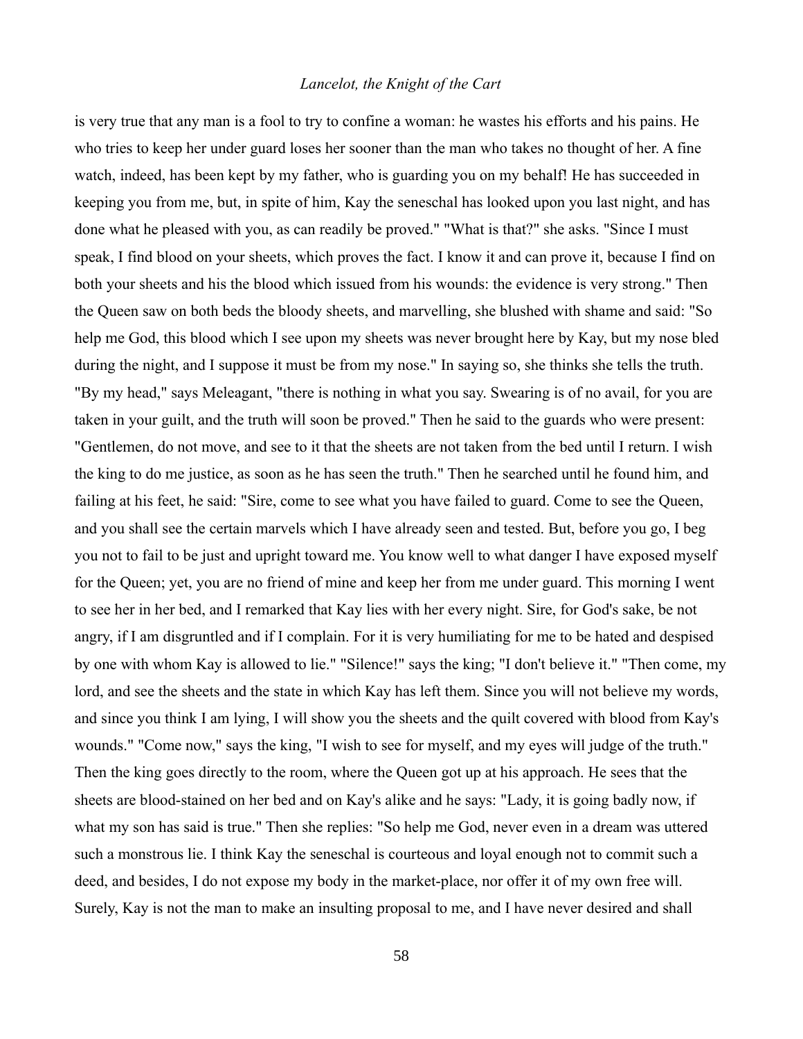is very true that any man is a fool to try to confine a woman: he wastes his efforts and his pains. He who tries to keep her under guard loses her sooner than the man who takes no thought of her. A fine watch, indeed, has been kept by my father, who is guarding you on my behalf! He has succeeded in keeping you from me, but, in spite of him, Kay the seneschal has looked upon you last night, and has done what he pleased with you, as can readily be proved." "What is that?" she asks. "Since I must speak, I find blood on your sheets, which proves the fact. I know it and can prove it, because I find on both your sheets and his the blood which issued from his wounds: the evidence is very strong." Then the Queen saw on both beds the bloody sheets, and marvelling, she blushed with shame and said: "So help me God, this blood which I see upon my sheets was never brought here by Kay, but my nose bled during the night, and I suppose it must be from my nose." In saying so, she thinks she tells the truth. "By my head," says Meleagant, "there is nothing in what you say. Swearing is of no avail, for you are taken in your guilt, and the truth will soon be proved." Then he said to the guards who were present: "Gentlemen, do not move, and see to it that the sheets are not taken from the bed until I return. I wish the king to do me justice, as soon as he has seen the truth." Then he searched until he found him, and failing at his feet, he said: "Sire, come to see what you have failed to guard. Come to see the Queen, and you shall see the certain marvels which I have already seen and tested. But, before you go, I beg you not to fail to be just and upright toward me. You know well to what danger I have exposed myself for the Queen; yet, you are no friend of mine and keep her from me under guard. This morning I went to see her in her bed, and I remarked that Kay lies with her every night. Sire, for God's sake, be not angry, if I am disgruntled and if I complain. For it is very humiliating for me to be hated and despised by one with whom Kay is allowed to lie." "Silence!" says the king; "I don't believe it." "Then come, my lord, and see the sheets and the state in which Kay has left them. Since you will not believe my words, and since you think I am lying, I will show you the sheets and the quilt covered with blood from Kay's wounds." "Come now," says the king, "I wish to see for myself, and my eyes will judge of the truth." Then the king goes directly to the room, where the Queen got up at his approach. He sees that the sheets are blood-stained on her bed and on Kay's alike and he says: "Lady, it is going badly now, if what my son has said is true." Then she replies: "So help me God, never even in a dream was uttered such a monstrous lie. I think Kay the seneschal is courteous and loyal enough not to commit such a deed, and besides, I do not expose my body in the market-place, nor offer it of my own free will. Surely, Kay is not the man to make an insulting proposal to me, and I have never desired and shall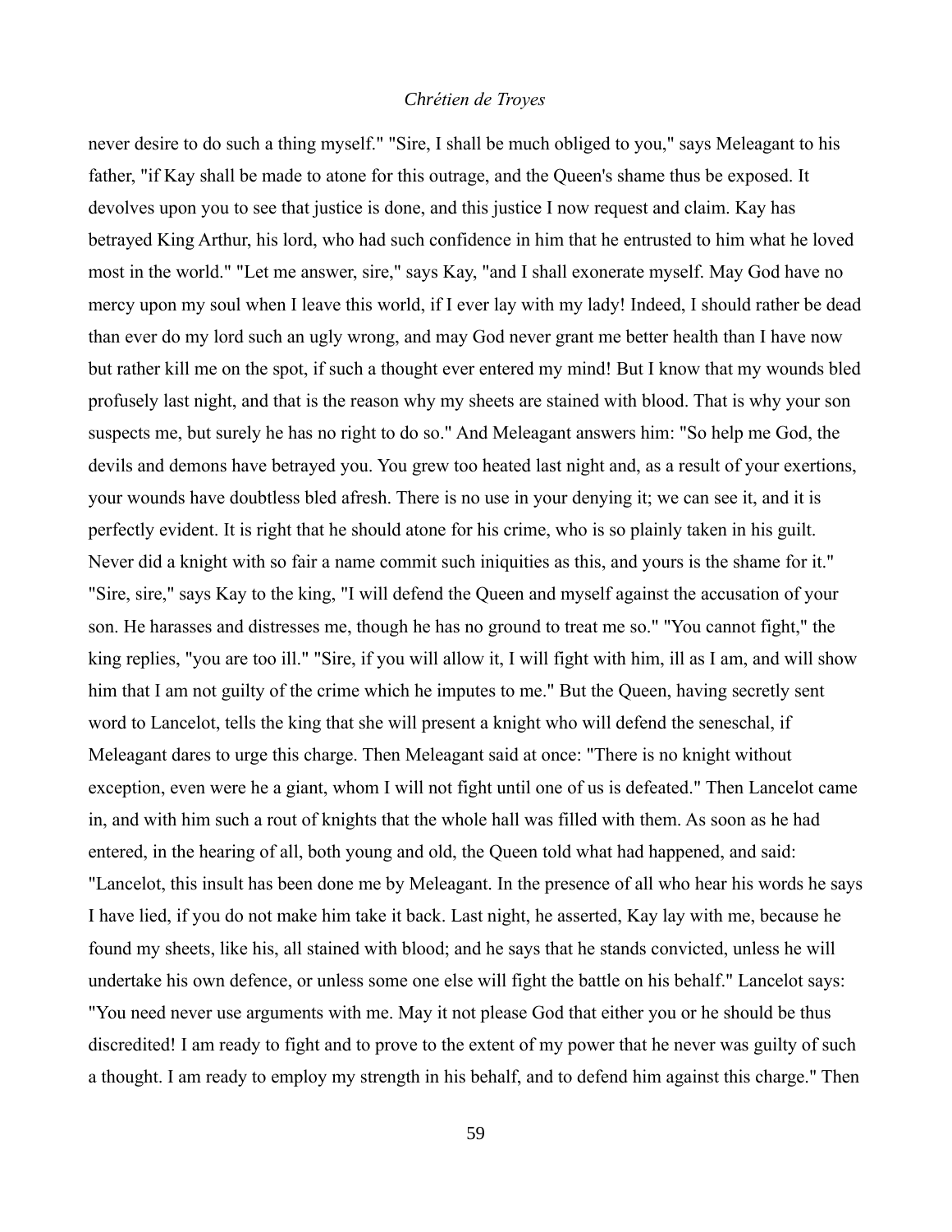never desire to do such a thing myself." "Sire, I shall be much obliged to you," says Meleagant to his father, "if Kay shall be made to atone for this outrage, and the Queen's shame thus be exposed. It devolves upon you to see that justice is done, and this justice I now request and claim. Kay has betrayed King Arthur, his lord, who had such confidence in him that he entrusted to him what he loved most in the world." "Let me answer, sire," says Kay, "and I shall exonerate myself. May God have no mercy upon my soul when I leave this world, if I ever lay with my lady! Indeed, I should rather be dead than ever do my lord such an ugly wrong, and may God never grant me better health than I have now but rather kill me on the spot, if such a thought ever entered my mind! But I know that my wounds bled profusely last night, and that is the reason why my sheets are stained with blood. That is why your son suspects me, but surely he has no right to do so." And Meleagant answers him: "So help me God, the devils and demons have betrayed you. You grew too heated last night and, as a result of your exertions, your wounds have doubtless bled afresh. There is no use in your denying it; we can see it, and it is perfectly evident. It is right that he should atone for his crime, who is so plainly taken in his guilt. Never did a knight with so fair a name commit such iniquities as this, and yours is the shame for it." "Sire, sire," says Kay to the king, "I will defend the Queen and myself against the accusation of your son. He harasses and distresses me, though he has no ground to treat me so." "You cannot fight," the king replies, "you are too ill." "Sire, if you will allow it, I will fight with him, ill as I am, and will show him that I am not guilty of the crime which he imputes to me." But the Queen, having secretly sent word to Lancelot, tells the king that she will present a knight who will defend the seneschal, if Meleagant dares to urge this charge. Then Meleagant said at once: "There is no knight without exception, even were he a giant, whom I will not fight until one of us is defeated." Then Lancelot came in, and with him such a rout of knights that the whole hall was filled with them. As soon as he had entered, in the hearing of all, both young and old, the Queen told what had happened, and said: "Lancelot, this insult has been done me by Meleagant. In the presence of all who hear his words he says I have lied, if you do not make him take it back. Last night, he asserted, Kay lay with me, because he found my sheets, like his, all stained with blood; and he says that he stands convicted, unless he will undertake his own defence, or unless some one else will fight the battle on his behalf." Lancelot says: "You need never use arguments with me. May it not please God that either you or he should be thus discredited! I am ready to fight and to prove to the extent of my power that he never was guilty of such a thought. I am ready to employ my strength in his behalf, and to defend him against this charge." Then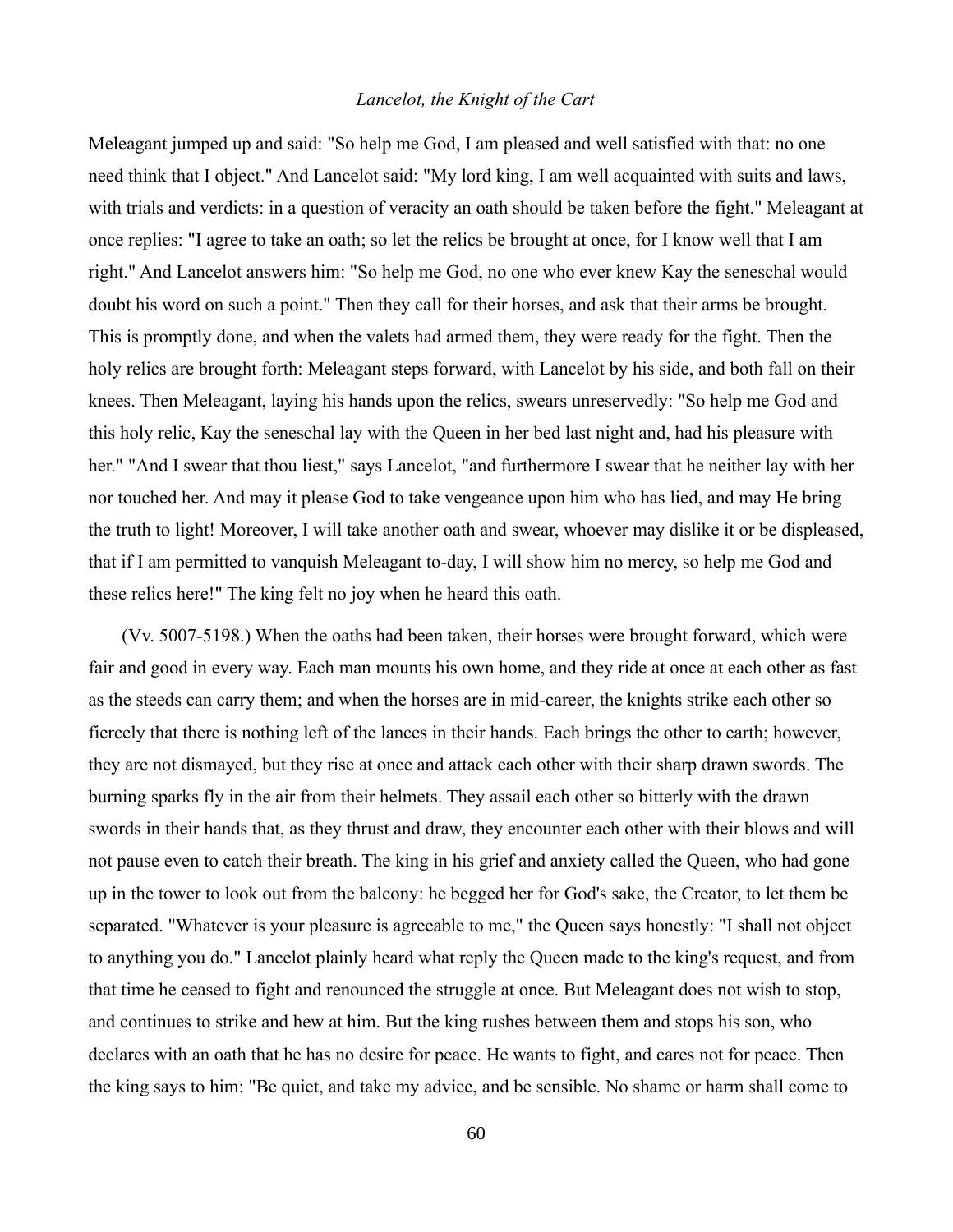Meleagant jumped up and said: "So help me God, I am pleased and well satisfied with that: no one need think that I object." And Lancelot said: "My lord king, I am well acquainted with suits and laws, with trials and verdicts: in a question of veracity an oath should be taken before the fight." Meleagant at once replies: "I agree to take an oath; so let the relics be brought at once, for I know well that I am right." And Lancelot answers him: "So help me God, no one who ever knew Kay the seneschal would doubt his word on such a point." Then they call for their horses, and ask that their arms be brought. This is promptly done, and when the valets had armed them, they were ready for the fight. Then the holy relics are brought forth: Meleagant steps forward, with Lancelot by his side, and both fall on their knees. Then Meleagant, laying his hands upon the relics, swears unreservedly: "So help me God and this holy relic, Kay the seneschal lay with the Queen in her bed last night and, had his pleasure with her." "And I swear that thou liest," says Lancelot, "and furthermore I swear that he neither lay with her nor touched her. And may it please God to take vengeance upon him who has lied, and may He bring the truth to light! Moreover, I will take another oath and swear, whoever may dislike it or be displeased, that if I am permitted to vanquish Meleagant to-day, I will show him no mercy, so help me God and these relics here!" The king felt no joy when he heard this oath.

(Vv. 5007-5198.) When the oaths had been taken, their horses were brought forward, which were fair and good in every way. Each man mounts his own home, and they ride at once at each other as fast as the steeds can carry them; and when the horses are in mid-career, the knights strike each other so fiercely that there is nothing left of the lances in their hands. Each brings the other to earth; however, they are not dismayed, but they rise at once and attack each other with their sharp drawn swords. The burning sparks fly in the air from their helmets. They assail each other so bitterly with the drawn swords in their hands that, as they thrust and draw, they encounter each other with their blows and will not pause even to catch their breath. The king in his grief and anxiety called the Queen, who had gone up in the tower to look out from the balcony: he begged her for God's sake, the Creator, to let them be separated. "Whatever is your pleasure is agreeable to me," the Queen says honestly: "I shall not object to anything you do." Lancelot plainly heard what reply the Queen made to the king's request, and from that time he ceased to fight and renounced the struggle at once. But Meleagant does not wish to stop, and continues to strike and hew at him. But the king rushes between them and stops his son, who declares with an oath that he has no desire for peace. He wants to fight, and cares not for peace. Then the king says to him: "Be quiet, and take my advice, and be sensible. No shame or harm shall come to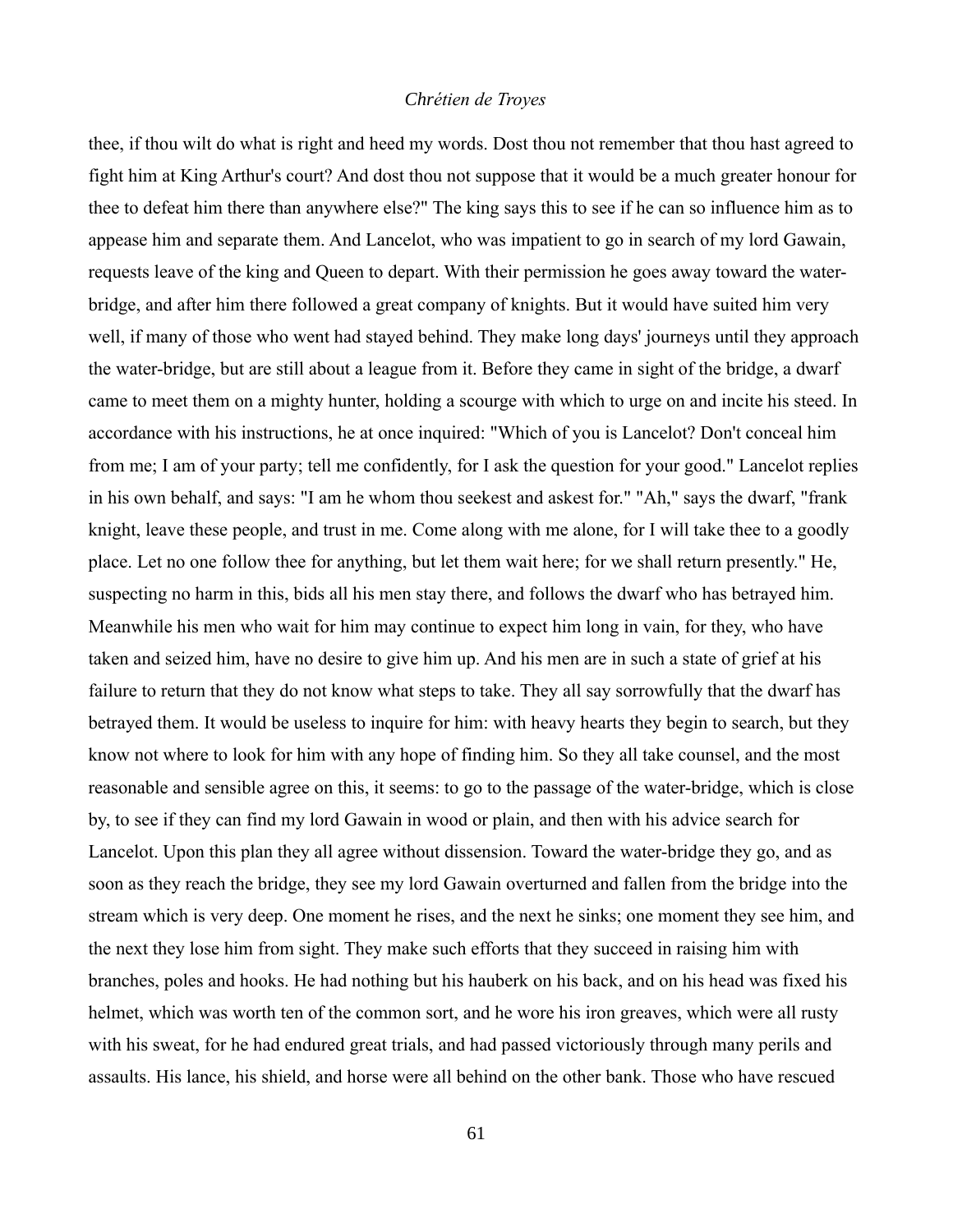thee, if thou wilt do what is right and heed my words. Dost thou not remember that thou hast agreed to fight him at King Arthur's court? And dost thou not suppose that it would be a much greater honour for thee to defeat him there than anywhere else?" The king says this to see if he can so influence him as to appease him and separate them. And Lancelot, who was impatient to go in search of my lord Gawain, requests leave of the king and Queen to depart. With their permission he goes away toward the water-bridge, and after him there followed a great company of knights. But it would have suited him very well, if many of those who went had stayed behind. They make long days' journeys until they approach the water-bridge, but are still about a league from it. Before they came in sight of the bridge, a dwarf came to meet them on a mighty hunter, holding a scourge with which to urge on and incite his steed. In accordance with his instructions, he at once inquired: "Which of you is Lancelot? Don't conceal him from me; I am of your party; tell me confidently, for I ask the question for your good." Lancelot replies in his own behalf, and says: "I am he whom thou seekest and askest for." "Ah," says the dwarf, "frank knight, leave these people, and trust in me. Come along with me alone, for I will take thee to a goodly place. Let no one follow thee for anything, but let them wait here; for we shall return presently." He, suspecting no harm in this, bids all his men stay there, and follows the dwarf who has betrayed him. Meanwhile his men who wait for him may continue to expect him long in vain, for they, who have taken and seized him, have no desire to give him up. And his men are in such a state of grief at his failure to return that they do not know what steps to take. They all say sorrowfully that the dwarf has betrayed them. It would be useless to inquire for him: with heavy hearts they begin to search, but they know not where to look for him with any hope of finding him. So they all take counsel, and the most reasonable and sensible agree on this, it seems: to go to the passage of the water-bridge, which is close by, to see if they can find my lord Gawain in wood or plain, and then with his advice search for Lancelot. Upon this plan they all agree without dissension. Toward the water-bridge they go, and as soon as they reach the bridge, they see my lord Gawain overturned and fallen from the bridge into the stream which is very deep. One moment he rises, and the next he sinks; one moment they see him, and the next they lose him from sight. They make such efforts that they succeed in raising him with branches, poles and hooks. He had nothing but his hauberk on his back, and on his head was fixed his helmet, which was worth ten of the common sort, and he wore his iron greaves, which were all rusty with his sweat, for he had endured great trials, and had passed victoriously through many perils and assaults. His lance, his shield, and horse were all behind on the other bank. Those who have rescued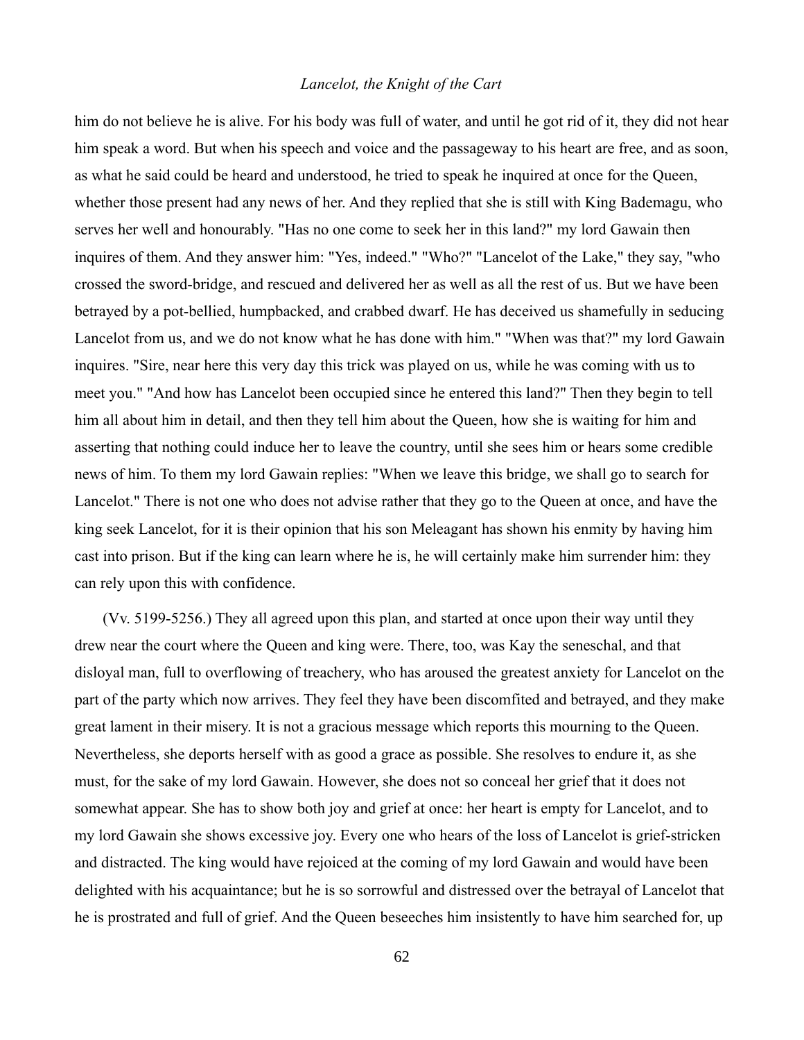him do not believe he is alive. For his body was full of water, and until he got rid of it, they did not hear him speak a word. But when his speech and voice and the passageway to his heart are free, and as soon, as what he said could be heard and understood, he tried to speak he inquired at once for the Queen, whether those present had any news of her. And they replied that she is still with King Bademagu, who serves her well and honourably. "Has no one come to seek her in this land?" my lord Gawain then inquires of them. And they answer him: "Yes, indeed." "Who?" "Lancelot of the Lake," they say, "who crossed the sword-bridge, and rescued and delivered her as well as all the rest of us. But we have been betrayed by a pot-bellied, humpbacked, and crabbed dwarf. He has deceived us shamefully in seducing Lancelot from us, and we do not know what he has done with him." "When was that?" my lord Gawain inquires. "Sire, near here this very day this trick was played on us, while he was coming with us to meet you." "And how has Lancelot been occupied since he entered this land?" Then they begin to tell him all about him in detail, and then they tell him about the Queen, how she is waiting for him and asserting that nothing could induce her to leave the country, until she sees him or hears some credible news of him. To them my lord Gawain replies: "When we leave this bridge, we shall go to search for Lancelot." There is not one who does not advise rather that they go to the Queen at once, and have the king seek Lancelot, for it is their opinion that his son Meleagant has shown his enmity by having him cast into prison. But if the king can learn where he is, he will certainly make him surrender him: they can rely upon this with confidence.

(Vv. 5199-5256.) They all agreed upon this plan, and started at once upon their way until they drew near the court where the Queen and king were. There, too, was Kay the seneschal, and that disloyal man, full to overflowing of treachery, who has aroused the greatest anxiety for Lancelot on the part of the party which now arrives. They feel they have been discomfited and betrayed, and they make great lament in their misery. It is not a gracious message which reports this mourning to the Queen. Nevertheless, she deports herself with as good a grace as possible. She resolves to endure it, as she must, for the sake of my lord Gawain. However, she does not so conceal her grief that it does not somewhat appear. She has to show both joy and grief at once: her heart is empty for Lancelot, and to my lord Gawain she shows excessive joy. Every one who hears of the loss of Lancelot is grief-stricken and distracted. The king would have rejoiced at the coming of my lord Gawain and would have been delighted with his acquaintance; but he is so sorrowful and distressed over the betrayal of Lancelot that he is prostrated and full of grief. And the Queen beseeches him insistently to have him searched for, up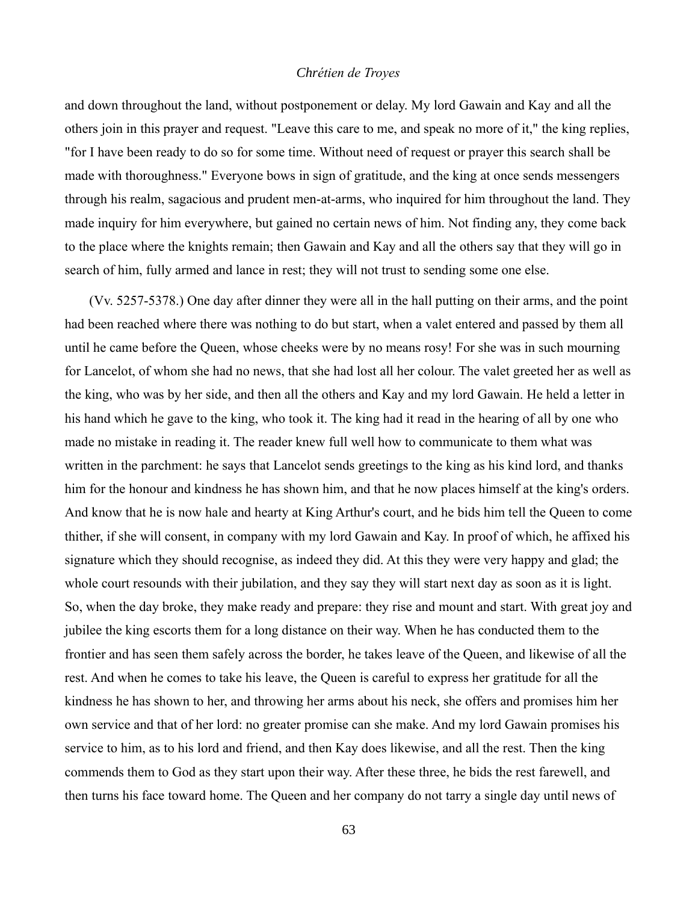and down throughout the land, without postponement or delay. My lord Gawain and Kay and all the others join in this prayer and request. "Leave this care to me, and speak no more of it," the king replies, "for I have been ready to do so for some time. Without need of request or prayer this search shall be made with thoroughness." Everyone bows in sign of gratitude, and the king at once sends messengers through his realm, sagacious and prudent men-at-arms, who inquired for him throughout the land. They made inquiry for him everywhere, but gained no certain news of him. Not finding any, they come back to the place where the knights remain; then Gawain and Kay and all the others say that they will go in search of him, fully armed and lance in rest; they will not trust to sending some one else.

(Vv. 5257-5378.) One day after dinner they were all in the hall putting on their arms, and the point had been reached where there was nothing to do but start, when a valet entered and passed by them all until he came before the Queen, whose cheeks were by no means rosy! For she was in such mourning for Lancelot, of whom she had no news, that she had lost all her colour. The valet greeted her as well as the king, who was by her side, and then all the others and Kay and my lord Gawain. He held a letter in his hand which he gave to the king, who took it. The king had it read in the hearing of all by one who made no mistake in reading it. The reader knew full well how to communicate to them what was written in the parchment: he says that Lancelot sends greetings to the king as his kind lord, and thanks him for the honour and kindness he has shown him, and that he now places himself at the king's orders. And know that he is now hale and hearty at King Arthur's court, and he bids him tell the Queen to come thither, if she will consent, in company with my lord Gawain and Kay. In proof of which, he affixed his signature which they should recognise, as indeed they did. At this they were very happy and glad; the whole court resounds with their jubilation, and they say they will start next day as soon as it is light. So, when the day broke, they make ready and prepare: they rise and mount and start. With great joy and jubilee the king escorts them for a long distance on their way. When he has conducted them to the frontier and has seen them safely across the border, he takes leave of the Queen, and likewise of all the rest. And when he comes to take his leave, the Queen is careful to express her gratitude for all the kindness he has shown to her, and throwing her arms about his neck, she offers and promises him her own service and that of her lord: no greater promise can she make. And my lord Gawain promises his service to him, as to his lord and friend, and then Kay does likewise, and all the rest. Then the king commends them to God as they start upon their way. After these three, he bids the rest farewell, and then turns his face toward home. The Queen and her company do not tarry a single day until news of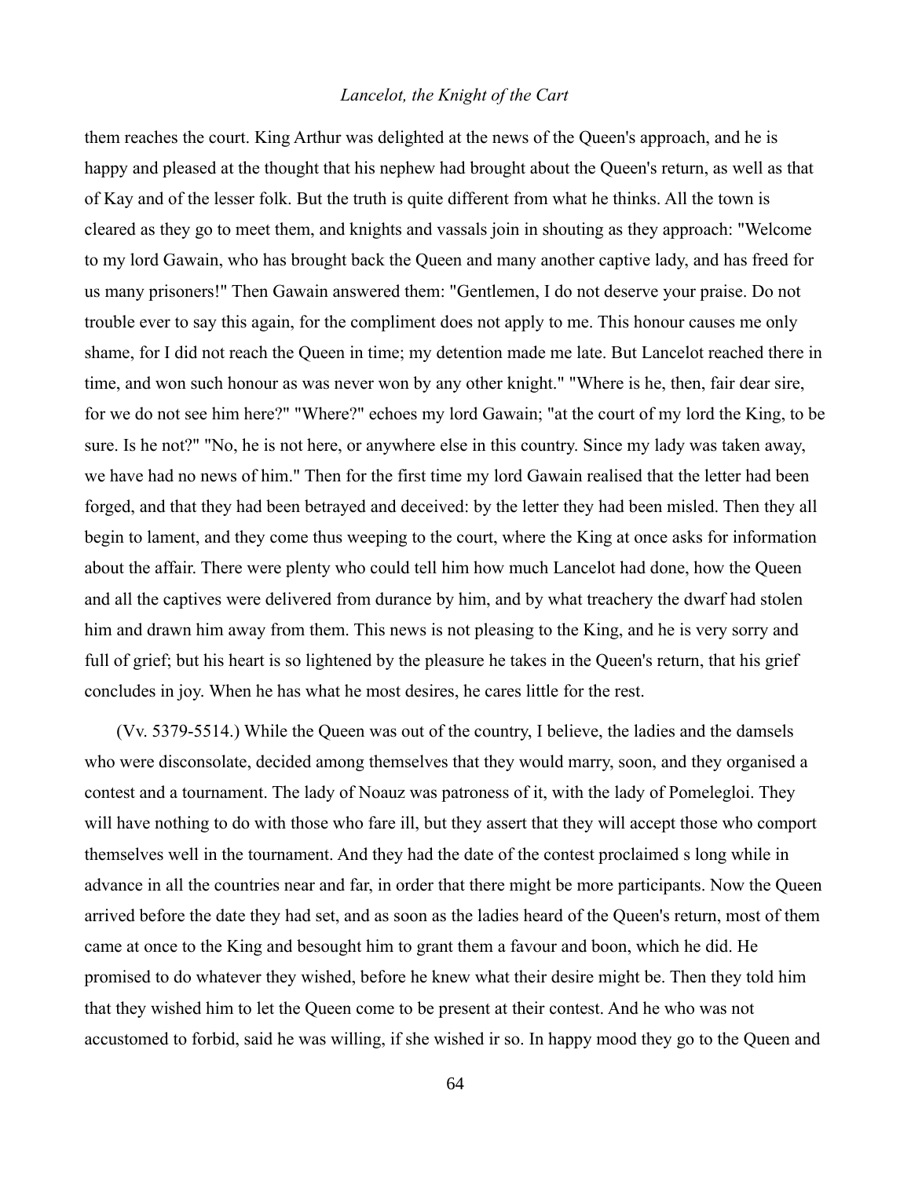them reaches the court. King Arthur was delighted at the news of the Queen's approach, and he is happy and pleased at the thought that his nephew had brought about the Queen's return, as well as that of Kay and of the lesser folk. But the truth is quite different from what he thinks. All the town is cleared as they go to meet them, and knights and vassals join in shouting as they approach: "Welcome to my lord Gawain, who has brought back the Queen and many another captive lady, and has freed for us many prisoners!" Then Gawain answered them: "Gentlemen, I do not deserve your praise. Do not trouble ever to say this again, for the compliment does not apply to me. This honour causes me only shame, for I did not reach the Queen in time; my detention made me late. But Lancelot reached there in time, and won such honour as was never won by any other knight." "Where is he, then, fair dear sire, for we do not see him here?" "Where?" echoes my lord Gawain; "at the court of my lord the King, to be sure. Is he not?" "No, he is not here, or anywhere else in this country. Since my lady was taken away, we have had no news of him." Then for the first time my lord Gawain realised that the letter had been forged, and that they had been betrayed and deceived: by the letter they had been misled. Then they all begin to lament, and they come thus weeping to the court, where the King at once asks for information about the affair. There were plenty who could tell him how much Lancelot had done, how the Queen and all the captives were delivered from durance by him, and by what treachery the dwarf had stolen him and drawn him away from them. This news is not pleasing to the King, and he is very sorry and full of grief; but his heart is so lightened by the pleasure he takes in the Queen's return, that his grief concludes in joy. When he has what he most desires, he cares little for the rest.

(Vv. 5379-5514.) While the Queen was out of the country, I believe, the ladies and the damsels who were disconsolate, decided among themselves that they would marry, soon, and they organised a contest and a tournament. The lady of Noauz was patroness of it, with the lady of Pomelegloi. They will have nothing to do with those who fare ill, but they assert that they will accept those who comport themselves well in the tournament. And they had the date of the contest proclaimed s long while in advance in all the countries near and far, in order that there might be more participants. Now the Queen arrived before the date they had set, and as soon as the ladies heard of the Queen's return, most of them came at once to the King and besought him to grant them a favour and boon, which he did. He promised to do whatever they wished, before he knew what their desire might be. Then they told him that they wished him to let the Queen come to be present at their contest. And he who was not accustomed to forbid, said he was willing, if she wished ir so. In happy mood they go to the Queen and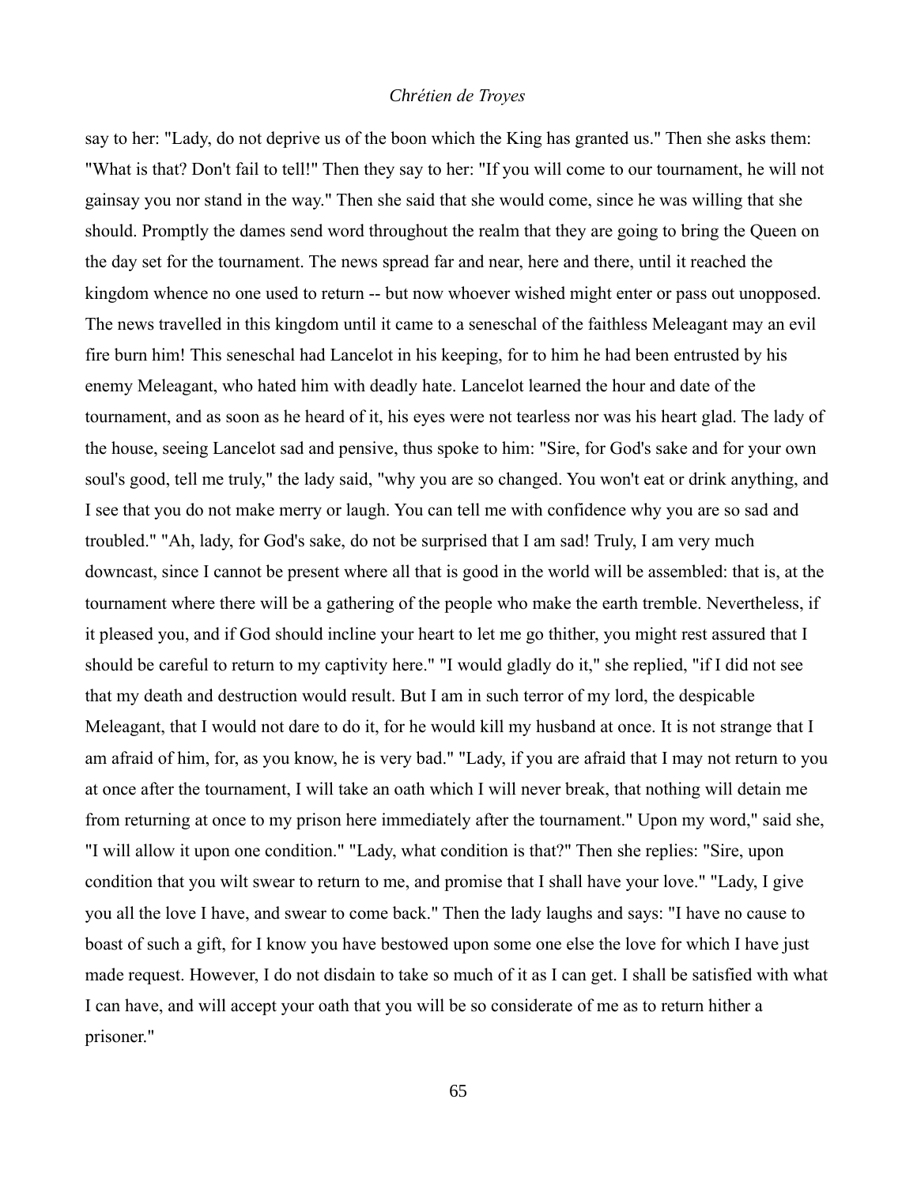say to her: "Lady, do not deprive us of the boon which the King has granted us." Then she asks them: "What is that? Don't fail to tell!" Then they say to her: "If you will come to our tournament, he will not gainsay you nor stand in the way." Then she said that she would come, since he was willing that she should. Promptly the dames send word throughout the realm that they are going to bring the Queen on the day set for the tournament. The news spread far and near, here and there, until it reached the kingdom whence no one used to return -- but now whoever wished might enter or pass out unopposed. The news travelled in this kingdom until it came to a seneschal of the faithless Meleagant may an evil fire burn him! This seneschal had Lancelot in his keeping, for to him he had been entrusted by his enemy Meleagant, who hated him with deadly hate. Lancelot learned the hour and date of the tournament, and as soon as he heard of it, his eyes were not tearless nor was his heart glad. The lady of the house, seeing Lancelot sad and pensive, thus spoke to him: "Sire, for God's sake and for your own soul's good, tell me truly," the lady said, "why you are so changed. You won't eat or drink anything, and I see that you do not make merry or laugh. You can tell me with confidence why you are so sad and troubled." "Ah, lady, for God's sake, do not be surprised that I am sad! Truly, I am very much downcast, since I cannot be present where all that is good in the world will be assembled: that is, at the tournament where there will be a gathering of the people who make the earth tremble. Nevertheless, if it pleased you, and if God should incline your heart to let me go thither, you might rest assured that I should be careful to return to my captivity here." "I would gladly do it," she replied, "if I did not see that my death and destruction would result. But I am in such terror of my lord, the despicable Meleagant, that I would not dare to do it, for he would kill my husband at once. It is not strange that I am afraid of him, for, as you know, he is very bad." "Lady, if you are afraid that I may not return to you at once after the tournament, I will take an oath which I will never break, that nothing will detain me from returning at once to my prison here immediately after the tournament." Upon my word," said she, "I will allow it upon one condition." "Lady, what condition is that?" Then she replies: "Sire, upon condition that you wilt swear to return to me, and promise that I shall have your love." "Lady, I give you all the love I have, and swear to come back." Then the lady laughs and says: "I have no cause to boast of such a gift, for I know you have bestowed upon some one else the love for which I have just made request. However, I do not disdain to take so much of it as I can get. I shall be satisfied with what I can have, and will accept your oath that you will be so considerate of me as to return hither a prisoner."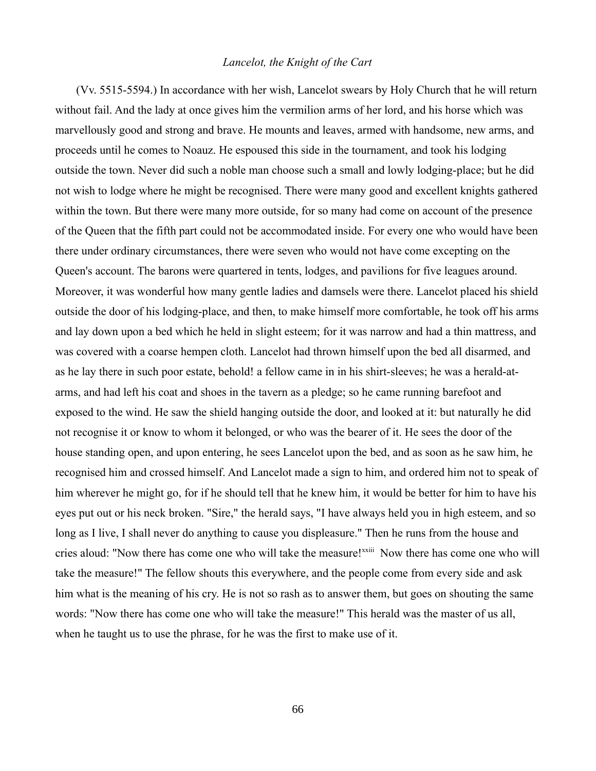(Vv. 5515-5594.) In accordance with her wish, Lancelot swears by Holy Church that he will return without fail. And the lady at once gives him the vermilion arms of her lord, and his horse which was marvellously good and strong and brave. He mounts and leaves, armed with handsome, new arms, and proceeds until he comes to Noauz. He espoused this side in the tournament, and took his lodging outside the town. Never did such a noble man choose such a small and lowly lodging-place; but he did not wish to lodge where he might be recognised. There were many good and excellent knights gathered within the town. But there were many more outside, for so many had come on account of the presence of the Queen that the fifth part could not be accommodated inside. For every one who would have been there under ordinary circumstances, there were seven who would not have come excepting on the Queen's account. The barons were quartered in tents, lodges, and pavilions for five leagues around. Moreover, it was wonderful how many gentle ladies and damsels were there. Lancelot placed his shield outside the door of his lodging-place, and then, to make himself more comfortable, he took off his arms and lay down upon a bed which he held in slight esteem; for it was narrow and had a thin mattress, and was covered with a coarse hempen cloth. Lancelot had thrown himself upon the bed all disarmed, and as he lay there in such poor estate, behold! a fellow came in in his shirt-sleeves; he was a herald-at-arms, and had left his coat and shoes in the tavern as a pledge; so he came running barefoot and exposed to the wind. He saw the shield hanging outside the door, and looked at it: but naturally he did not recognise it or know to whom it belonged, or who was the bearer of it. He sees the door of the house standing open, and upon entering, he sees Lancelot upon the bed, and as soon as he saw him, he recognised him and crossed himself. And Lancelot made a sign to him, and ordered him not to speak of him wherever he might go, for if he should tell that he knew him, it would be better for him to have his eyes put out or his neck broken. "Sire," the herald says, "I have always held you in high esteem, and so long as I live, I shall never do anything to cause you displeasure." Then he runs from the house and cries aloud: "Now there has come one who will take the measure![xxiii] Now there has come one who will take the measure!" The fellow shouts this everywhere, and the people come from every side and ask him what is the meaning of his cry. He is not so rash as to answer them, but goes on shouting the same words: "Now there has come one who will take the measure!" This herald was the master of us all, when he taught us to use the phrase, for he was the first to make use of it.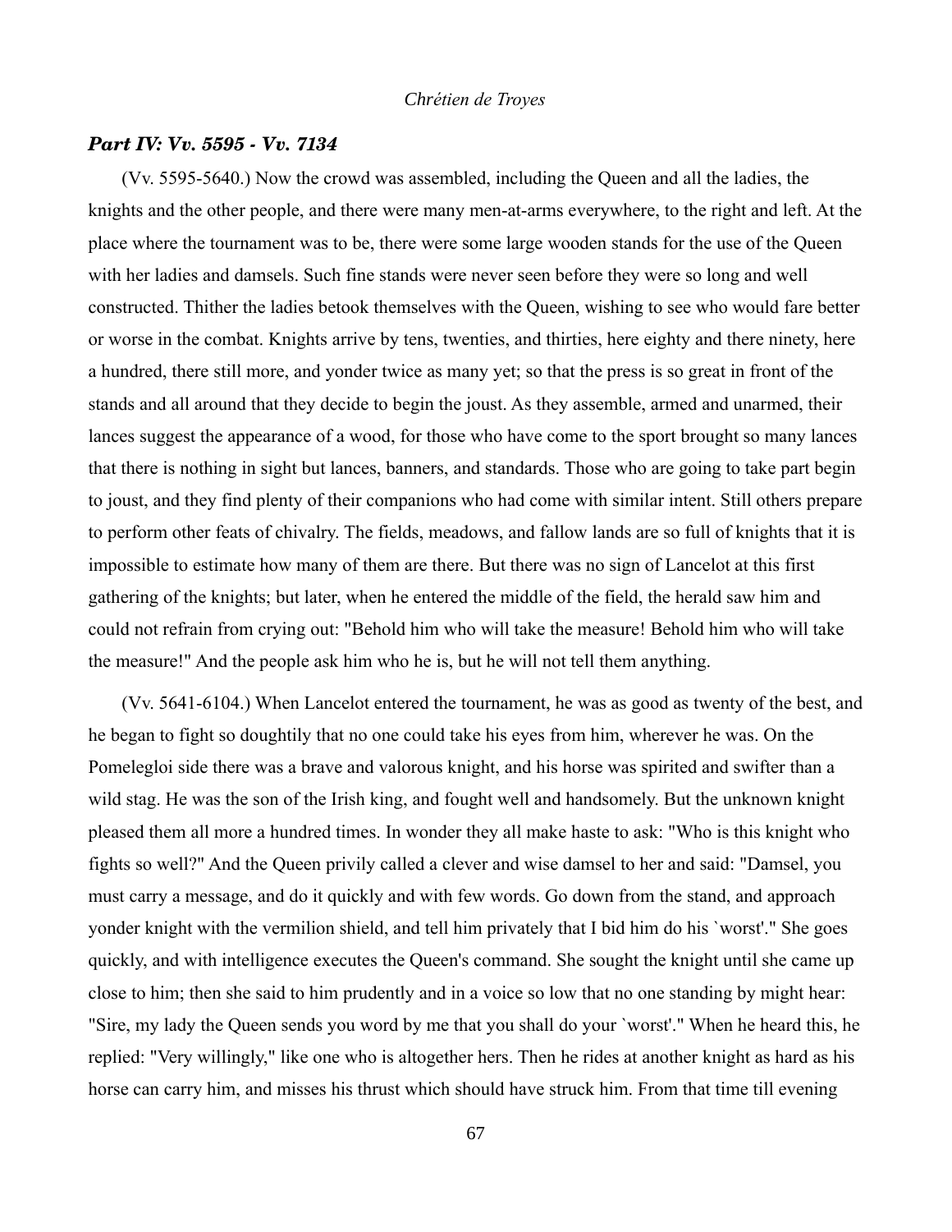## *Part IV: Vv. 5595 - Vv. 7134*

(Vv. 5595-5640.) Now the crowd was assembled, including the Queen and all the ladies, the knights and the other people, and there were many men-at-arms everywhere, to the right and left. At the place where the tournament was to be, there were some large wooden stands for the use of the Queen with her ladies and damsels. Such fine stands were never seen before they were so long and well constructed. Thither the ladies betook themselves with the Queen, wishing to see who would fare better or worse in the combat. Knights arrive by tens, twenties, and thirties, here eighty and there ninety, here a hundred, there still more, and yonder twice as many yet; so that the press is so great in front of the stands and all around that they decide to begin the joust. As they assemble, armed and unarmed, their lances suggest the appearance of a wood, for those who have come to the sport brought so many lances that there is nothing in sight but lances, banners, and standards. Those who are going to take part begin to joust, and they find plenty of their companions who had come with similar intent. Still others prepare to perform other feats of chivalry. The fields, meadows, and fallow lands are so full of knights that it is impossible to estimate how many of them are there. But there was no sign of Lancelot at this first gathering of the knights; but later, when he entered the middle of the field, the herald saw him and could not refrain from crying out: "Behold him who will take the measure! Behold him who will take the measure!" And the people ask him who he is, but he will not tell them anything.

(Vv. 5641-6104.) When Lancelot entered the tournament, he was as good as twenty of the best, and he began to fight so doughtily that no one could take his eyes from him, wherever he was. On the Pomelegloi side there was a brave and valorous knight, and his horse was spirited and swifter than a wild stag. He was the son of the Irish king, and fought well and handsomely. But the unknown knight pleased them all more a hundred times. In wonder they all make haste to ask: "Who is this knight who fights so well?" And the Queen privily called a clever and wise damsel to her and said: "Damsel, you must carry a message, and do it quickly and with few words. Go down from the stand, and approach yonder knight with the vermilion shield, and tell him privately that I bid him do his `worst'." She goes quickly, and with intelligence executes the Queen's command. She sought the knight until she came up close to him; then she said to him prudently and in a voice so low that no one standing by might hear: "Sire, my lady the Queen sends you word by me that you shall do your `worst'." When he heard this, he replied: "Very willingly," like one who is altogether hers. Then he rides at another knight as hard as his horse can carry him, and misses his thrust which should have struck him. From that time till evening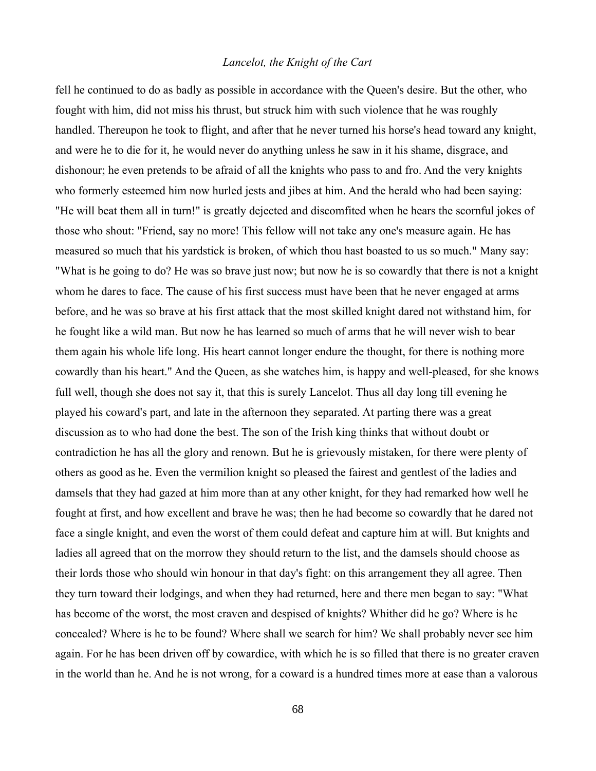fell he continued to do as badly as possible in accordance with the Queen's desire. But the other, who fought with him, did not miss his thrust, but struck him with such violence that he was roughly handled. Thereupon he took to flight, and after that he never turned his horse's head toward any knight, and were he to die for it, he would never do anything unless he saw in it his shame, disgrace, and dishonour; he even pretends to be afraid of all the knights who pass to and fro. And the very knights who formerly esteemed him now hurled jests and jibes at him. And the herald who had been saying: "He will beat them all in turn!" is greatly dejected and discomfited when he hears the scornful jokes of those who shout: "Friend, say no more! This fellow will not take any one's measure again. He has measured so much that his yardstick is broken, of which thou hast boasted to us so much." Many say: "What is he going to do? He was so brave just now; but now he is so cowardly that there is not a knight whom he dares to face. The cause of his first success must have been that he never engaged at arms before, and he was so brave at his first attack that the most skilled knight dared not withstand him, for he fought like a wild man. But now he has learned so much of arms that he will never wish to bear them again his whole life long. His heart cannot longer endure the thought, for there is nothing more cowardly than his heart." And the Queen, as she watches him, is happy and well-pleased, for she knows full well, though she does not say it, that this is surely Lancelot. Thus all day long till evening he played his coward's part, and late in the afternoon they separated. At parting there was a great discussion as to who had done the best. The son of the Irish king thinks that without doubt or contradiction he has all the glory and renown. But he is grievously mistaken, for there were plenty of others as good as he. Even the vermilion knight so pleased the fairest and gentlest of the ladies and damsels that they had gazed at him more than at any other knight, for they had remarked how well he fought at first, and how excellent and brave he was; then he had become so cowardly that he dared not face a single knight, and even the worst of them could defeat and capture him at will. But knights and ladies all agreed that on the morrow they should return to the list, and the damsels should choose as their lords those who should win honour in that day's fight: on this arrangement they all agree. Then they turn toward their lodgings, and when they had returned, here and there men began to say: "What has become of the worst, the most craven and despised of knights? Whither did he go? Where is he concealed? Where is he to be found? Where shall we search for him? We shall probably never see him again. For he has been driven off by cowardice, with which he is so filled that there is no greater craven in the world than he. And he is not wrong, for a coward is a hundred times more at ease than a valorous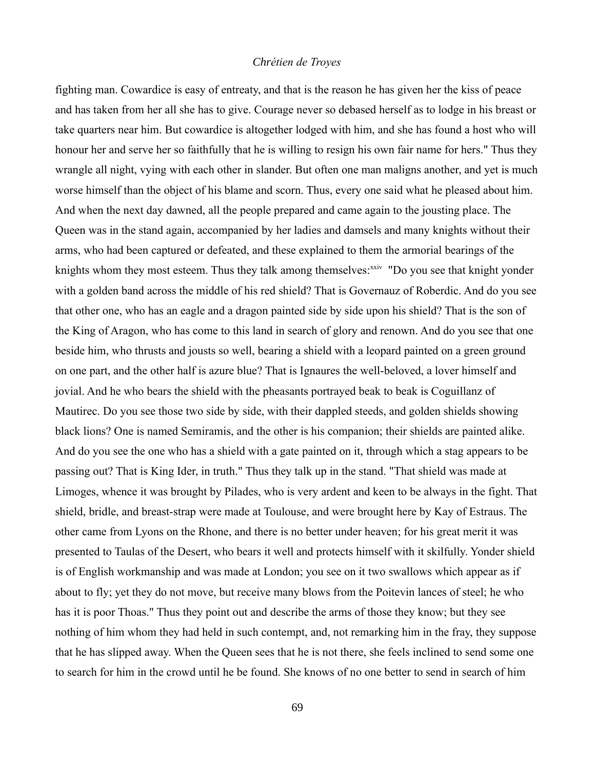fighting man. Cowardice is easy of entreaty, and that is the reason he has given her the kiss of peace and has taken from her all she has to give. Courage never so debased herself as to lodge in his breast or take quarters near him. But cowardice is altogether lodged with him, and she has found a host who will honour her and serve her so faithfully that he is willing to resign his own fair name for hers." Thus they wrangle all night, vying with each other in slander. But often one man maligns another, and yet is much worse himself than the object of his blame and scorn. Thus, every one said what he pleased about him. And when the next day dawned, all the people prepared and came again to the jousting place. The Queen was in the stand again, accompanied by her ladies and damsels and many knights without their arms, who had been captured or defeated, and these explained to them the armorial bearings of the knights whom they most esteem. Thus they talk among themselves:[xxiv] "Do you see that knight yonder with a golden band across the middle of his red shield? That is Governauz of Roberdic. And do you see that other one, who has an eagle and a dragon painted side by side upon his shield? That is the son of the King of Aragon, who has come to this land in search of glory and renown. And do you see that one beside him, who thrusts and jousts so well, bearing a shield with a leopard painted on a green ground on one part, and the other half is azure blue? That is Ignaures the well-beloved, a lover himself and jovial. And he who bears the shield with the pheasants portrayed beak to beak is Coguillanz of Mautirec. Do you see those two side by side, with their dappled steeds, and golden shields showing black lions? One is named Semiramis, and the other is his companion; their shields are painted alike. And do you see the one who has a shield with a gate painted on it, through which a stag appears to be passing out? That is King Ider, in truth." Thus they talk up in the stand. "That shield was made at Limoges, whence it was brought by Pilades, who is very ardent and keen to be always in the fight. That shield, bridle, and breast-strap were made at Toulouse, and were brought here by Kay of Estraus. The other came from Lyons on the Rhone, and there is no better under heaven; for his great merit it was presented to Taulas of the Desert, who bears it well and protects himself with it skilfully. Yonder shield is of English workmanship and was made at London; you see on it two swallows which appear as if about to fly; yet they do not move, but receive many blows from the Poitevin lances of steel; he who has it is poor Thoas." Thus they point out and describe the arms of those they know; but they see nothing of him whom they had held in such contempt, and, not remarking him in the fray, they suppose that he has slipped away. When the Queen sees that he is not there, she feels inclined to send some one to search for him in the crowd until he be found. She knows of no one better to send in search of him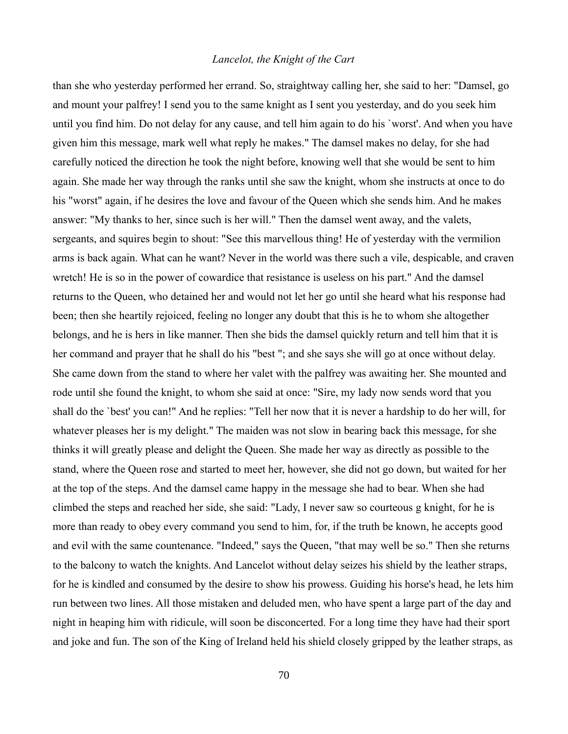than she who yesterday performed her errand. So, straightway calling her, she said to her: "Damsel, go and mount your palfrey! I send you to the same knight as I sent you yesterday, and do you seek him until you find him. Do not delay for any cause, and tell him again to do his `worst'. And when you have given him this message, mark well what reply he makes." The damsel makes no delay, for she had carefully noticed the direction he took the night before, knowing well that she would be sent to him again. She made her way through the ranks until she saw the knight, whom she instructs at once to do his "worst" again, if he desires the love and favour of the Queen which she sends him. And he makes answer: "My thanks to her, since such is her will." Then the damsel went away, and the valets, sergeants, and squires begin to shout: "See this marvellous thing! He of yesterday with the vermilion arms is back again. What can he want? Never in the world was there such a vile, despicable, and craven wretch! He is so in the power of cowardice that resistance is useless on his part." And the damsel returns to the Queen, who detained her and would not let her go until she heard what his response had been; then she heartily rejoiced, feeling no longer any doubt that this is he to whom she altogether belongs, and he is hers in like manner. Then she bids the damsel quickly return and tell him that it is her command and prayer that he shall do his "best "; and she says she will go at once without delay. She came down from the stand to where her valet with the palfrey was awaiting her. She mounted and rode until she found the knight, to whom she said at once: "Sire, my lady now sends word that you shall do the `best' you can!" And he replies: "Tell her now that it is never a hardship to do her will, for whatever pleases her is my delight." The maiden was not slow in bearing back this message, for she thinks it will greatly please and delight the Queen. She made her way as directly as possible to the stand, where the Queen rose and started to meet her, however, she did not go down, but waited for her at the top of the steps. And the damsel came happy in the message she had to bear. When she had climbed the steps and reached her side, she said: "Lady, I never saw so courteous g knight, for he is more than ready to obey every command you send to him, for, if the truth be known, he accepts good and evil with the same countenance. "Indeed," says the Queen, "that may well be so." Then she returns to the balcony to watch the knights. And Lancelot without delay seizes his shield by the leather straps, for he is kindled and consumed by the desire to show his prowess. Guiding his horse's head, he lets him run between two lines. All those mistaken and deluded men, who have spent a large part of the day and night in heaping him with ridicule, will soon be disconcerted. For a long time they have had their sport and joke and fun. The son of the King of Ireland held his shield closely gripped by the leather straps, as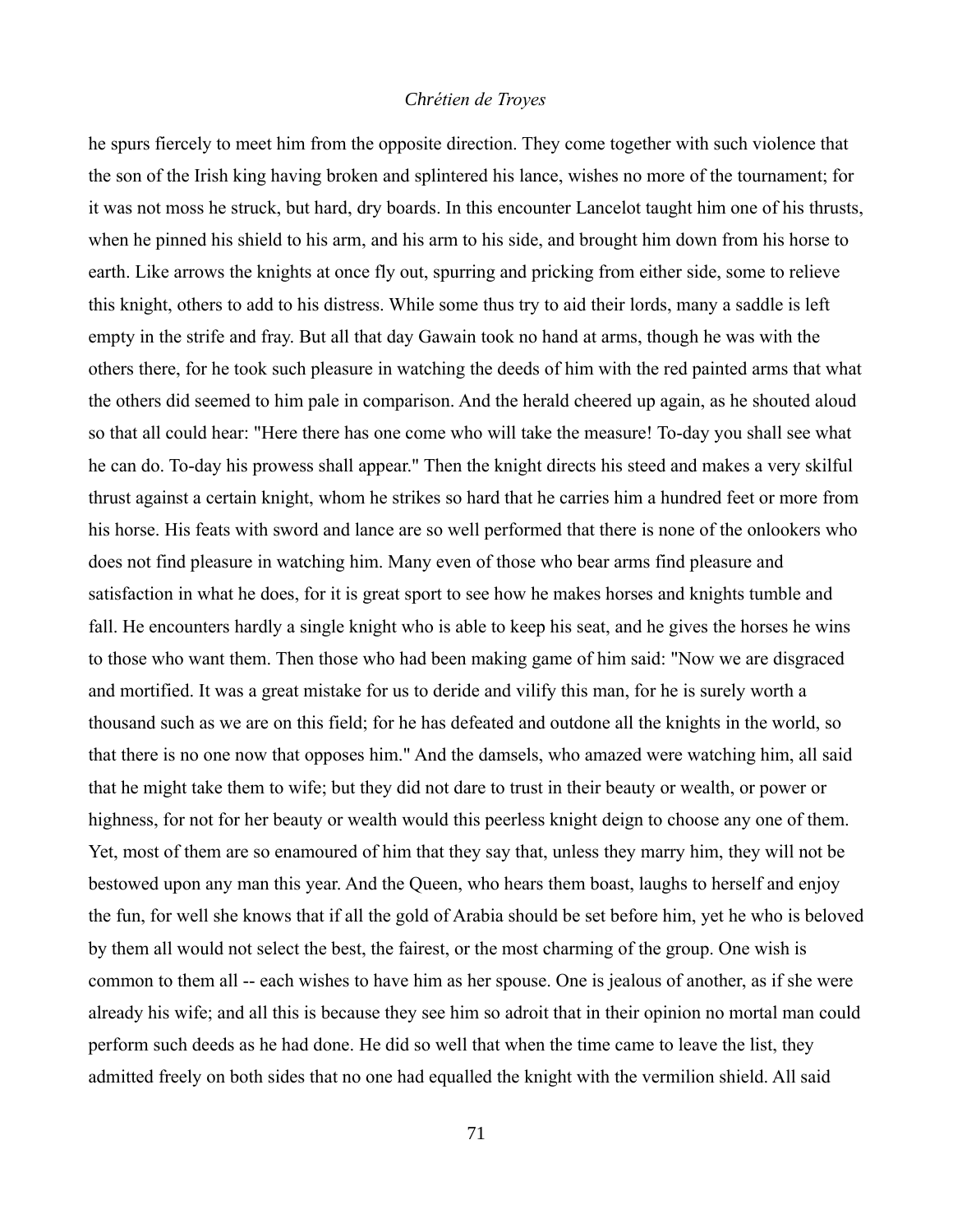he spurs fiercely to meet him from the opposite direction. They come together with such violence that the son of the Irish king having broken and splintered his lance, wishes no more of the tournament; for it was not moss he struck, but hard, dry boards. In this encounter Lancelot taught him one of his thrusts, when he pinned his shield to his arm, and his arm to his side, and brought him down from his horse to earth. Like arrows the knights at once fly out, spurring and pricking from either side, some to relieve this knight, others to add to his distress. While some thus try to aid their lords, many a saddle is left empty in the strife and fray. But all that day Gawain took no hand at arms, though he was with the others there, for he took such pleasure in watching the deeds of him with the red painted arms that what the others did seemed to him pale in comparison. And the herald cheered up again, as he shouted aloud so that all could hear: "Here there has one come who will take the measure! To-day you shall see what he can do. To-day his prowess shall appear." Then the knight directs his steed and makes a very skilful thrust against a certain knight, whom he strikes so hard that he carries him a hundred feet or more from his horse. His feats with sword and lance are so well performed that there is none of the onlookers who does not find pleasure in watching him. Many even of those who bear arms find pleasure and satisfaction in what he does, for it is great sport to see how he makes horses and knights tumble and fall. He encounters hardly a single knight who is able to keep his seat, and he gives the horses he wins to those who want them. Then those who had been making game of him said: "Now we are disgraced and mortified. It was a great mistake for us to deride and vilify this man, for he is surely worth a thousand such as we are on this field; for he has defeated and outdone all the knights in the world, so that there is no one now that opposes him." And the damsels, who amazed were watching him, all said that he might take them to wife; but they did not dare to trust in their beauty or wealth, or power or highness, for not for her beauty or wealth would this peerless knight deign to choose any one of them. Yet, most of them are so enamoured of him that they say that, unless they marry him, they will not be bestowed upon any man this year. And the Queen, who hears them boast, laughs to herself and enjoy the fun, for well she knows that if all the gold of Arabia should be set before him, yet he who is beloved by them all would not select the best, the fairest, or the most charming of the group. One wish is common to them all -- each wishes to have him as her spouse. One is jealous of another, as if she were already his wife; and all this is because they see him so adroit that in their opinion no mortal man could perform such deeds as he had done. He did so well that when the time came to leave the list, they admitted freely on both sides that no one had equalled the knight with the vermilion shield. All said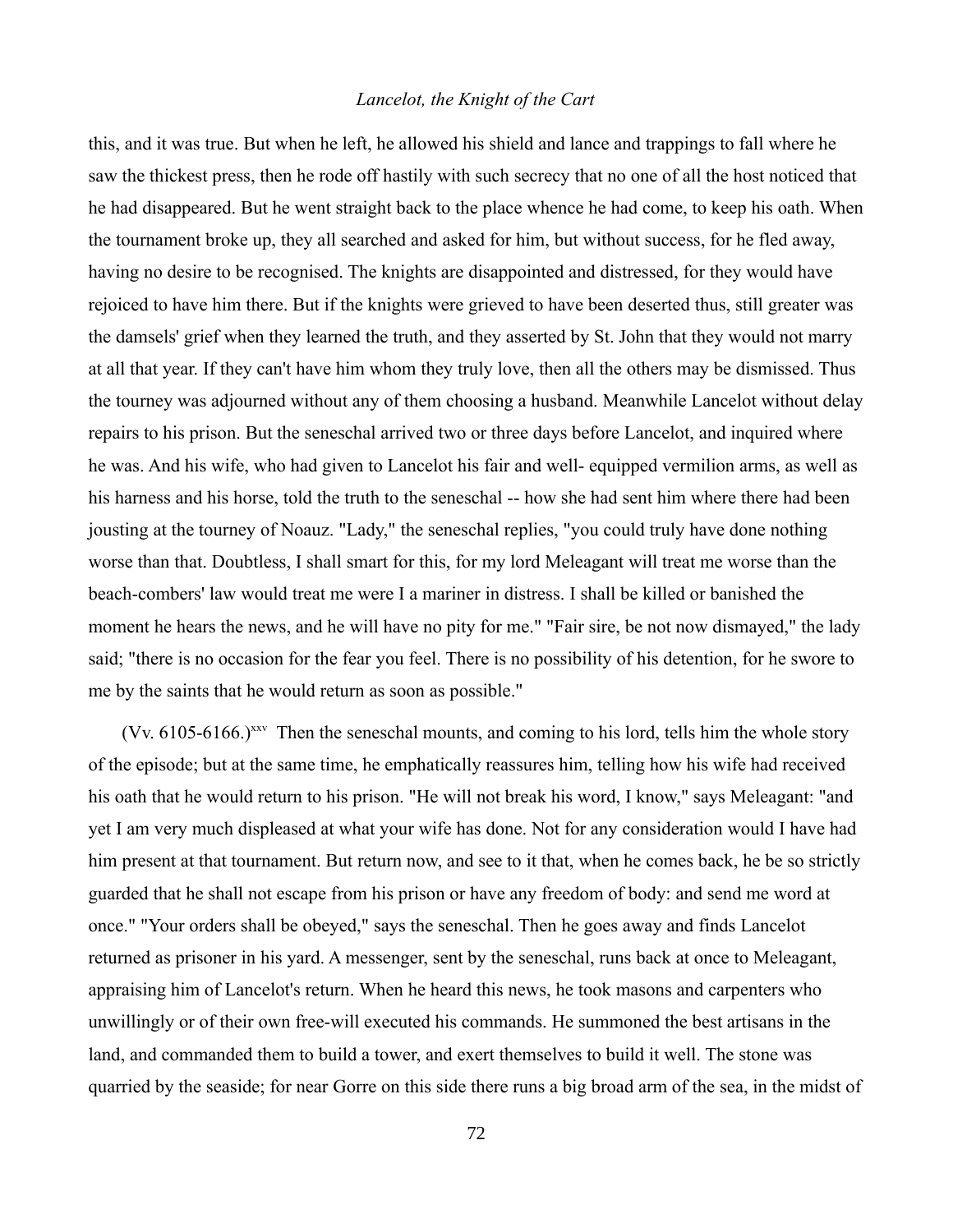this, and it was true. But when he left, he allowed his shield and lance and trappings to fall where he saw the thickest press, then he rode off hastily with such secrecy that no one of all the host noticed that he had disappeared. But he went straight back to the place whence he had come, to keep his oath. When the tournament broke up, they all searched and asked for him, but without success, for he fled away, having no desire to be recognised. The knights are disappointed and distressed, for they would have rejoiced to have him there. But if the knights were grieved to have been deserted thus, still greater was the damsels' grief when they learned the truth, and they asserted by St. John that they would not marry at all that year. If they can't have him whom they truly love, then all the others may be dismissed. Thus the tourney was adjourned without any of them choosing a husband. Meanwhile Lancelot without delay repairs to his prison. But the seneschal arrived two or three days before Lancelot, and inquired where he was. And his wife, who had given to Lancelot his fair and well- equipped vermilion arms, as well as his harness and his horse, told the truth to the seneschal -- how she had sent him where there had been jousting at the tourney of Noauz. "Lady," the seneschal replies, "you could truly have done nothing worse than that. Doubtless, I shall smart for this, for my lord Meleagant will treat me worse than the beach-combers' law would treat me were I a mariner in distress. I shall be killed or banished the moment he hears the news, and he will have no pity for me." "Fair sire, be not now dismayed," the lady said; "there is no occasion for the fear you feel. There is no possibility of his detention, for he swore to me by the saints that he would return as soon as possible."

(Vv. 6105-6166.)[xxv] Then the seneschal mounts, and coming to his lord, tells him the whole story of the episode; but at the same time, he emphatically reassures him, telling how his wife had received his oath that he would return to his prison. "He will not break his word, I know," says Meleagant: "and yet I am very much displeased at what your wife has done. Not for any consideration would I have had him present at that tournament. But return now, and see to it that, when he comes back, he be so strictly guarded that he shall not escape from his prison or have any freedom of body: and send me word at once." "Your orders shall be obeyed," says the seneschal. Then he goes away and finds Lancelot returned as prisoner in his yard. A messenger, sent by the seneschal, runs back at once to Meleagant, appraising him of Lancelot's return. When he heard this news, he took masons and carpenters who unwillingly or of their own free-will executed his commands. He summoned the best artisans in the land, and commanded them to build a tower, and exert themselves to build it well. The stone was quarried by the seaside; for near Gorre on this side there runs a big broad arm of the sea, in the midst of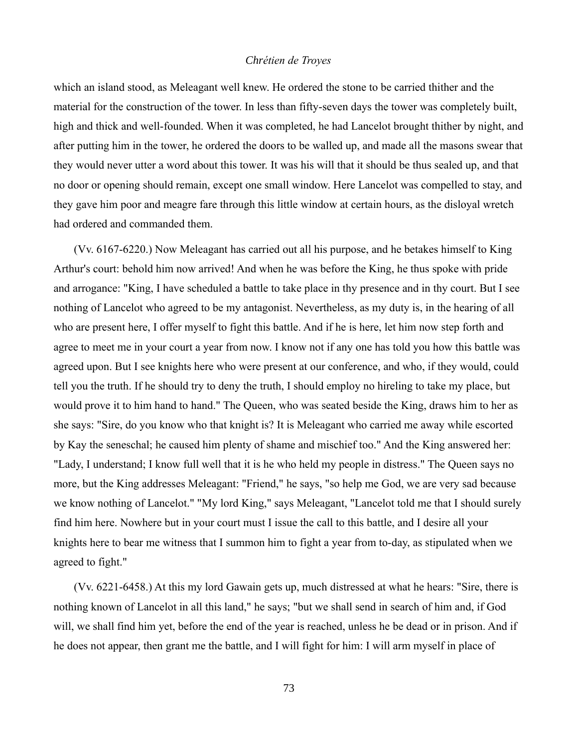which an island stood, as Meleagant well knew. He ordered the stone to be carried thither and the material for the construction of the tower. In less than fifty-seven days the tower was completely built, high and thick and well-founded. When it was completed, he had Lancelot brought thither by night, and after putting him in the tower, he ordered the doors to be walled up, and made all the masons swear that they would never utter a word about this tower. It was his will that it should be thus sealed up, and that no door or opening should remain, except one small window. Here Lancelot was compelled to stay, and they gave him poor and meagre fare through this little window at certain hours, as the disloyal wretch had ordered and commanded them.

(Vv. 6167-6220.) Now Meleagant has carried out all his purpose, and he betakes himself to King Arthur's court: behold him now arrived! And when he was before the King, he thus spoke with pride and arrogance: "King, I have scheduled a battle to take place in thy presence and in thy court. But I see nothing of Lancelot who agreed to be my antagonist. Nevertheless, as my duty is, in the hearing of all who are present here, I offer myself to fight this battle. And if he is here, let him now step forth and agree to meet me in your court a year from now. I know not if any one has told you how this battle was agreed upon. But I see knights here who were present at our conference, and who, if they would, could tell you the truth. If he should try to deny the truth, I should employ no hireling to take my place, but would prove it to him hand to hand." The Queen, who was seated beside the King, draws him to her as she says: "Sire, do you know who that knight is? It is Meleagant who carried me away while escorted by Kay the seneschal; he caused him plenty of shame and mischief too." And the King answered her: "Lady, I understand; I know full well that it is he who held my people in distress." The Queen says no more, but the King addresses Meleagant: "Friend," he says, "so help me God, we are very sad because we know nothing of Lancelot." "My lord King," says Meleagant, "Lancelot told me that I should surely find him here. Nowhere but in your court must I issue the call to this battle, and I desire all your knights here to bear me witness that I summon him to fight a year from to-day, as stipulated when we agreed to fight."

(Vv. 6221-6458.) At this my lord Gawain gets up, much distressed at what he hears: "Sire, there is nothing known of Lancelot in all this land," he says; "but we shall send in search of him and, if God will, we shall find him yet, before the end of the year is reached, unless he be dead or in prison. And if he does not appear, then grant me the battle, and I will fight for him: I will arm myself in place of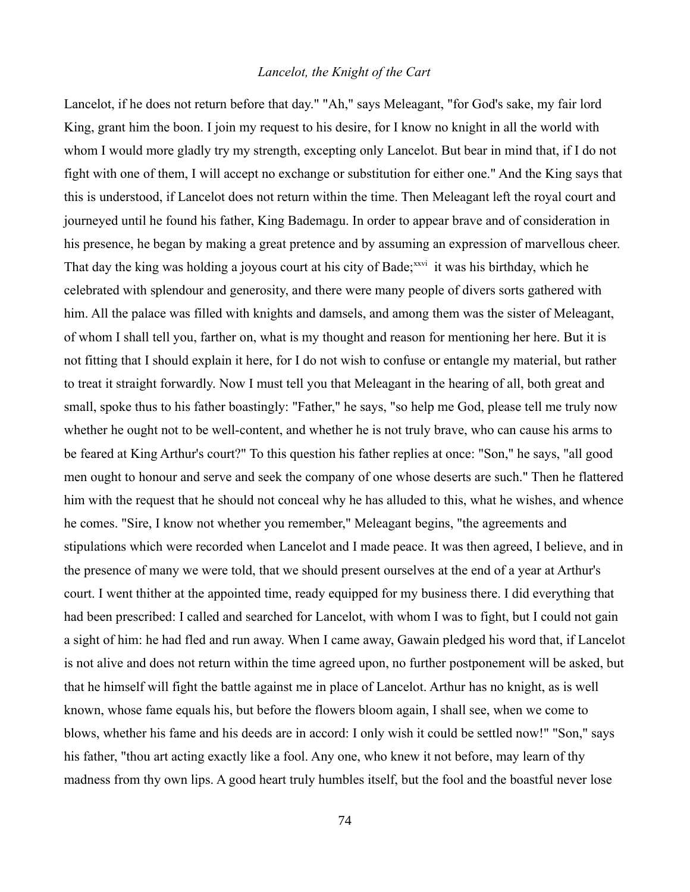Lancelot, if he does not return before that day." "Ah," says Meleagant, "for God's sake, my fair lord King, grant him the boon. I join my request to his desire, for I know no knight in all the world with whom I would more gladly try my strength, excepting only Lancelot. But bear in mind that, if I do not fight with one of them, I will accept no exchange or substitution for either one." And the King says that this is understood, if Lancelot does not return within the time. Then Meleagant left the royal court and journeyed until he found his father, King Bademagu. In order to appear brave and of consideration in his presence, he began by making a great pretence and by assuming an expression of marvellous cheer. That day the king was holding a joyous court at his city of Bade;[xxvi] it was his birthday, which he celebrated with splendour and generosity, and there were many people of divers sorts gathered with him. All the palace was filled with knights and damsels, and among them was the sister of Meleagant, of whom I shall tell you, farther on, what is my thought and reason for mentioning her here. But it is not fitting that I should explain it here, for I do not wish to confuse or entangle my material, but rather to treat it straight forwardly. Now I must tell you that Meleagant in the hearing of all, both great and small, spoke thus to his father boastingly: "Father," he says, "so help me God, please tell me truly now whether he ought not to be well-content, and whether he is not truly brave, who can cause his arms to be feared at King Arthur's court?" To this question his father replies at once: "Son," he says, "all good men ought to honour and serve and seek the company of one whose deserts are such." Then he flattered him with the request that he should not conceal why he has alluded to this, what he wishes, and whence he comes. "Sire, I know not whether you remember," Meleagant begins, "the agreements and stipulations which were recorded when Lancelot and I made peace. It was then agreed, I believe, and in the presence of many we were told, that we should present ourselves at the end of a year at Arthur's court. I went thither at the appointed time, ready equipped for my business there. I did everything that had been prescribed: I called and searched for Lancelot, with whom I was to fight, but I could not gain a sight of him: he had fled and run away. When I came away, Gawain pledged his word that, if Lancelot is not alive and does not return within the time agreed upon, no further postponement will be asked, but that he himself will fight the battle against me in place of Lancelot. Arthur has no knight, as is well known, whose fame equals his, but before the flowers bloom again, I shall see, when we come to blows, whether his fame and his deeds are in accord: I only wish it could be settled now!" "Son," says his father, "thou art acting exactly like a fool. Any one, who knew it not before, may learn of thy madness from thy own lips. A good heart truly humbles itself, but the fool and the boastful never lose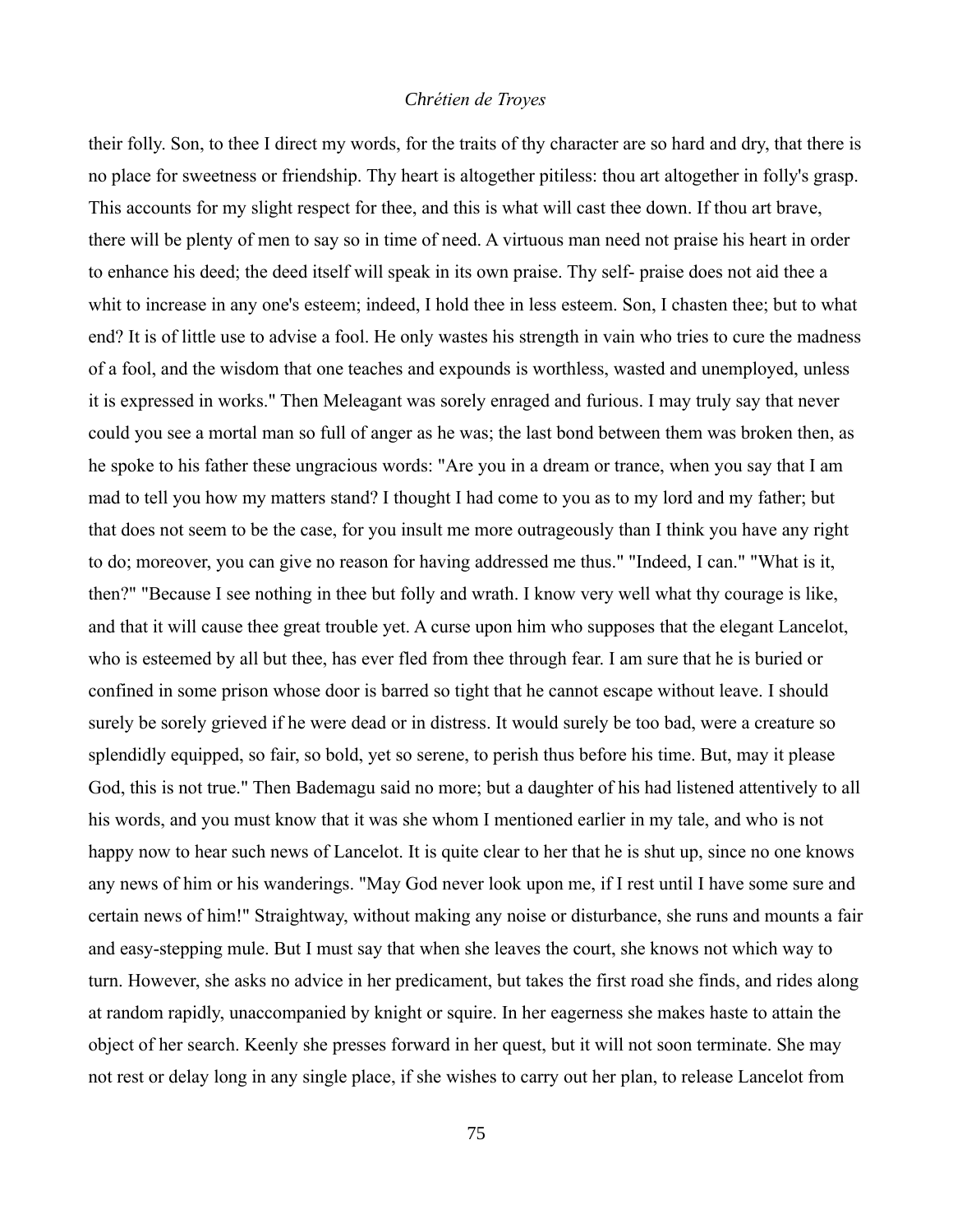their folly. Son, to thee I direct my words, for the traits of thy character are so hard and dry, that there is no place for sweetness or friendship. Thy heart is altogether pitiless: thou art altogether in folly's grasp. This accounts for my slight respect for thee, and this is what will cast thee down. If thou art brave, there will be plenty of men to say so in time of need. A virtuous man need not praise his heart in order to enhance his deed; the deed itself will speak in its own praise. Thy self- praise does not aid thee a whit to increase in any one's esteem; indeed, I hold thee in less esteem. Son, I chasten thee; but to what end? It is of little use to advise a fool. He only wastes his strength in vain who tries to cure the madness of a fool, and the wisdom that one teaches and expounds is worthless, wasted and unemployed, unless it is expressed in works." Then Meleagant was sorely enraged and furious. I may truly say that never could you see a mortal man so full of anger as he was; the last bond between them was broken then, as he spoke to his father these ungracious words: "Are you in a dream or trance, when you say that I am mad to tell you how my matters stand? I thought I had come to you as to my lord and my father; but that does not seem to be the case, for you insult me more outrageously than I think you have any right to do; moreover, you can give no reason for having addressed me thus." "Indeed, I can." "What is it, then?" "Because I see nothing in thee but folly and wrath. I know very well what thy courage is like, and that it will cause thee great trouble yet. A curse upon him who supposes that the elegant Lancelot, who is esteemed by all but thee, has ever fled from thee through fear. I am sure that he is buried or confined in some prison whose door is barred so tight that he cannot escape without leave. I should surely be sorely grieved if he were dead or in distress. It would surely be too bad, were a creature so splendidly equipped, so fair, so bold, yet so serene, to perish thus before his time. But, may it please God, this is not true." Then Bademagu said no more; but a daughter of his had listened attentively to all his words, and you must know that it was she whom I mentioned earlier in my tale, and who is not happy now to hear such news of Lancelot. It is quite clear to her that he is shut up, since no one knows any news of him or his wanderings. "May God never look upon me, if I rest until I have some sure and certain news of him!" Straightway, without making any noise or disturbance, she runs and mounts a fair and easy-stepping mule. But I must say that when she leaves the court, she knows not which way to turn. However, she asks no advice in her predicament, but takes the first road she finds, and rides along at random rapidly, unaccompanied by knight or squire. In her eagerness she makes haste to attain the object of her search. Keenly she presses forward in her quest, but it will not soon terminate. She may not rest or delay long in any single place, if she wishes to carry out her plan, to release Lancelot from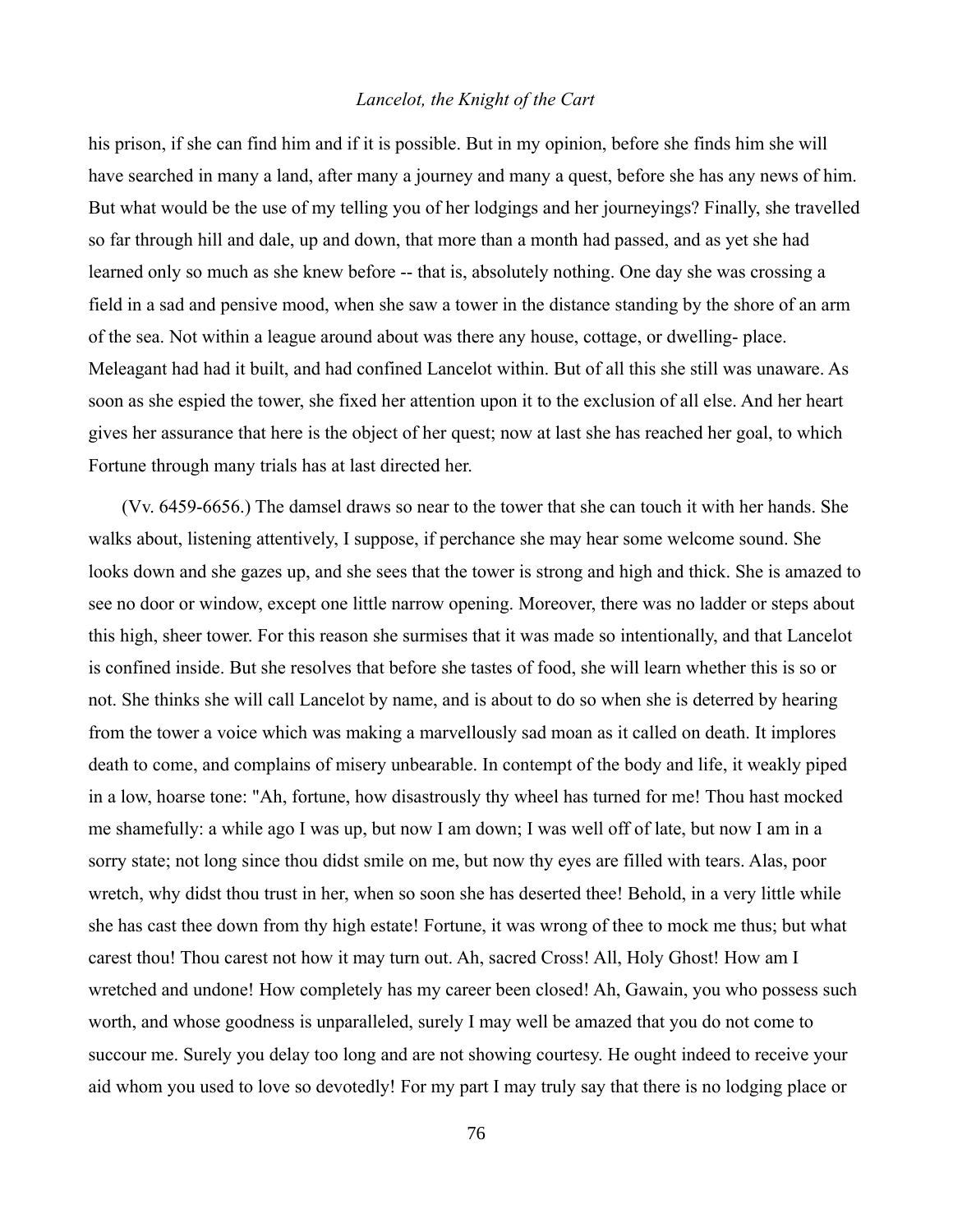his prison, if she can find him and if it is possible. But in my opinion, before she finds him she will have searched in many a land, after many a journey and many a quest, before she has any news of him. But what would be the use of my telling you of her lodgings and her journeyings? Finally, she travelled so far through hill and dale, up and down, that more than a month had passed, and as yet she had learned only so much as she knew before -- that is, absolutely nothing. One day she was crossing a field in a sad and pensive mood, when she saw a tower in the distance standing by the shore of an arm of the sea. Not within a league around about was there any house, cottage, or dwelling- place. Meleagant had had it built, and had confined Lancelot within. But of all this she still was unaware. As soon as she espied the tower, she fixed her attention upon it to the exclusion of all else. And her heart gives her assurance that here is the object of her quest; now at last she has reached her goal, to which Fortune through many trials has at last directed her.

(Vv. 6459-6656.) The damsel draws so near to the tower that she can touch it with her hands. She walks about, listening attentively, I suppose, if perchance she may hear some welcome sound. She looks down and she gazes up, and she sees that the tower is strong and high and thick. She is amazed to see no door or window, except one little narrow opening. Moreover, there was no ladder or steps about this high, sheer tower. For this reason she surmises that it was made so intentionally, and that Lancelot is confined inside. But she resolves that before she tastes of food, she will learn whether this is so or not. She thinks she will call Lancelot by name, and is about to do so when she is deterred by hearing from the tower a voice which was making a marvellously sad moan as it called on death. It implores death to come, and complains of misery unbearable. In contempt of the body and life, it weakly piped in a low, hoarse tone: "Ah, fortune, how disastrously thy wheel has turned for me! Thou hast mocked me shamefully: a while ago I was up, but now I am down; I was well off of late, but now I am in a sorry state; not long since thou didst smile on me, but now thy eyes are filled with tears. Alas, poor wretch, why didst thou trust in her, when so soon she has deserted thee! Behold, in a very little while she has cast thee down from thy high estate! Fortune, it was wrong of thee to mock me thus; but what carest thou! Thou carest not how it may turn out. Ah, sacred Cross! All, Holy Ghost! How am I wretched and undone! How completely has my career been closed! Ah, Gawain, you who possess such worth, and whose goodness is unparalleled, surely I may well be amazed that you do not come to succour me. Surely you delay too long and are not showing courtesy. He ought indeed to receive your aid whom you used to love so devotedly! For my part I may truly say that there is no lodging place or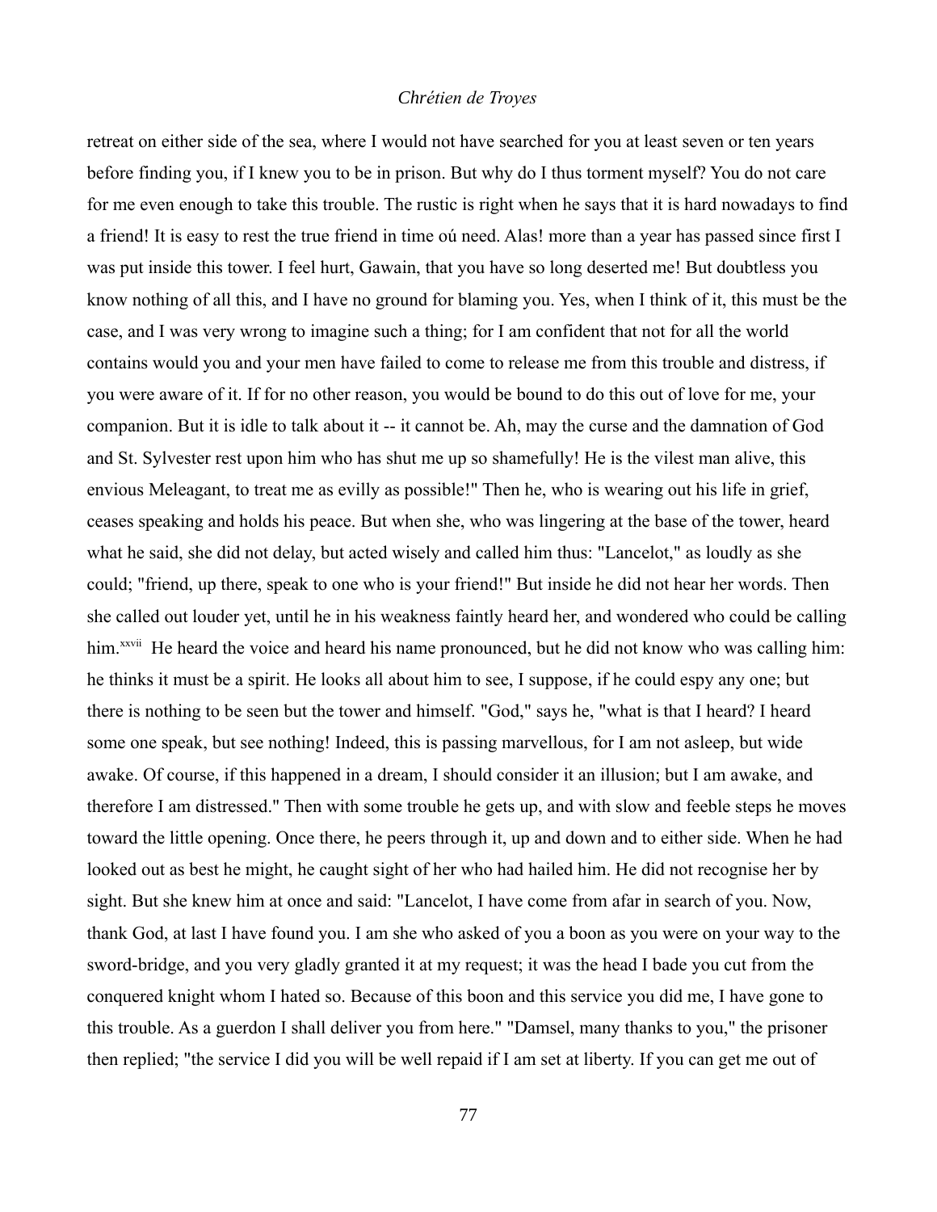retreat on either side of the sea, where I would not have searched for you at least seven or ten years before finding you, if I knew you to be in prison. But why do I thus torment myself? You do not care for me even enough to take this trouble. The rustic is right when he says that it is hard nowadays to find a friend! It is easy to rest the true friend in time oú need. Alas! more than a year has passed since first I was put inside this tower. I feel hurt, Gawain, that you have so long deserted me! But doubtless you know nothing of all this, and I have no ground for blaming you. Yes, when I think of it, this must be the case, and I was very wrong to imagine such a thing; for I am confident that not for all the world contains would you and your men have failed to come to release me from this trouble and distress, if you were aware of it. If for no other reason, you would be bound to do this out of love for me, your companion. But it is idle to talk about it -- it cannot be. Ah, may the curse and the damnation of God and St. Sylvester rest upon him who has shut me up so shamefully! He is the vilest man alive, this envious Meleagant, to treat me as evilly as possible!" Then he, who is wearing out his life in grief, ceases speaking and holds his peace. But when she, who was lingering at the base of the tower, heard what he said, she did not delay, but acted wisely and called him thus: "Lancelot," as loudly as she could; "friend, up there, speak to one who is your friend!" But inside he did not hear her words. Then she called out louder yet, until he in his weakness faintly heard her, and wondered who could be calling him.[xxvii] He heard the voice and heard his name pronounced, but he did not know who was calling him: he thinks it must be a spirit. He looks all about him to see, I suppose, if he could espy any one; but there is nothing to be seen but the tower and himself. "God," says he, "what is that I heard? I heard some one speak, but see nothing! Indeed, this is passing marvellous, for I am not asleep, but wide awake. Of course, if this happened in a dream, I should consider it an illusion; but I am awake, and therefore I am distressed." Then with some trouble he gets up, and with slow and feeble steps he moves toward the little opening. Once there, he peers through it, up and down and to either side. When he had looked out as best he might, he caught sight of her who had hailed him. He did not recognise her by sight. But she knew him at once and said: "Lancelot, I have come from afar in search of you. Now, thank God, at last I have found you. I am she who asked of you a boon as you were on your way to the sword-bridge, and you very gladly granted it at my request; it was the head I bade you cut from the conquered knight whom I hated so. Because of this boon and this service you did me, I have gone to this trouble. As a guerdon I shall deliver you from here." "Damsel, many thanks to you," the prisoner then replied; "the service I did you will be well repaid if I am set at liberty. If you can get me out of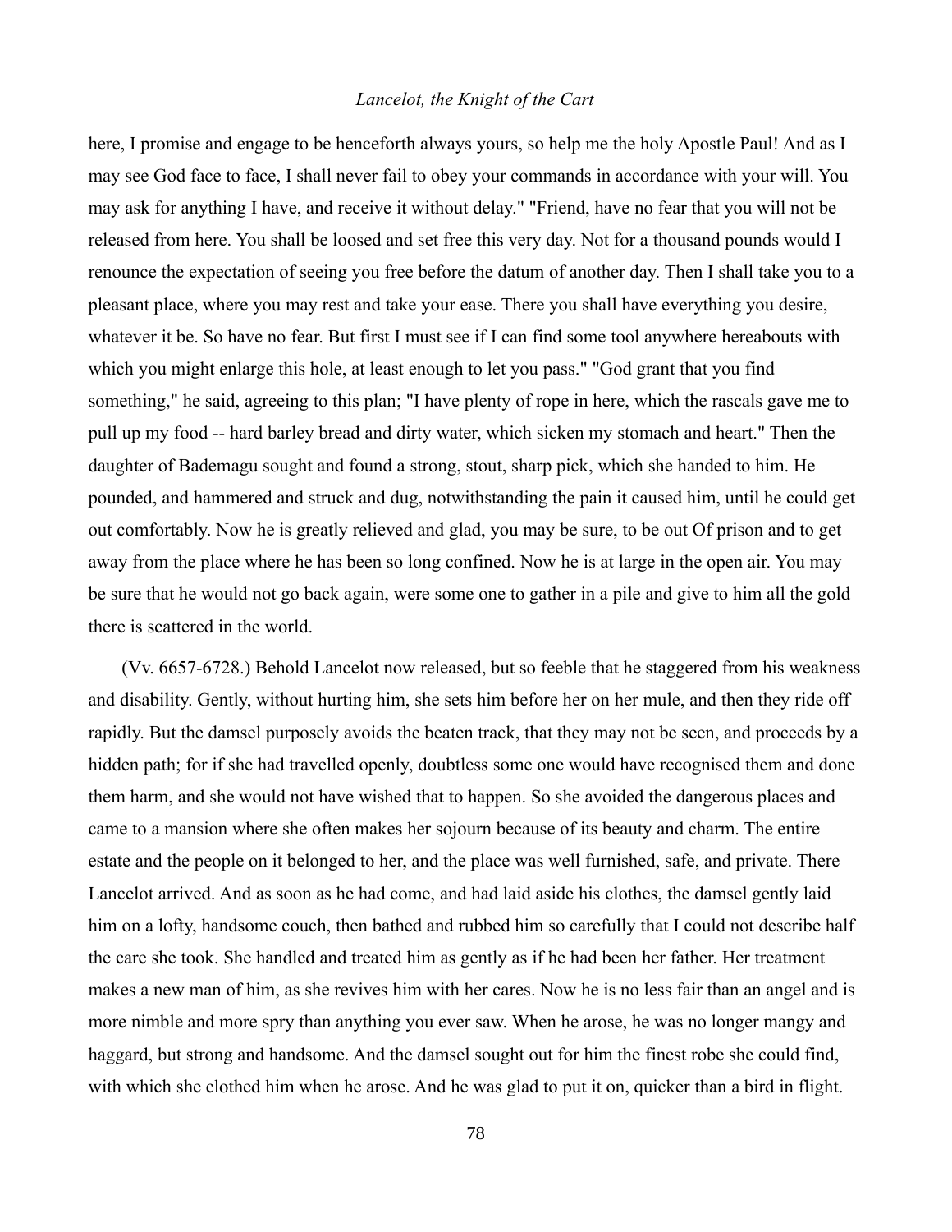here, I promise and engage to be henceforth always yours, so help me the holy Apostle Paul! And as I may see God face to face, I shall never fail to obey your commands in accordance with your will. You may ask for anything I have, and receive it without delay." "Friend, have no fear that you will not be released from here. You shall be loosed and set free this very day. Not for a thousand pounds would I renounce the expectation of seeing you free before the datum of another day. Then I shall take you to a pleasant place, where you may rest and take your ease. There you shall have everything you desire, whatever it be. So have no fear. But first I must see if I can find some tool anywhere hereabouts with which you might enlarge this hole, at least enough to let you pass." "God grant that you find something," he said, agreeing to this plan; "I have plenty of rope in here, which the rascals gave me to pull up my food -- hard barley bread and dirty water, which sicken my stomach and heart." Then the daughter of Bademagu sought and found a strong, stout, sharp pick, which she handed to him. He pounded, and hammered and struck and dug, notwithstanding the pain it caused him, until he could get out comfortably. Now he is greatly relieved and glad, you may be sure, to be out Of prison and to get away from the place where he has been so long confined. Now he is at large in the open air. You may be sure that he would not go back again, were some one to gather in a pile and give to him all the gold there is scattered in the world.

(Vv. 6657-6728.) Behold Lancelot now released, but so feeble that he staggered from his weakness and disability. Gently, without hurting him, she sets him before her on her mule, and then they ride off rapidly. But the damsel purposely avoids the beaten track, that they may not be seen, and proceeds by a hidden path; for if she had travelled openly, doubtless some one would have recognised them and done them harm, and she would not have wished that to happen. So she avoided the dangerous places and came to a mansion where she often makes her sojourn because of its beauty and charm. The entire estate and the people on it belonged to her, and the place was well furnished, safe, and private. There Lancelot arrived. And as soon as he had come, and had laid aside his clothes, the damsel gently laid him on a lofty, handsome couch, then bathed and rubbed him so carefully that I could not describe half the care she took. She handled and treated him as gently as if he had been her father. Her treatment makes a new man of him, as she revives him with her cares. Now he is no less fair than an angel and is more nimble and more spry than anything you ever saw. When he arose, he was no longer mangy and haggard, but strong and handsome. And the damsel sought out for him the finest robe she could find, with which she clothed him when he arose. And he was glad to put it on, quicker than a bird in flight.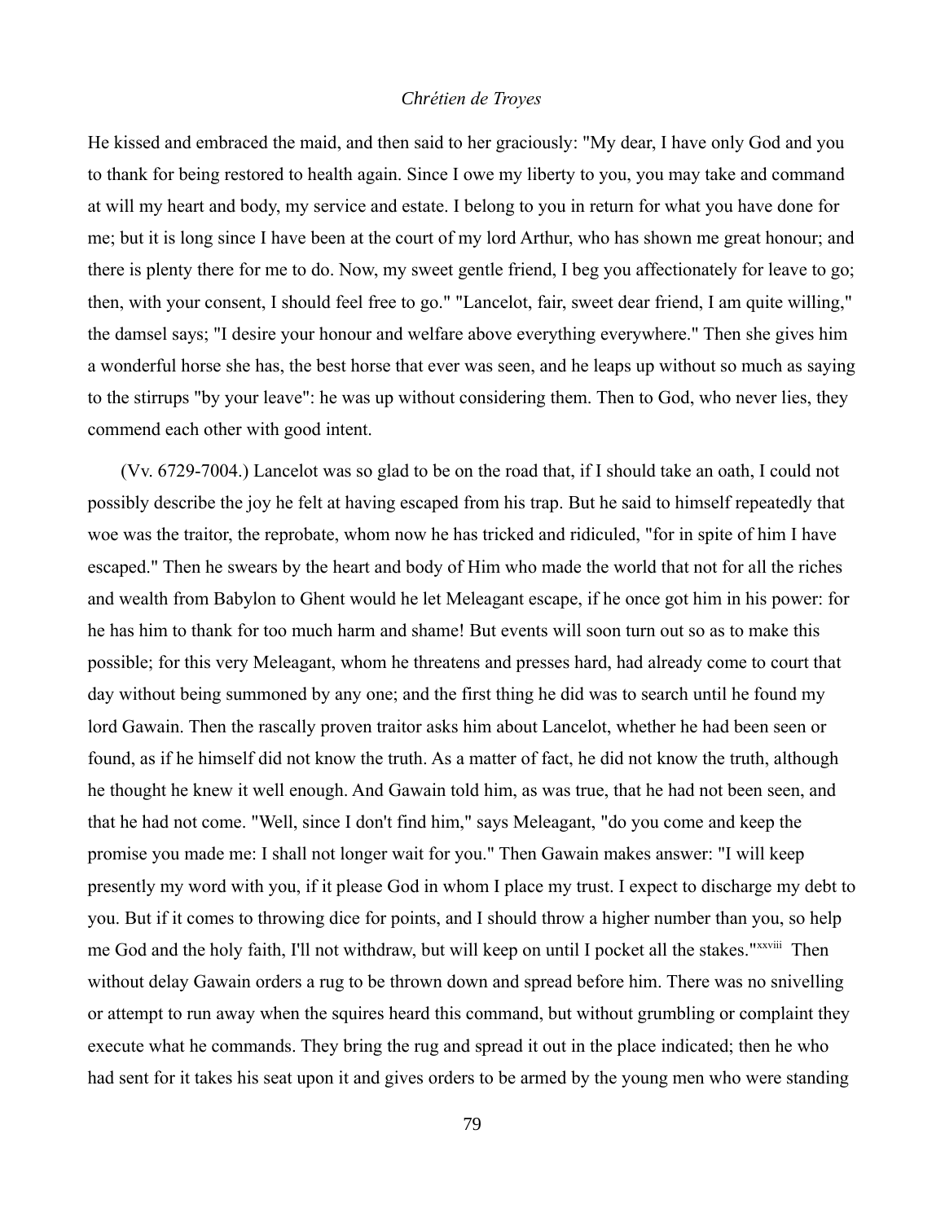He kissed and embraced the maid, and then said to her graciously: "My dear, I have only God and you to thank for being restored to health again. Since I owe my liberty to you, you may take and command at will my heart and body, my service and estate. I belong to you in return for what you have done for me; but it is long since I have been at the court of my lord Arthur, who has shown me great honour; and there is plenty there for me to do. Now, my sweet gentle friend, I beg you affectionately for leave to go; then, with your consent, I should feel free to go." "Lancelot, fair, sweet dear friend, I am quite willing," the damsel says; "I desire your honour and welfare above everything everywhere." Then she gives him a wonderful horse she has, the best horse that ever was seen, and he leaps up without so much as saying to the stirrups "by your leave": he was up without considering them. Then to God, who never lies, they commend each other with good intent.

(Vv. 6729-7004.) Lancelot was so glad to be on the road that, if I should take an oath, I could not possibly describe the joy he felt at having escaped from his trap. But he said to himself repeatedly that woe was the traitor, the reprobate, whom now he has tricked and ridiculed, "for in spite of him I have escaped." Then he swears by the heart and body of Him who made the world that not for all the riches and wealth from Babylon to Ghent would he let Meleagant escape, if he once got him in his power: for he has him to thank for too much harm and shame! But events will soon turn out so as to make this possible; for this very Meleagant, whom he threatens and presses hard, had already come to court that day without being summoned by any one; and the first thing he did was to search until he found my lord Gawain. Then the rascally proven traitor asks him about Lancelot, whether he had been seen or found, as if he himself did not know the truth. As a matter of fact, he did not know the truth, although he thought he knew it well enough. And Gawain told him, as was true, that he had not been seen, and that he had not come. "Well, since I don't find him," says Meleagant, "do you come and keep the promise you made me: I shall not longer wait for you." Then Gawain makes answer: "I will keep presently my word with you, if it please God in whom I place my trust. I expect to discharge my debt to you. But if it comes to throwing dice for points, and I should throw a higher number than you, so help me God and the holy faith, I'll not withdraw, but will keep on until I pocket all the stakes."[xxviii] Then without delay Gawain orders a rug to be thrown down and spread before him. There was no snivelling or attempt to run away when the squires heard this command, but without grumbling or complaint they execute what he commands. They bring the rug and spread it out in the place indicated; then he who had sent for it takes his seat upon it and gives orders to be armed by the young men who were standing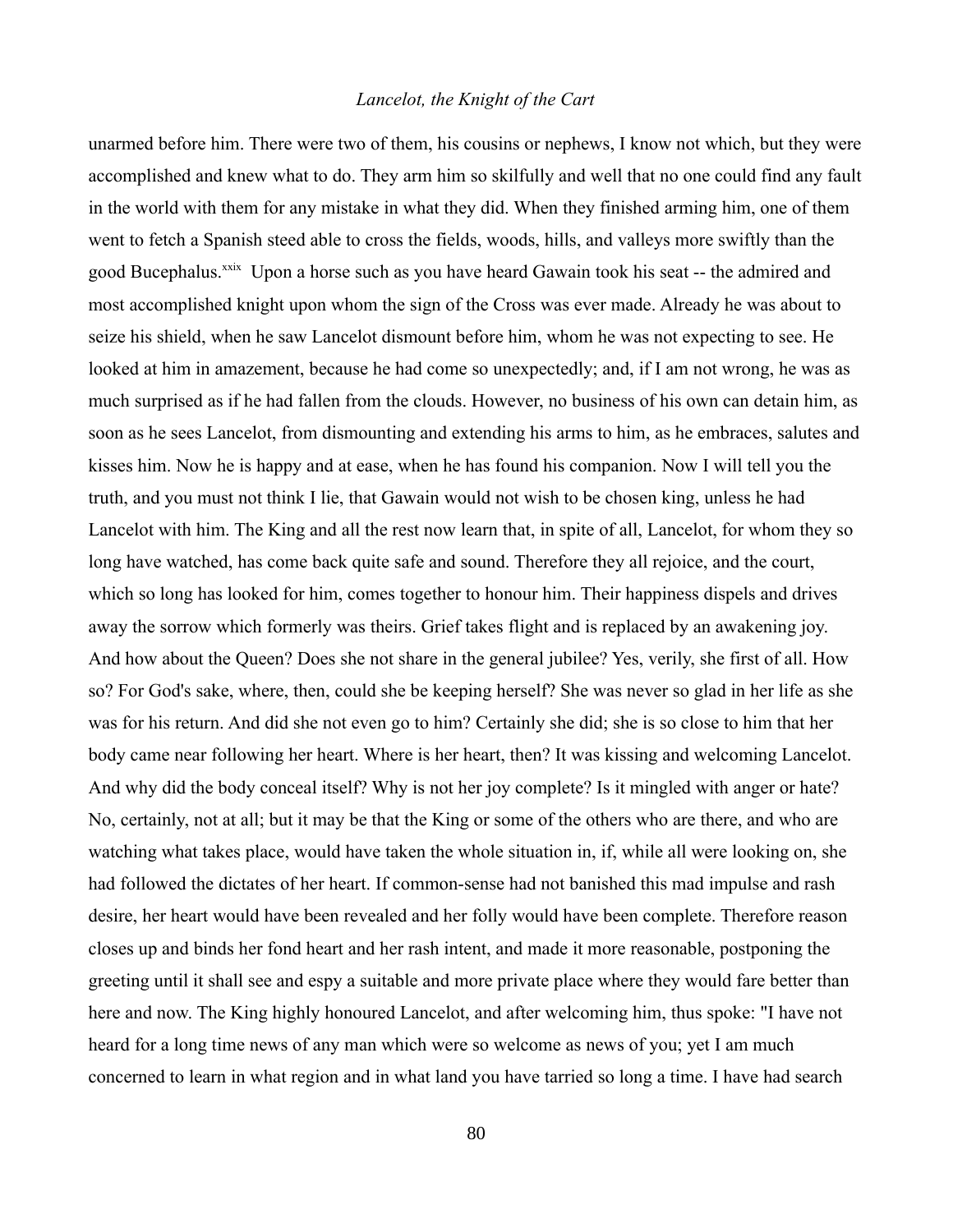unarmed before him. There were two of them, his cousins or nephews, I know not which, but they were accomplished and knew what to do. They arm him so skilfully and well that no one could find any fault in the world with them for any mistake in what they did. When they finished arming him, one of them went to fetch a Spanish steed able to cross the fields, woods, hills, and valleys more swiftly than the good Bucephalus.[xxix] Upon a horse such as you have heard Gawain took his seat -- the admired and most accomplished knight upon whom the sign of the Cross was ever made. Already he was about to seize his shield, when he saw Lancelot dismount before him, whom he was not expecting to see. He looked at him in amazement, because he had come so unexpectedly; and, if I am not wrong, he was as much surprised as if he had fallen from the clouds. However, no business of his own can detain him, as soon as he sees Lancelot, from dismounting and extending his arms to him, as he embraces, salutes and kisses him. Now he is happy and at ease, when he has found his companion. Now I will tell you the truth, and you must not think I lie, that Gawain would not wish to be chosen king, unless he had Lancelot with him. The King and all the rest now learn that, in spite of all, Lancelot, for whom they so long have watched, has come back quite safe and sound. Therefore they all rejoice, and the court, which so long has looked for him, comes together to honour him. Their happiness dispels and drives away the sorrow which formerly was theirs. Grief takes flight and is replaced by an awakening joy. And how about the Queen? Does she not share in the general jubilee? Yes, verily, she first of all. How so? For God's sake, where, then, could she be keeping herself? She was never so glad in her life as she was for his return. And did she not even go to him? Certainly she did; she is so close to him that her body came near following her heart. Where is her heart, then? It was kissing and welcoming Lancelot. And why did the body conceal itself? Why is not her joy complete? Is it mingled with anger or hate? No, certainly, not at all; but it may be that the King or some of the others who are there, and who are watching what takes place, would have taken the whole situation in, if, while all were looking on, she had followed the dictates of her heart. If common-sense had not banished this mad impulse and rash desire, her heart would have been revealed and her folly would have been complete. Therefore reason closes up and binds her fond heart and her rash intent, and made it more reasonable, postponing the greeting until it shall see and espy a suitable and more private place where they would fare better than here and now. The King highly honoured Lancelot, and after welcoming him, thus spoke: "I have not heard for a long time news of any man which were so welcome as news of you; yet I am much concerned to learn in what region and in what land you have tarried so long a time. I have had search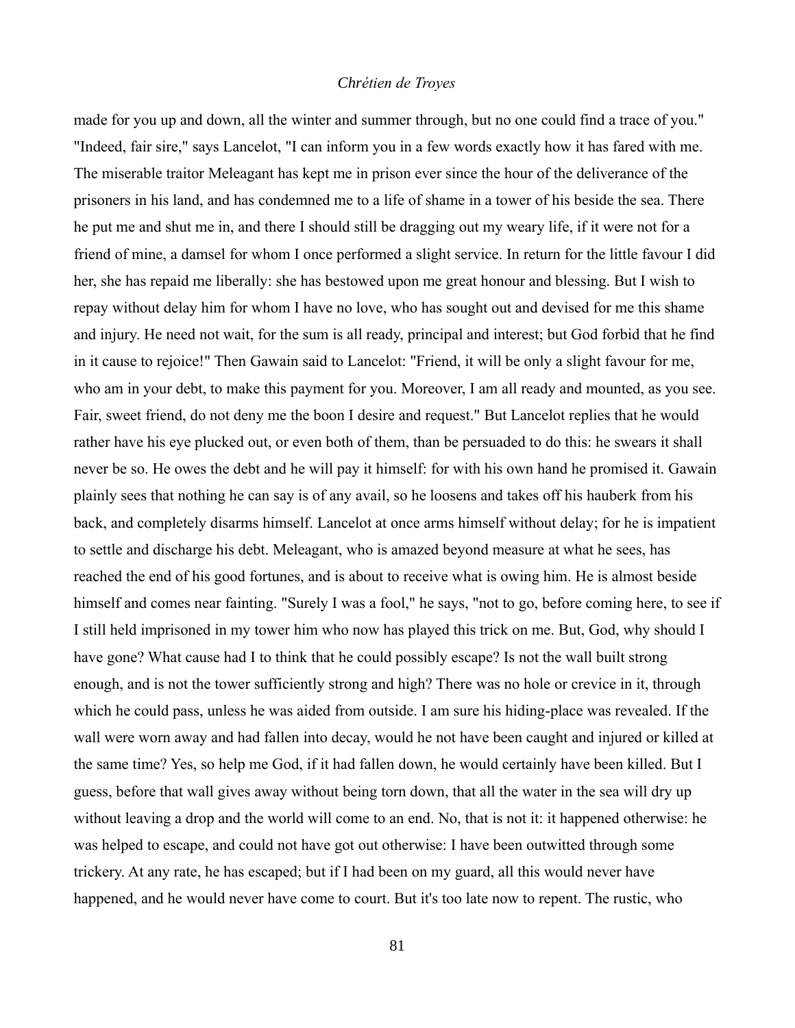made for you up and down, all the winter and summer through, but no one could find a trace of you." "Indeed, fair sire," says Lancelot, "I can inform you in a few words exactly how it has fared with me. The miserable traitor Meleagant has kept me in prison ever since the hour of the deliverance of the prisoners in his land, and has condemned me to a life of shame in a tower of his beside the sea. There he put me and shut me in, and there I should still be dragging out my weary life, if it were not for a friend of mine, a damsel for whom I once performed a slight service. In return for the little favour I did her, she has repaid me liberally: she has bestowed upon me great honour and blessing. But I wish to repay without delay him for whom I have no love, who has sought out and devised for me this shame and injury. He need not wait, for the sum is all ready, principal and interest; but God forbid that he find in it cause to rejoice!" Then Gawain said to Lancelot: "Friend, it will be only a slight favour for me, who am in your debt, to make this payment for you. Moreover, I am all ready and mounted, as you see. Fair, sweet friend, do not deny me the boon I desire and request." But Lancelot replies that he would rather have his eye plucked out, or even both of them, than be persuaded to do this: he swears it shall never be so. He owes the debt and he will pay it himself: for with his own hand he promised it. Gawain plainly sees that nothing he can say is of any avail, so he loosens and takes off his hauberk from his back, and completely disarms himself. Lancelot at once arms himself without delay; for he is impatient to settle and discharge his debt. Meleagant, who is amazed beyond measure at what he sees, has reached the end of his good fortunes, and is about to receive what is owing him. He is almost beside himself and comes near fainting. "Surely I was a fool," he says, "not to go, before coming here, to see if I still held imprisoned in my tower him who now has played this trick on me. But, God, why should I have gone? What cause had I to think that he could possibly escape? Is not the wall built strong enough, and is not the tower sufficiently strong and high? There was no hole or crevice in it, through which he could pass, unless he was aided from outside. I am sure his hiding-place was revealed. If the wall were worn away and had fallen into decay, would he not have been caught and injured or killed at the same time? Yes, so help me God, if it had fallen down, he would certainly have been killed. But I guess, before that wall gives away without being torn down, that all the water in the sea will dry up without leaving a drop and the world will come to an end. No, that is not it: it happened otherwise: he was helped to escape, and could not have got out otherwise: I have been outwitted through some trickery. At any rate, he has escaped; but if I had been on my guard, all this would never have happened, and he would never have come to court. But it's too late now to repent. The rustic, who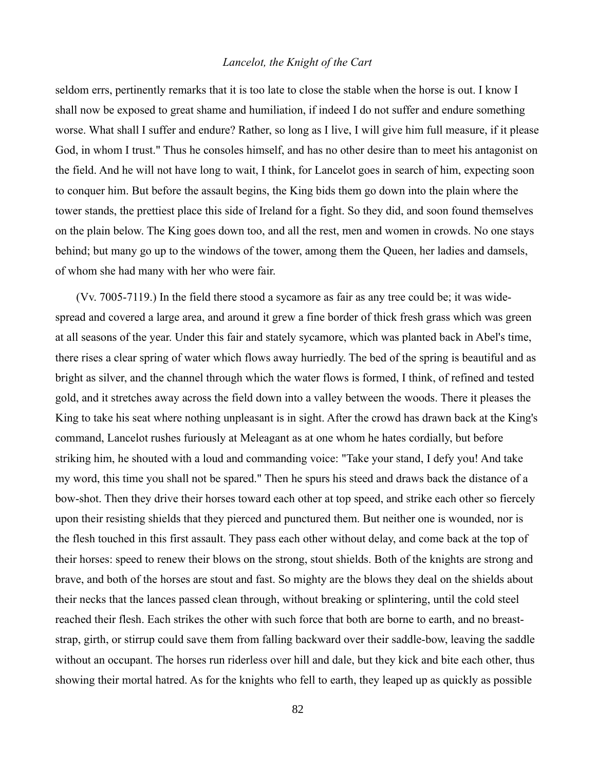seldom errs, pertinently remarks that it is too late to close the stable when the horse is out. I know I shall now be exposed to great shame and humiliation, if indeed I do not suffer and endure something worse. What shall I suffer and endure? Rather, so long as I live, I will give him full measure, if it please God, in whom I trust." Thus he consoles himself, and has no other desire than to meet his antagonist on the field. And he will not have long to wait, I think, for Lancelot goes in search of him, expecting soon to conquer him. But before the assault begins, the King bids them go down into the plain where the tower stands, the prettiest place this side of Ireland for a fight. So they did, and soon found themselves on the plain below. The King goes down too, and all the rest, men and women in crowds. No one stays behind; but many go up to the windows of the tower, among them the Queen, her ladies and damsels, of whom she had many with her who were fair.

(Vv. 7005-7119.) In the field there stood a sycamore as fair as any tree could be; it was wide-spread and covered a large area, and around it grew a fine border of thick fresh grass which was green at all seasons of the year. Under this fair and stately sycamore, which was planted back in Abel's time, there rises a clear spring of water which flows away hurriedly. The bed of the spring is beautiful and as bright as silver, and the channel through which the water flows is formed, I think, of refined and tested gold, and it stretches away across the field down into a valley between the woods. There it pleases the King to take his seat where nothing unpleasant is in sight. After the crowd has drawn back at the King's command, Lancelot rushes furiously at Meleagant as at one whom he hates cordially, but before striking him, he shouted with a loud and commanding voice: "Take your stand, I defy you! And take my word, this time you shall not be spared." Then he spurs his steed and draws back the distance of a bow-shot. Then they drive their horses toward each other at top speed, and strike each other so fiercely upon their resisting shields that they pierced and punctured them. But neither one is wounded, nor is the flesh touched in this first assault. They pass each other without delay, and come back at the top of their horses: speed to renew their blows on the strong, stout shields. Both of the knights are strong and brave, and both of the horses are stout and fast. So mighty are the blows they deal on the shields about their necks that the lances passed clean through, without breaking or splintering, until the cold steel reached their flesh. Each strikes the other with such force that both are borne to earth, and no breast-strap, girth, or stirrup could save them from falling backward over their saddle-bow, leaving the saddle without an occupant. The horses run riderless over hill and dale, but they kick and bite each other, thus showing their mortal hatred. As for the knights who fell to earth, they leaped up as quickly as possible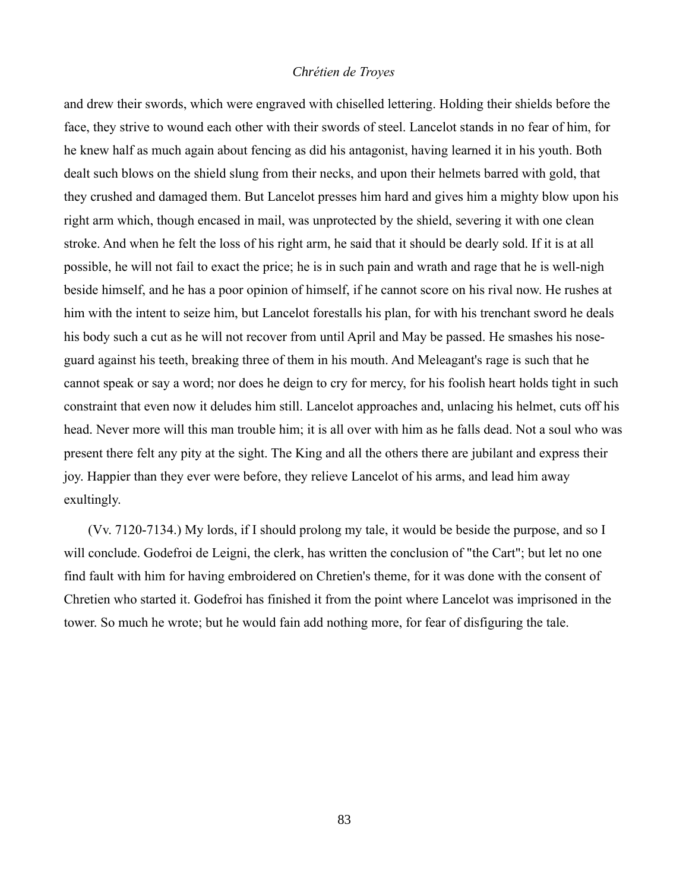and drew their swords, which were engraved with chiselled lettering. Holding their shields before the face, they strive to wound each other with their swords of steel. Lancelot stands in no fear of him, for he knew half as much again about fencing as did his antagonist, having learned it in his youth. Both dealt such blows on the shield slung from their necks, and upon their helmets barred with gold, that they crushed and damaged them. But Lancelot presses him hard and gives him a mighty blow upon his right arm which, though encased in mail, was unprotected by the shield, severing it with one clean stroke. And when he felt the loss of his right arm, he said that it should be dearly sold. If it is at all possible, he will not fail to exact the price; he is in such pain and wrath and rage that he is well-nigh beside himself, and he has a poor opinion of himself, if he cannot score on his rival now. He rushes at him with the intent to seize him, but Lancelot forestalls his plan, for with his trenchant sword he deals his body such a cut as he will not recover from until April and May be passed. He smashes his nose-guard against his teeth, breaking three of them in his mouth. And Meleagant's rage is such that he cannot speak or say a word; nor does he deign to cry for mercy, for his foolish heart holds tight in such constraint that even now it deludes him still. Lancelot approaches and, unlacing his helmet, cuts off his head. Never more will this man trouble him; it is all over with him as he falls dead. Not a soul who was present there felt any pity at the sight. The King and all the others there are jubilant and express their joy. Happier than they ever were before, they relieve Lancelot of his arms, and lead him away exultingly.

(Vv. 7120-7134.) My lords, if I should prolong my tale, it would be beside the purpose, and so I will conclude. Godefroi de Leigni, the clerk, has written the conclusion of "the Cart"; but let no one find fault with him for having embroidered on Chretien's theme, for it was done with the consent of Chretien who started it. Godefroi has finished it from the point where Lancelot was imprisoned in the tower. So much he wrote; but he would fain add nothing more, for fear of disfiguring the tale.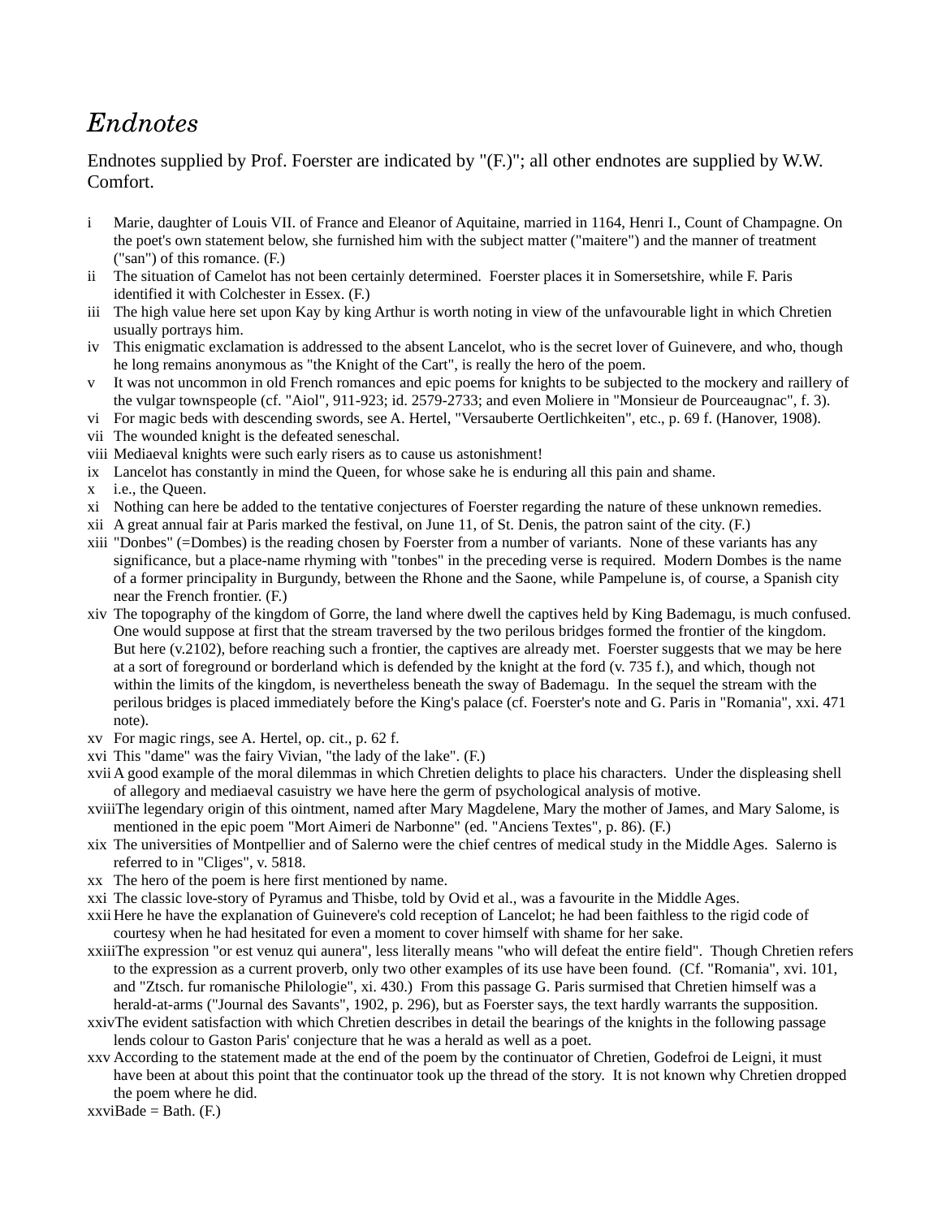# *Endnotes*

Endnotes supplied by Prof. Foerster are indicated by "(F.)"; all other endnotes are supplied by W.W. Comfort.

- i Marie, daughter of Louis VII. of France and Eleanor of Aquitaine, married in 1164, Henri I., Count of Champagne. On the poet's own statement below, she furnished him with the subject matter ("maitere") and the manner of treatment ("san") of this romance. (F.)
- ii The situation of Camelot has not been certainly determined. Foerster places it in Somersetshire, while F. Paris identified it with Colchester in Essex. (F.)
- iii The high value here set upon Kay by king Arthur is worth noting in view of the unfavourable light in which Chretien usually portrays him.
- iv This enigmatic exclamation is addressed to the absent Lancelot, who is the secret lover of Guinevere, and who, though he long remains anonymous as "the Knight of the Cart", is really the hero of the poem.
- v It was not uncommon in old French romances and epic poems for knights to be subjected to the mockery and raillery of the vulgar townspeople (cf. "Aiol", 911-923; id. 2579-2733; and even Moliere in "Monsieur de Pourceaugnac", f. 3).
- vi For magic beds with descending swords, see A. Hertel, "Versauberte Oertlichkeiten", etc., p. 69 f. (Hanover, 1908).
- vii The wounded knight is the defeated seneschal.
- viii Mediaeval knights were such early risers as to cause us astonishment!
- ix Lancelot has constantly in mind the Queen, for whose sake he is enduring all this pain and shame.
- x i.e., the Queen.
- xi Nothing can here be added to the tentative conjectures of Foerster regarding the nature of these unknown remedies.
- xii A great annual fair at Paris marked the festival, on June 11, of St. Denis, the patron saint of the city. (F.)
- xiii "Donbes" (=Dombes) is the reading chosen by Foerster from a number of variants. None of these variants has any significance, but a place-name rhyming with "tonbes" in the preceding verse is required. Modern Dombes is the name of a former principality in Burgundy, between the Rhone and the Saone, while Pampelune is, of course, a Spanish city near the French frontier. (F.)
- xiv The topography of the kingdom of Gorre, the land where dwell the captives held by King Bademagu, is much confused. One would suppose at first that the stream traversed by the two perilous bridges formed the frontier of the kingdom. But here (v.2102), before reaching such a frontier, the captives are already met. Foerster suggests that we may be here at a sort of foreground or borderland which is defended by the knight at the ford (v. 735 f.), and which, though not within the limits of the kingdom, is nevertheless beneath the sway of Bademagu. In the sequel the stream with the perilous bridges is placed immediately before the King's palace (cf. Foerster's note and G. Paris in "Romania", xxi. 471 note).
- xv For magic rings, see A. Hertel, op. cit., p. 62 f.
- xvi This "dame" was the fairy Vivian, "the lady of the lake". (F.)
- xvii A good example of the moral dilemmas in which Chretien delights to place his characters. Under the displeasing shell of allegory and mediaeval casuistry we have here the germ of psychological analysis of motive.
- xviii The legendary origin of this ointment, named after Mary Magdelene, Mary the mother of James, and Mary Salome, is mentioned in the epic poem "Mort Aimeri de Narbonne" (ed. "Anciens Textes", p. 86). (F.)
- xix The universities of Montpellier and of Salerno were the chief centres of medical study in the Middle Ages. Salerno is referred to in "Cliges", v. 5818.
- xx The hero of the poem is here first mentioned by name.
- xxi The classic love-story of Pyramus and Thisbe, told by Ovid et al., was a favourite in the Middle Ages.
- xxii Here he have the explanation of Guinevere's cold reception of Lancelot; he had been faithless to the rigid code of courtesy when he had hesitated for even a moment to cover himself with shame for her sake.
- xxiii The expression "or est venuz qui aunera", less literally means "who will defeat the entire field". Though Chretien refers to the expression as a current proverb, only two other examples of its use have been found. (Cf. "Romania", xvi. 101, and "Ztsch. fur romanische Philologie", xi. 430.) From this passage G. Paris surmised that Chretien himself was a herald-at-arms ("Journal des Savants", 1902, p. 296), but as Foerster says, the text hardly warrants the supposition.
- xxiv The evident satisfaction with which Chretien describes in detail the bearings of the knights in the following passage lends colour to Gaston Paris' conjecture that he was a herald as well as a poet.
- xxv According to the statement made at the end of the poem by the continuator of Chretien, Godefroi de Leigni, it must have been at about this point that the continuator took up the thread of the story. It is not known why Chretien dropped the poem where he did.
- xxvi Bade = Bath. (F.)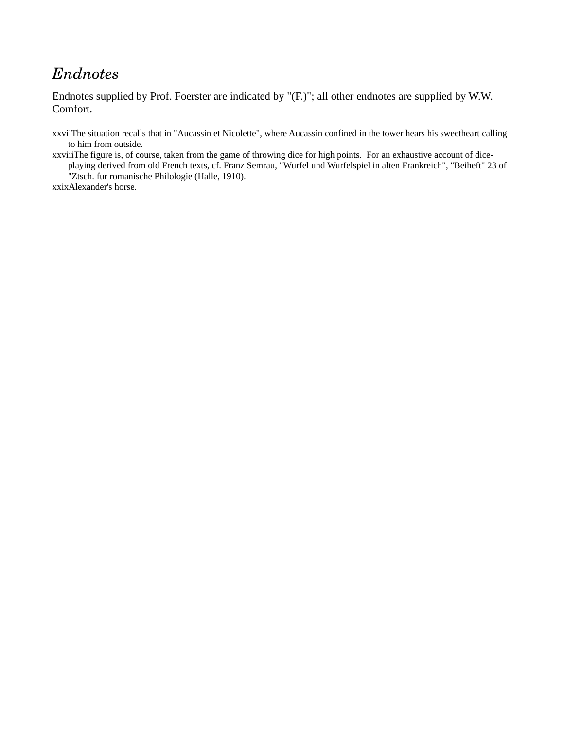# *Endnotes*

Endnotes supplied by Prof. Foerster are indicated by "(F.)"; all other endnotes are supplied by W.W. Comfort.

xxviiThe situation recalls that in "Aucassin et Nicolette", where Aucassin confined in the tower hears his sweetheart calling to him from outside.

xxviiiThe figure is, of course, taken from the game of throwing dice for high points. For an exhaustive account of dice-playing derived from old French texts, cf. Franz Semrau, "Wurfel und Wurfelspiel in alten Frankreich", "Beiheft" 23 of "Ztsch. fur romanische Philologie (Halle, 1910).

xxixAlexander's horse.